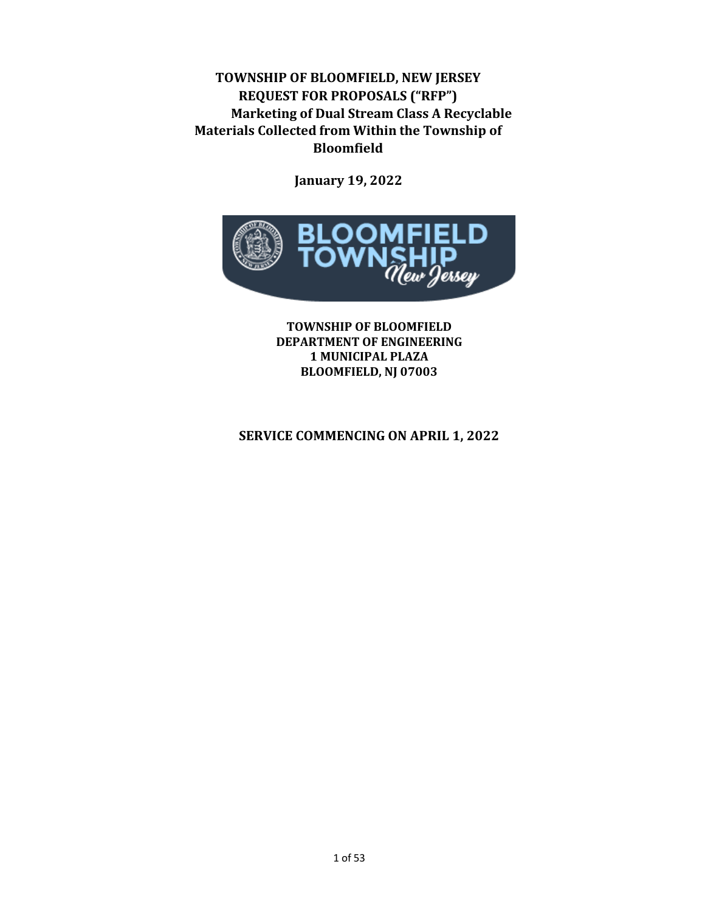# TOWNSHIP OF BLOOMFIELD, NEW JERSEY
# REQUEST FOR PROPOSALS ("RFP")
# Marketing of Dual Stream Class A Recyclable Materials Collected from Within the Township of Bloomfield

**January 19, 2022**

**TOWNSHIP OF BLOOMFIELD**
**DEPARTMENT OF ENGINEERING**
**1 MUNICIPAL PLAZA**
**BLOOMFIELD, NJ 07003**

**SERVICE COMMENCING ON APRIL 1, 2022**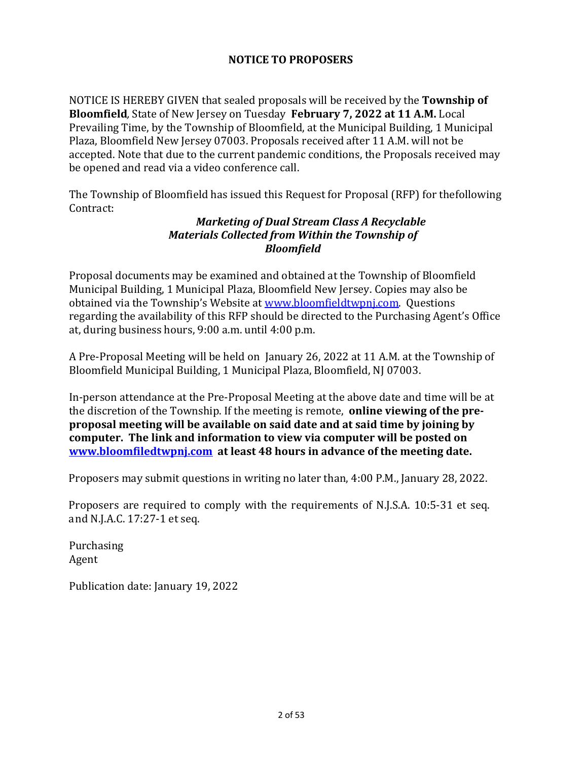## NOTICE TO PROPOSERS

NOTICE IS HEREBY GIVEN that sealed proposals will be received by the **Township of Bloomfield**, State of New Jersey on Tuesday **February 7, 2022 at 11 A.M.** Local Prevailing Time, by the Township of Bloomfield, at the Municipal Building, 1 Municipal Plaza, Bloomfield New Jersey 07003. Proposals received after 11 A.M. will not be accepted. Note that due to the current pandemic conditions, the Proposals received may be opened and read via a video conference call.

The Township of Bloomfield has issued this Request for Proposal (RFP) for thefollowing Contract:

***Marketing of Dual Stream Class A Recyclable Materials Collected from Within the Township of Bloomfield***

Proposal documents may be examined and obtained at the Township of Bloomfield Municipal Building, 1 Municipal Plaza, Bloomfield New Jersey. Copies may also be obtained via the Township's Website at [www.bloomfieldtwpnj.com](www.bloomfieldtwpnj.com). Questions regarding the availability of this RFP should be directed to the Purchasing Agent's Office at, during business hours, 9:00 a.m. until 4:00 p.m.

A Pre-Proposal Meeting will be held on January 26, 2022 at 11 A.M. at the Township of Bloomfield Municipal Building, 1 Municipal Plaza, Bloomfield, NJ 07003.

In-person attendance at the Pre-Proposal Meeting at the above date and time will be at the discretion of the Township. If the meeting is remote, **online viewing of the pre-proposal meeting will be available on said date and at said time by joining by computer. The link and information to view via computer will be posted on [www.bloomfiledtwpnj.com](www.bloomfiledtwpnj.com) at least 48 hours in advance of the meeting date.**

Proposers may submit questions in writing no later than, 4:00 P.M., January 28, 2022.

Proposers are required to comply with the requirements of N.J.S.A. 10:5-31 et seq. and N.J.A.C. 17:27-1 et seq.

Purchasing
Agent

Publication date: January 19, 2022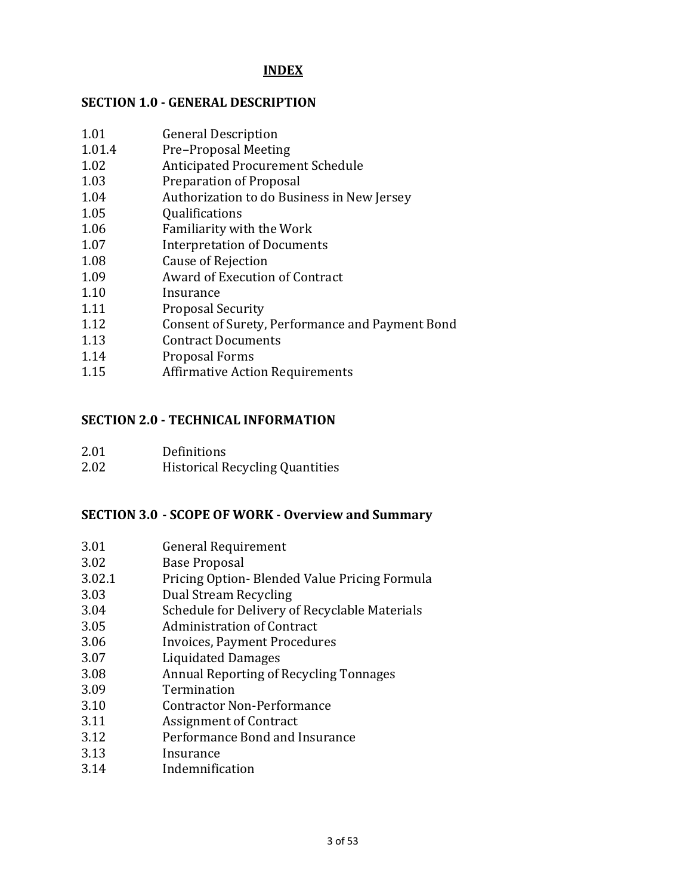# INDEX

## SECTION 1.0 - GENERAL DESCRIPTION

| | |
|---|---|
| 1.01 | General Description |
| 1.01.4 | Pre–Proposal Meeting |
| 1.02 | Anticipated Procurement Schedule |
| 1.03 | Preparation of Proposal |
| 1.04 | Authorization to do Business in New Jersey |
| 1.05 | Qualifications |
| 1.06 | Familiarity with the Work |
| 1.07 | Interpretation of Documents |
| 1.08 | Cause of Rejection |
| 1.09 | Award of Execution of Contract |
| 1.10 | Insurance |
| 1.11 | Proposal Security |
| 1.12 | Consent of Surety, Performance and Payment Bond |
| 1.13 | Contract Documents |
| 1.14 | Proposal Forms |
| 1.15 | Affirmative Action Requirements |

## SECTION 2.0 - TECHNICAL INFORMATION

| | |
|---|---|
| 2.01 | Definitions |
| 2.02 | Historical Recycling Quantities |

## SECTION 3.0 - SCOPE OF WORK - Overview and Summary

| | |
|---|---|
| 3.01 | General Requirement |
| 3.02 | Base Proposal |
| 3.02.1 | Pricing Option- Blended Value Pricing Formula |
| 3.03 | Dual Stream Recycling |
| 3.04 | Schedule for Delivery of Recyclable Materials |
| 3.05 | Administration of Contract |
| 3.06 | Invoices, Payment Procedures |
| 3.07 | Liquidated Damages |
| 3.08 | Annual Reporting of Recycling Tonnages |
| 3.09 | Termination |
| 3.10 | Contractor Non-Performance |
| 3.11 | Assignment of Contract |
| 3.12 | Performance Bond and Insurance |
| 3.13 | Insurance |
| 3.14 | Indemnification |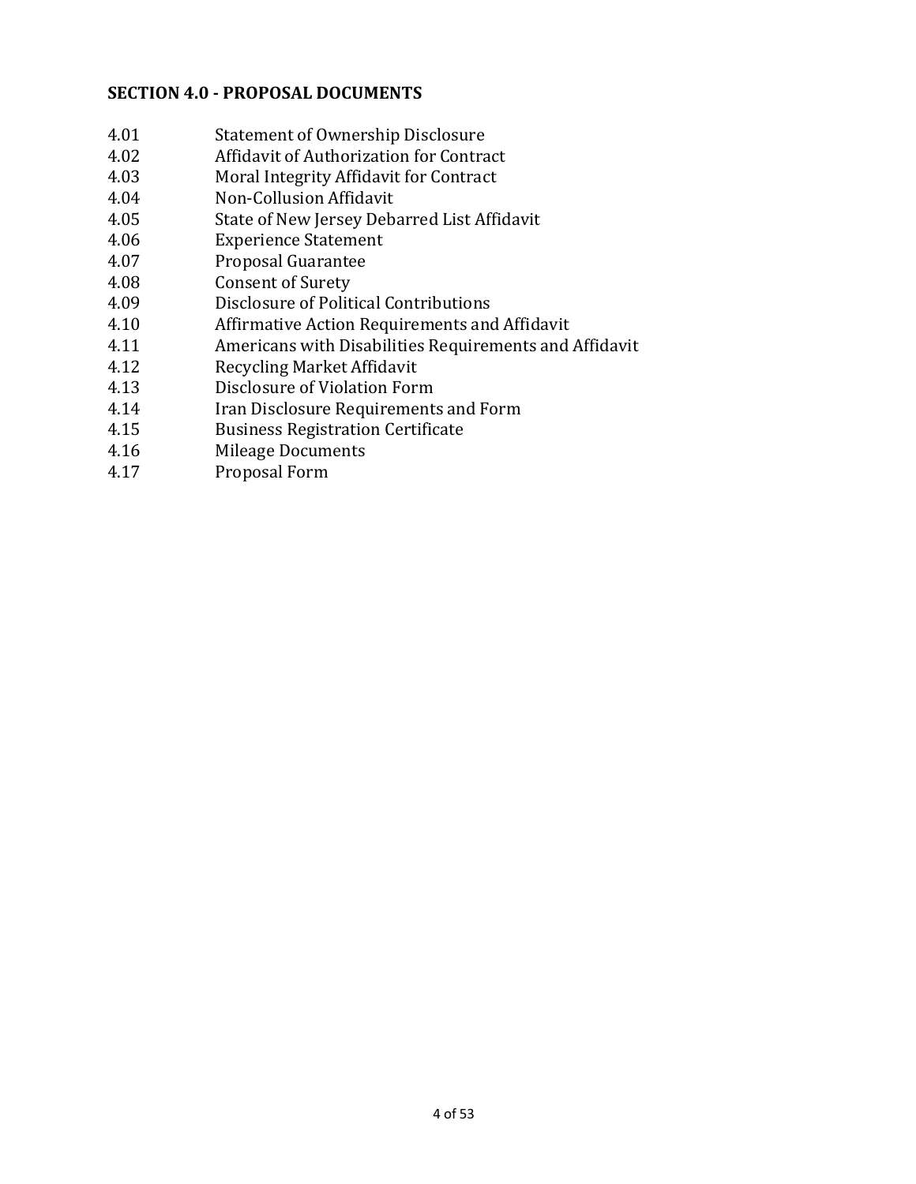## SECTION 4.0 - PROPOSAL DOCUMENTS

4.01 Statement of Ownership Disclosure
4.02 Affidavit of Authorization for Contract
4.03 Moral Integrity Affidavit for Contract
4.04 Non-Collusion Affidavit
4.05 State of New Jersey Debarred List Affidavit
4.06 Experience Statement
4.07 Proposal Guarantee
4.08 Consent of Surety
4.09 Disclosure of Political Contributions
4.10 Affirmative Action Requirements and Affidavit
4.11 Americans with Disabilities Requirements and Affidavit
4.12 Recycling Market Affidavit
4.13 Disclosure of Violation Form
4.14 Iran Disclosure Requirements and Form
4.15 Business Registration Certificate
4.16 Mileage Documents
4.17 Proposal Form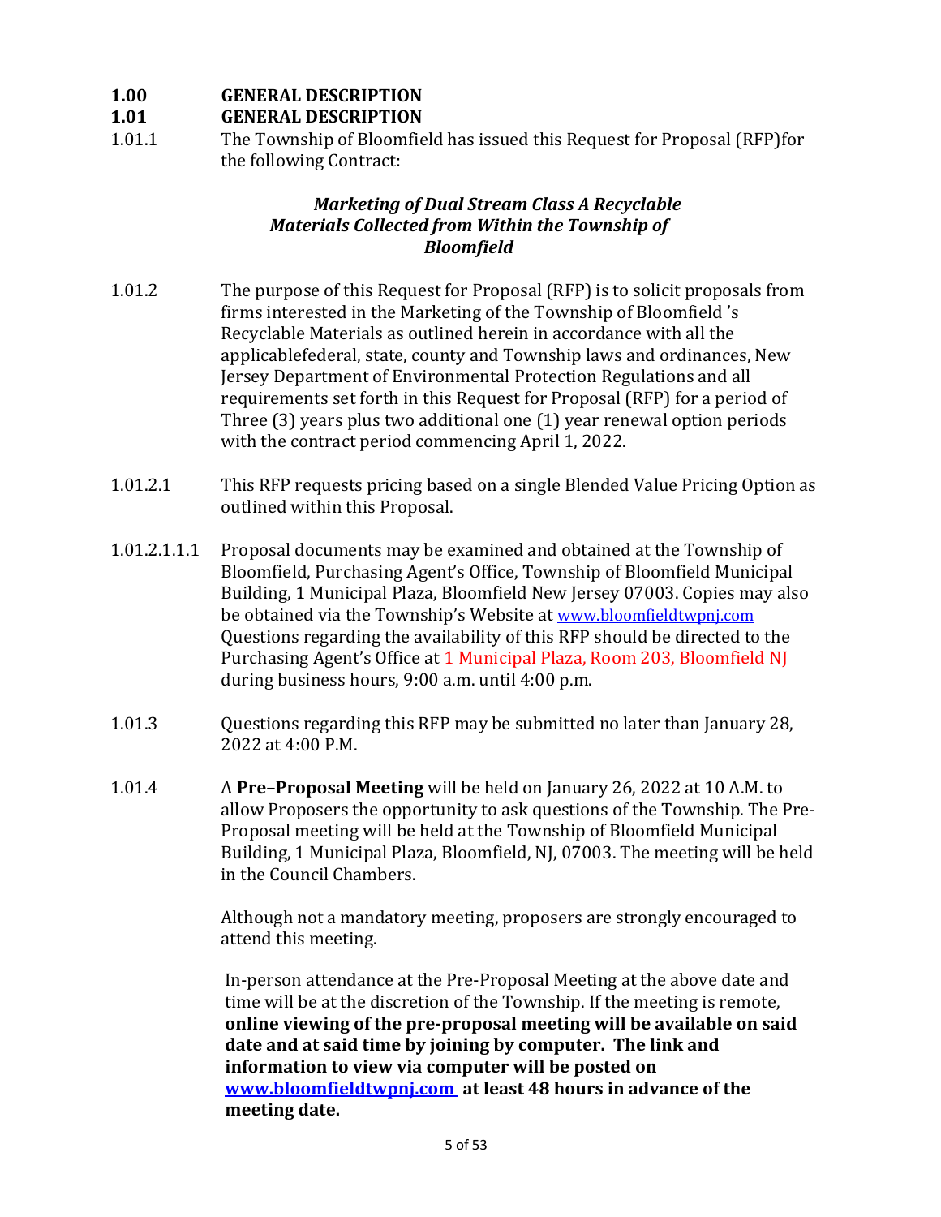## 1.00 GENERAL DESCRIPTION

### 1.01 GENERAL DESCRIPTION

1.01.1 The Township of Bloomfield has issued this Request for Proposal (RFP)for the following Contract:

***Marketing of Dual Stream Class A Recyclable Materials Collected from Within the Township of Bloomfield***

1.01.2 The purpose of this Request for Proposal (RFP) is to solicit proposals from firms interested in the Marketing of the Township of Bloomfield 's Recyclable Materials as outlined herein in accordance with all the applicablefederal, state, county and Township laws and ordinances, New Jersey Department of Environmental Protection Regulations and all requirements set forth in this Request for Proposal (RFP) for a period of Three (3) years plus two additional one (1) year renewal option periods with the contract period commencing April 1, 2022.

1.01.2.1 This RFP requests pricing based on a single Blended Value Pricing Option as outlined within this Proposal.

1.01.2.1.1.1 Proposal documents may be examined and obtained at the Township of Bloomfield, Purchasing Agent's Office, Township of Bloomfield Municipal Building, 1 Municipal Plaza, Bloomfield New Jersey 07003. Copies may also be obtained via the Township's Website at www.bloomfieldtwpnj.com Questions regarding the availability of this RFP should be directed to the Purchasing Agent's Office at 1 Municipal Plaza, Room 203, Bloomfield NJ during business hours, 9:00 a.m. until 4:00 p.m.

1.01.3 Questions regarding this RFP may be submitted no later than January 28, 2022 at 4:00 P.M.

1.01.4 A **Pre–Proposal Meeting** will be held on January 26, 2022 at 10 A.M. to allow Proposers the opportunity to ask questions of the Township. The Pre-Proposal meeting will be held at the Township of Bloomfield Municipal Building, 1 Municipal Plaza, Bloomfield, NJ, 07003. The meeting will be held in the Council Chambers.

Although not a mandatory meeting, proposers are strongly encouraged to attend this meeting.

In-person attendance at the Pre-Proposal Meeting at the above date and time will be at the discretion of the Township. If the meeting is remote, **online viewing of the pre-proposal meeting will be available on said date and at said time by joining by computer. The link and information to view via computer will be posted on www.bloomfieldtwpnj.com at least 48 hours in advance of the meeting date.**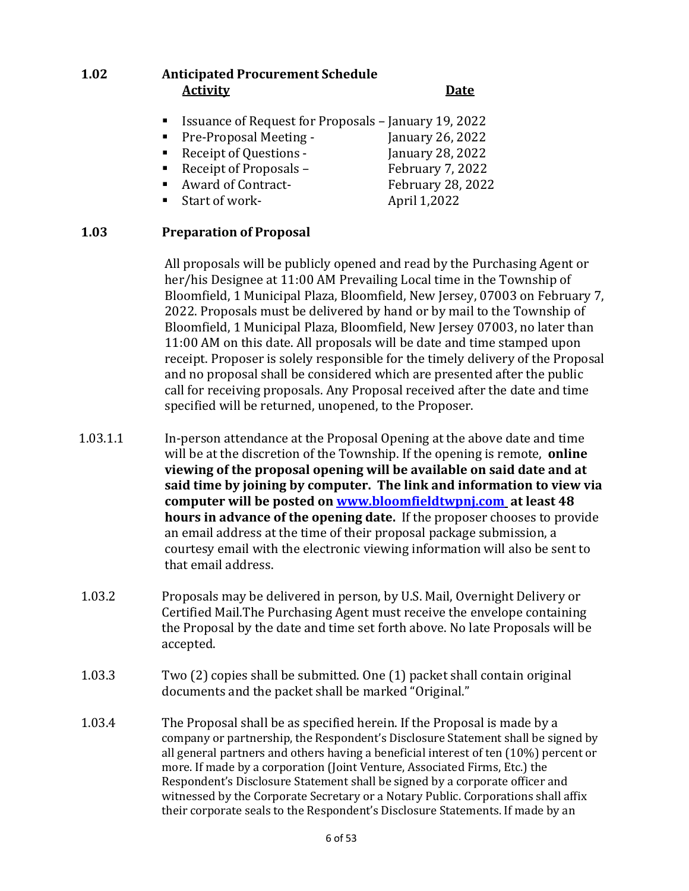## 1.02 Anticipated Procurement Schedule

| Activity | Date |
| --- | --- |
| Issuance of Request for Proposals – | January 19, 2022 |
| Pre-Proposal Meeting - | January 26, 2022 |
| Receipt of Questions - | January 28, 2022 |
| Receipt of Proposals – | February 7, 2022 |
| Award of Contract- | February 28, 2022 |
| Start of work- | April 1,2022 |

## 1.03 Preparation of Proposal

All proposals will be publicly opened and read by the Purchasing Agent or her/his Designee at 11:00 AM Prevailing Local time in the Township of Bloomfield, 1 Municipal Plaza, Bloomfield, New Jersey, 07003 on February 7, 2022. Proposals must be delivered by hand or by mail to the Township of Bloomfield, 1 Municipal Plaza, Bloomfield, New Jersey 07003, no later than 11:00 AM on this date. All proposals will be date and time stamped upon receipt. Proposer is solely responsible for the timely delivery of the Proposal and no proposal shall be considered which are presented after the public call for receiving proposals. Any Proposal received after the date and time specified will be returned, unopened, to the Proposer.

1.03.1.1 In-person attendance at the Proposal Opening at the above date and time will be at the discretion of the Township. If the opening is remote, **online viewing of the proposal opening will be available on said date and at said time by joining by computer. The link and information to view via computer will be posted on [www.bloomfieldtwpnj.com](http://www.bloomfieldtwpnj.com) at least 48 hours in advance of the opening date.** If the proposer chooses to provide an email address at the time of their proposal package submission, a courtesy email with the electronic viewing information will also be sent to that email address.

1.03.2 Proposals may be delivered in person, by U.S. Mail, Overnight Delivery or Certified Mail.The Purchasing Agent must receive the envelope containing the Proposal by the date and time set forth above. No late Proposals will be accepted.

1.03.3 Two (2) copies shall be submitted. One (1) packet shall contain original documents and the packet shall be marked "Original."

1.03.4 The Proposal shall be as specified herein. If the Proposal is made by a company or partnership, the Respondent's Disclosure Statement shall be signed by all general partners and others having a beneficial interest of ten (10%) percent or more. If made by a corporation (Joint Venture, Associated Firms, Etc.) the Respondent's Disclosure Statement shall be signed by a corporate officer and witnessed by the Corporate Secretary or a Notary Public. Corporations shall affix their corporate seals to the Respondent's Disclosure Statements. If made by an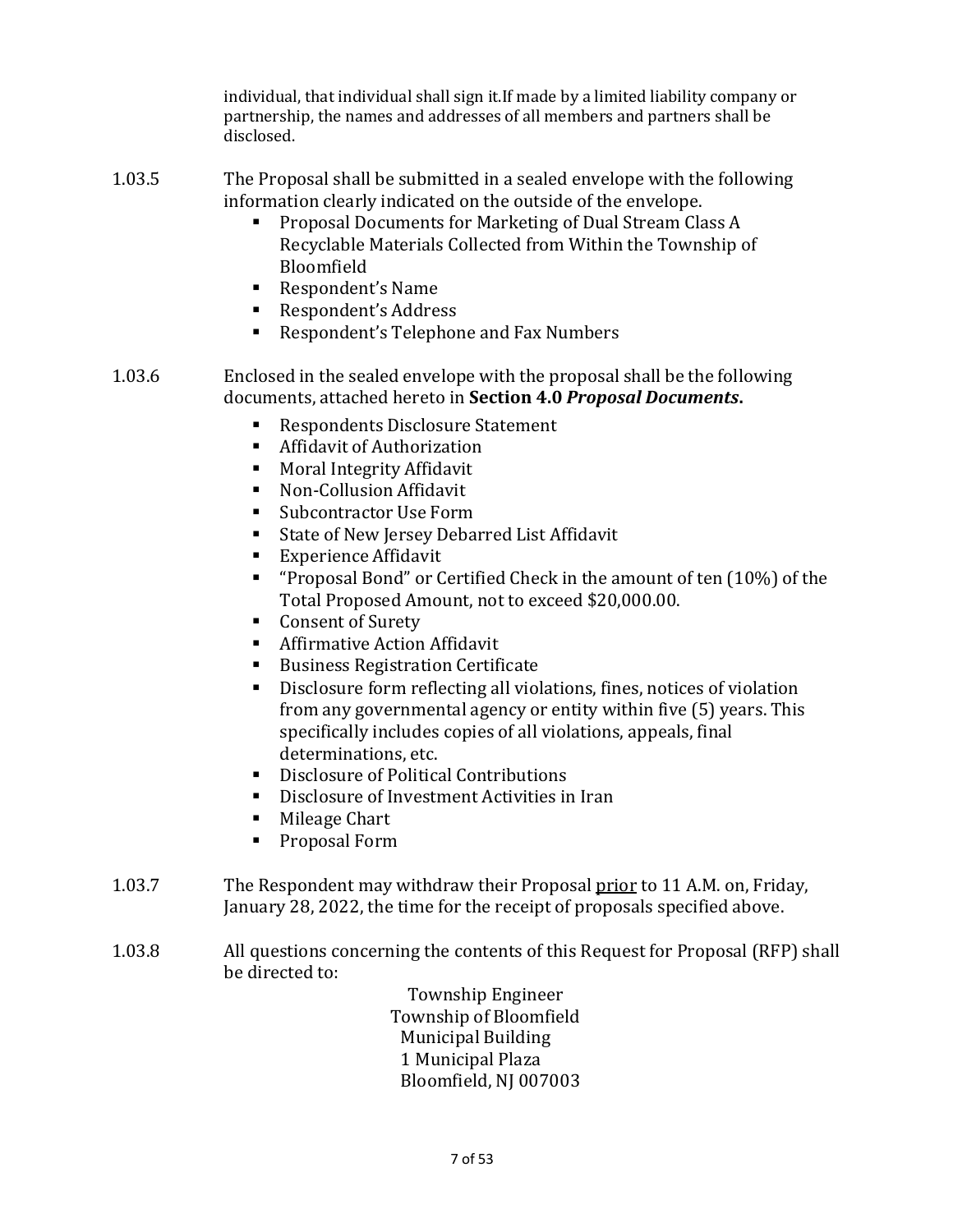individual, that individual shall sign it.If made by a limited liability company or partnership, the names and addresses of all members and partners shall be disclosed.

1.03.5 The Proposal shall be submitted in a sealed envelope with the following information clearly indicated on the outside of the envelope.

- Proposal Documents for Marketing of Dual Stream Class A Recyclable Materials Collected from Within the Township of Bloomfield
- Respondent's Name
- Respondent's Address
- Respondent's Telephone and Fax Numbers

1.03.6 Enclosed in the sealed envelope with the proposal shall be the following documents, attached hereto in **Section 4.0 *Proposal Documents*.**

- Respondents Disclosure Statement
- Affidavit of Authorization
- Moral Integrity Affidavit
- Non-Collusion Affidavit
- Subcontractor Use Form
- State of New Jersey Debarred List Affidavit
- Experience Affidavit
- "Proposal Bond" or Certified Check in the amount of ten (10%) of the Total Proposed Amount, not to exceed $20,000.00.
- Consent of Surety
- Affirmative Action Affidavit
- Business Registration Certificate
- Disclosure form reflecting all violations, fines, notices of violation from any governmental agency or entity within five (5) years. This specifically includes copies of all violations, appeals, final determinations, etc.
- Disclosure of Political Contributions
- Disclosure of Investment Activities in Iran
- Mileage Chart
- Proposal Form

1.03.7 The Respondent may withdraw their Proposal <u>prior</u> to 11 A.M. on, Friday, January 28, 2022, the time for the receipt of proposals specified above.

1.03.8 All questions concerning the contents of this Request for Proposal (RFP) shall be directed to:

Township Engineer
Township of Bloomfield
Municipal Building
1 Municipal Plaza
Bloomfield, NJ 007003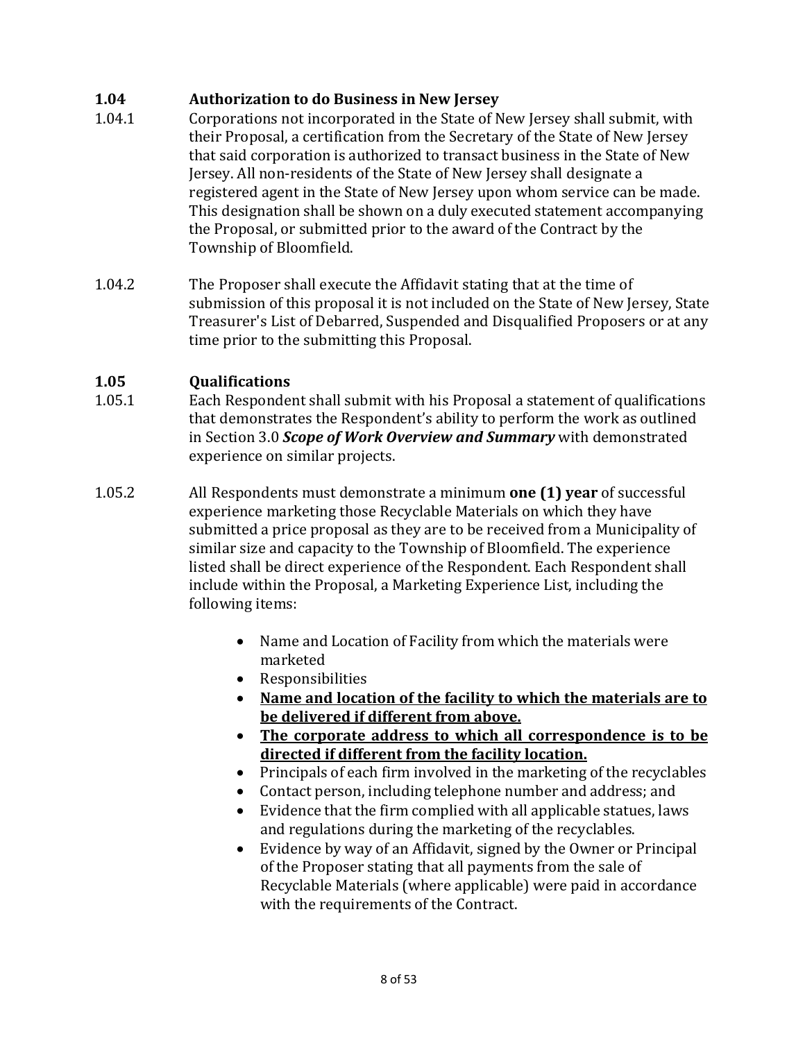### 1.04 Authorization to do Business in New Jersey

1.04.1 Corporations not incorporated in the State of New Jersey shall submit, with their Proposal, a certification from the Secretary of the State of New Jersey that said corporation is authorized to transact business in the State of New Jersey. All non-residents of the State of New Jersey shall designate a registered agent in the State of New Jersey upon whom service can be made. This designation shall be shown on a duly executed statement accompanying the Proposal, or submitted prior to the award of the Contract by the Township of Bloomfield.

1.04.2 The Proposer shall execute the Affidavit stating that at the time of submission of this proposal it is not included on the State of New Jersey, State Treasurer's List of Debarred, Suspended and Disqualified Proposers or at any time prior to the submitting this Proposal.

### 1.05 Qualifications

1.05.1 Each Respondent shall submit with his Proposal a statement of qualifications that demonstrates the Respondent's ability to perform the work as outlined in Section 3.0 ***Scope of Work Overview and Summary*** with demonstrated experience on similar projects.

1.05.2 All Respondents must demonstrate a minimum **one (1) year** of successful experience marketing those Recyclable Materials on which they have submitted a price proposal as they are to be received from a Municipality of similar size and capacity to the Township of Bloomfield. The experience listed shall be direct experience of the Respondent. Each Respondent shall include within the Proposal, a Marketing Experience List, including the following items:

- Name and Location of Facility from which the materials were marketed
- Responsibilities
- <u>**Name and location of the facility to which the materials are to be delivered if different from above.**</u>
- <u>**The corporate address to which all correspondence is to be directed if different from the facility location.**</u>
- Principals of each firm involved in the marketing of the recyclables
- Contact person, including telephone number and address; and
- Evidence that the firm complied with all applicable statues, laws and regulations during the marketing of the recyclables.
- Evidence by way of an Affidavit, signed by the Owner or Principal of the Proposer stating that all payments from the sale of Recyclable Materials (where applicable) were paid in accordance with the requirements of the Contract.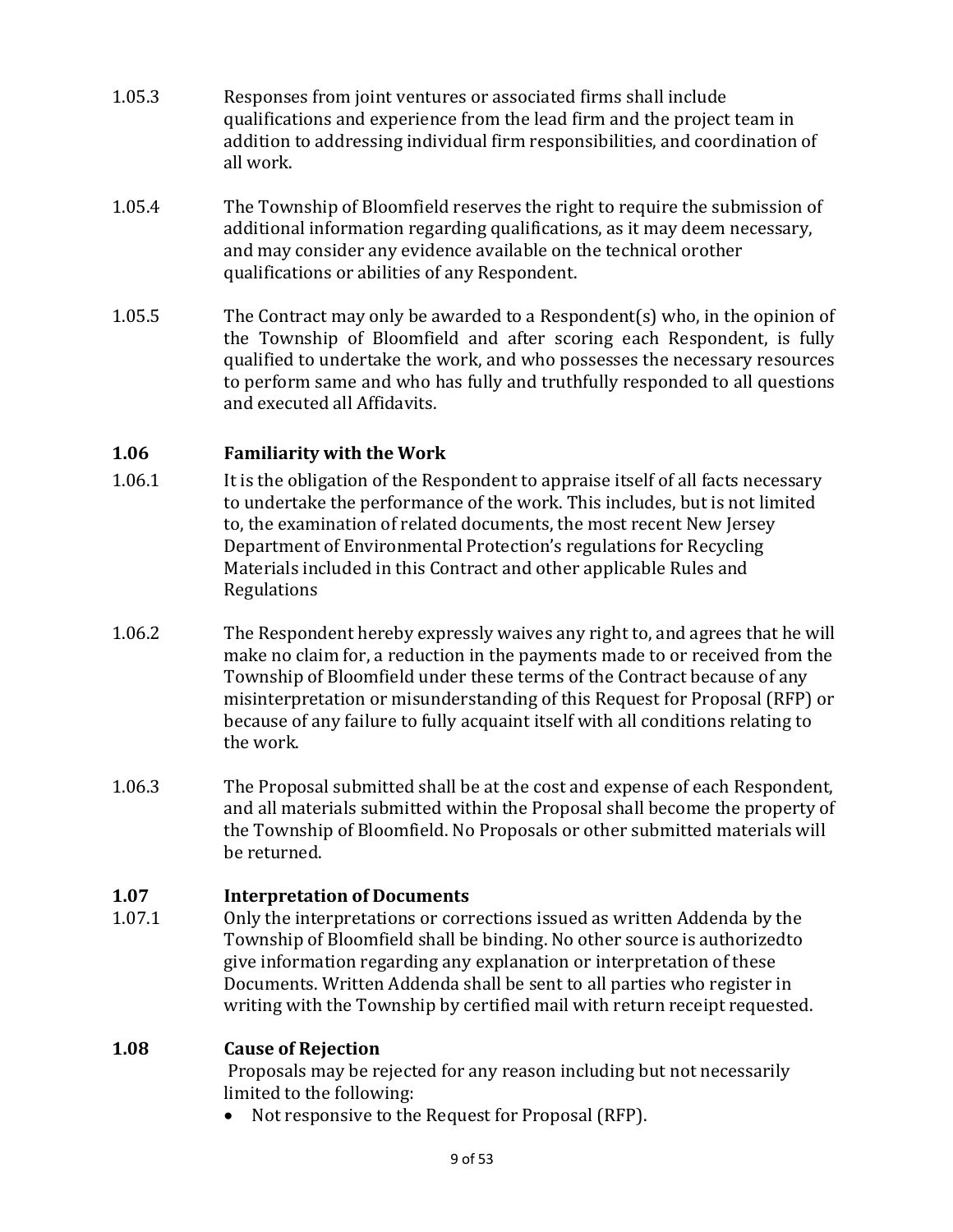1.05.3 Responses from joint ventures or associated firms shall include qualifications and experience from the lead firm and the project team in addition to addressing individual firm responsibilities, and coordination of all work.

1.05.4 The Township of Bloomfield reserves the right to require the submission of additional information regarding qualifications, as it may deem necessary, and may consider any evidence available on the technical orother qualifications or abilities of any Respondent.

1.05.5 The Contract may only be awarded to a Respondent(s) who, in the opinion of the Township of Bloomfield and after scoring each Respondent, is fully qualified to undertake the work, and who possesses the necessary resources to perform same and who has fully and truthfully responded to all questions and executed all Affidavits.

## 1.06 Familiarity with the Work

1.06.1 It is the obligation of the Respondent to appraise itself of all facts necessary to undertake the performance of the work. This includes, but is not limited to, the examination of related documents, the most recent New Jersey Department of Environmental Protection's regulations for Recycling Materials included in this Contract and other applicable Rules and Regulations

1.06.2 The Respondent hereby expressly waives any right to, and agrees that he will make no claim for, a reduction in the payments made to or received from the Township of Bloomfield under these terms of the Contract because of any misinterpretation or misunderstanding of this Request for Proposal (RFP) or because of any failure to fully acquaint itself with all conditions relating to the work.

1.06.3 The Proposal submitted shall be at the cost and expense of each Respondent, and all materials submitted within the Proposal shall become the property of the Township of Bloomfield. No Proposals or other submitted materials will be returned.

## 1.07 Interpretation of Documents

1.07.1 Only the interpretations or corrections issued as written Addenda by the Township of Bloomfield shall be binding. No other source is authorizedto give information regarding any explanation or interpretation of these Documents. Written Addenda shall be sent to all parties who register in writing with the Township by certified mail with return receipt requested.

## 1.08 Cause of Rejection

Proposals may be rejected for any reason including but not necessarily limited to the following:

- Not responsive to the Request for Proposal (RFP).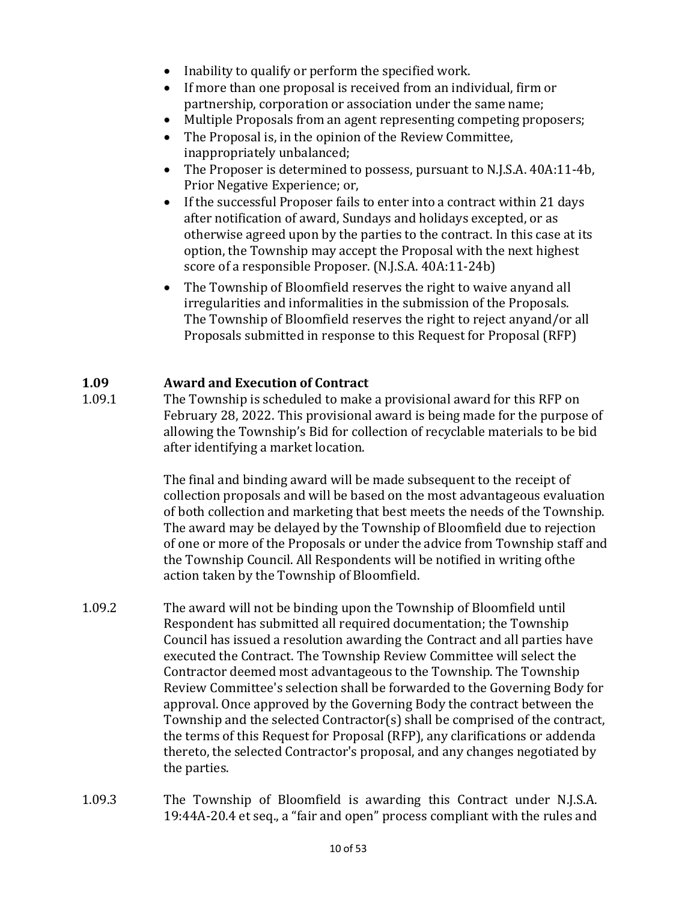- Inability to qualify or perform the specified work.
- If more than one proposal is received from an individual, firm or partnership, corporation or association under the same name;
- Multiple Proposals from an agent representing competing proposers;
- The Proposal is, in the opinion of the Review Committee, inappropriately unbalanced;
- The Proposer is determined to possess, pursuant to N.J.S.A. 40A:11-4b, Prior Negative Experience; or,
- If the successful Proposer fails to enter into a contract within 21 days after notification of award, Sundays and holidays excepted, or as otherwise agreed upon by the parties to the contract. In this case at its option, the Township may accept the Proposal with the next highest score of a responsible Proposer. (N.J.S.A. 40A:11-24b)
- The Township of Bloomfield reserves the right to waive anyand all irregularities and informalities in the submission of the Proposals. The Township of Bloomfield reserves the right to reject anyand/or all Proposals submitted in response to this Request for Proposal (RFP)

**1.09 Award and Execution of Contract**

1.09.1 The Township is scheduled to make a provisional award for this RFP on February 28, 2022. This provisional award is being made for the purpose of allowing the Township's Bid for collection of recyclable materials to be bid after identifying a market location.

The final and binding award will be made subsequent to the receipt of collection proposals and will be based on the most advantageous evaluation of both collection and marketing that best meets the needs of the Township. The award may be delayed by the Township of Bloomfield due to rejection of one or more of the Proposals or under the advice from Township staff and the Township Council. All Respondents will be notified in writing ofthe action taken by the Township of Bloomfield.

1.09.2 The award will not be binding upon the Township of Bloomfield until Respondent has submitted all required documentation; the Township Council has issued a resolution awarding the Contract and all parties have executed the Contract. The Township Review Committee will select the Contractor deemed most advantageous to the Township. The Township Review Committee's selection shall be forwarded to the Governing Body for approval. Once approved by the Governing Body the contract between the Township and the selected Contractor(s) shall be comprised of the contract, the terms of this Request for Proposal (RFP), any clarifications or addenda thereto, the selected Contractor's proposal, and any changes negotiated by the parties.

1.09.3 The Township of Bloomfield is awarding this Contract under N.J.S.A. 19:44A-20.4 et seq., a "fair and open" process compliant with the rules and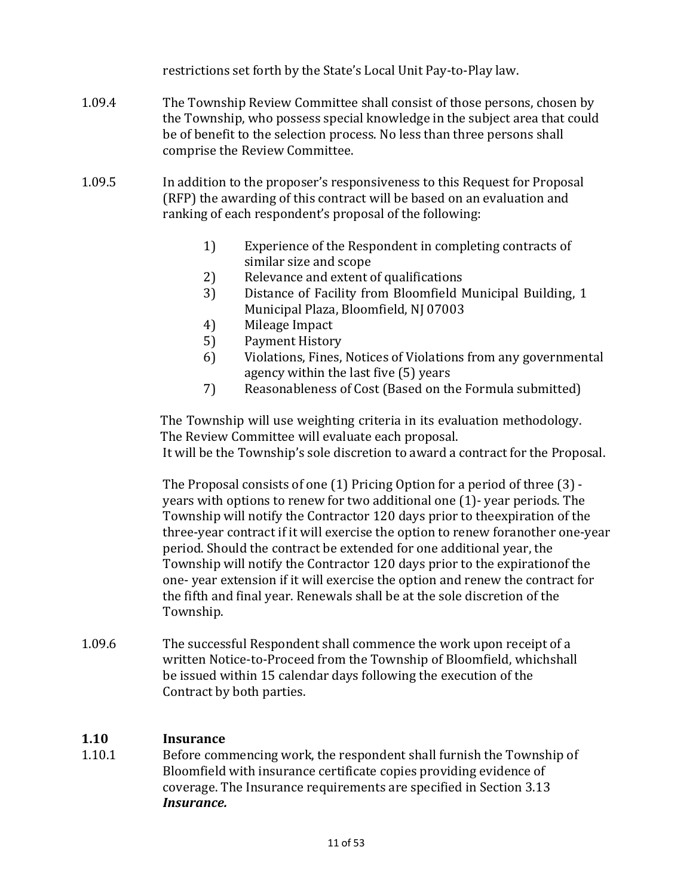restrictions set forth by the State's Local Unit Pay-to-Play law.

1.09.4 The Township Review Committee shall consist of those persons, chosen by the Township, who possess special knowledge in the subject area that could be of benefit to the selection process. No less than three persons shall comprise the Review Committee.

1.09.5 In addition to the proposer's responsiveness to this Request for Proposal (RFP) the awarding of this contract will be based on an evaluation and ranking of each respondent's proposal of the following:

1) Experience of the Respondent in completing contracts of similar size and scope
2) Relevance and extent of qualifications
3) Distance of Facility from Bloomfield Municipal Building, 1 Municipal Plaza, Bloomfield, NJ 07003
4) Mileage Impact
5) Payment History
6) Violations, Fines, Notices of Violations from any governmental agency within the last five (5) years
7) Reasonableness of Cost (Based on the Formula submitted)

The Township will use weighting criteria in its evaluation methodology. The Review Committee will evaluate each proposal. It will be the Township's sole discretion to award a contract for the Proposal.

The Proposal consists of one (1) Pricing Option for a period of three (3) -years with options to renew for two additional one (1)- year periods. The Township will notify the Contractor 120 days prior to theexpiration of the three-year contract if it will exercise the option to renew foranother one-year period. Should the contract be extended for one additional year, the Township will notify the Contractor 120 days prior to the expirationof the one- year extension if it will exercise the option and renew the contract for the fifth and final year. Renewals shall be at the sole discretion of the Township.

1.09.6 The successful Respondent shall commence the work upon receipt of a written Notice-to-Proceed from the Township of Bloomfield, whichshall be issued within 15 calendar days following the execution of the Contract by both parties.

## 1.10 Insurance

1.10.1 Before commencing work, the respondent shall furnish the Township of Bloomfield with insurance certificate copies providing evidence of coverage. The Insurance requirements are specified in Section 3.13 ***Insurance.***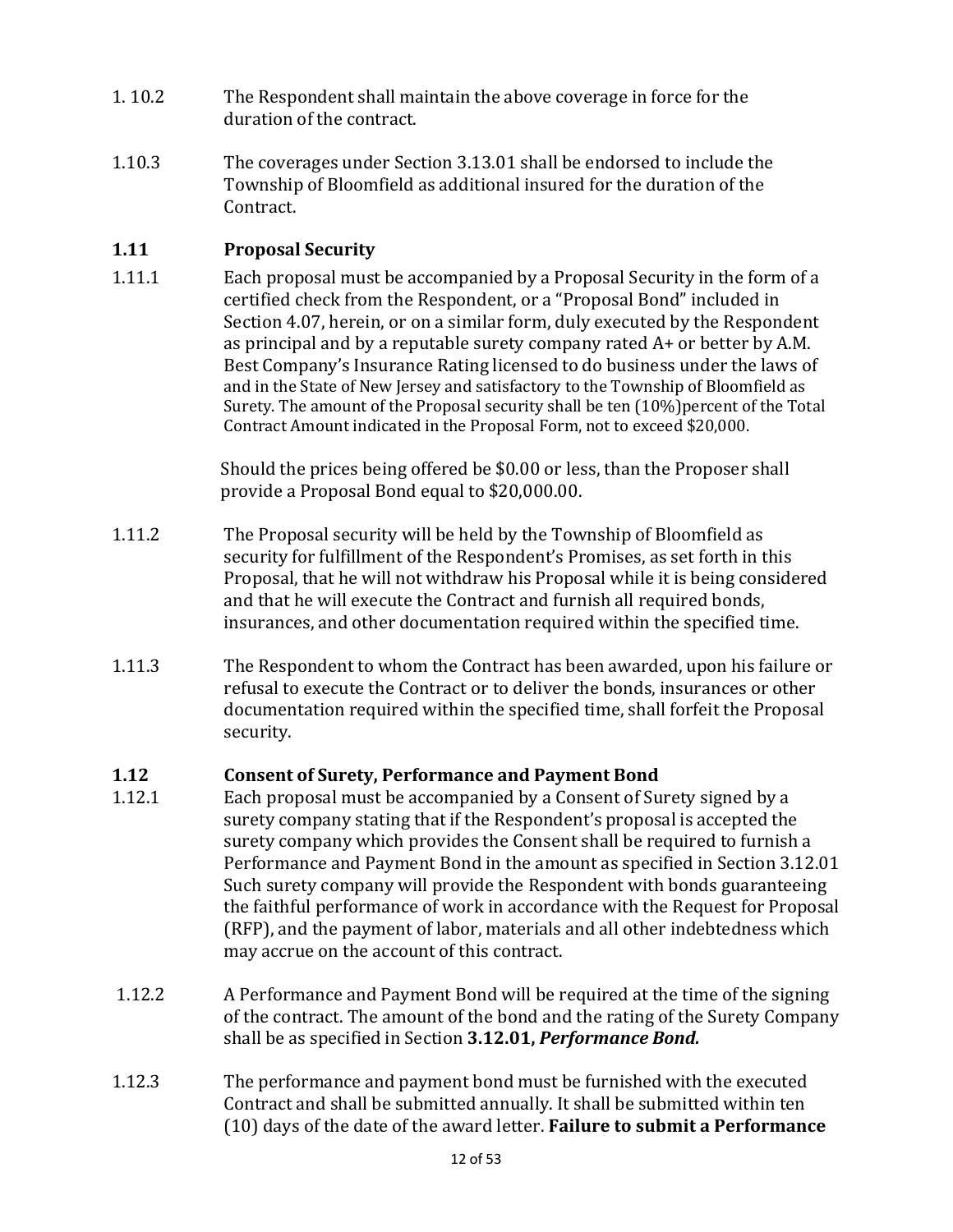1. 10.2 The Respondent shall maintain the above coverage in force for the duration of the contract.

1.10.3 The coverages under Section 3.13.01 shall be endorsed to include the Township of Bloomfield as additional insured for the duration of the Contract.

### 1.11 Proposal Security

1.11.1 Each proposal must be accompanied by a Proposal Security in the form of a certified check from the Respondent, or a "Proposal Bond" included in Section 4.07, herein, or on a similar form, duly executed by the Respondent as principal and by a reputable surety company rated A+ or better by A.M. Best Company's Insurance Rating licensed to do business under the laws of and in the State of New Jersey and satisfactory to the Township of Bloomfield as Surety. The amount of the Proposal security shall be ten (10%)percent of the Total Contract Amount indicated in the Proposal Form, not to exceed $20,000.

Should the prices being offered be $0.00 or less, than the Proposer shall provide a Proposal Bond equal to $20,000.00.

1.11.2 The Proposal security will be held by the Township of Bloomfield as security for fulfillment of the Respondent's Promises, as set forth in this Proposal, that he will not withdraw his Proposal while it is being considered and that he will execute the Contract and furnish all required bonds, insurances, and other documentation required within the specified time.

1.11.3 The Respondent to whom the Contract has been awarded, upon his failure or refusal to execute the Contract or to deliver the bonds, insurances or other documentation required within the specified time, shall forfeit the Proposal security.

### 1.12 Consent of Surety, Performance and Payment Bond

1.12.1 Each proposal must be accompanied by a Consent of Surety signed by a surety company stating that if the Respondent's proposal is accepted the surety company which provides the Consent shall be required to furnish a Performance and Payment Bond in the amount as specified in Section 3.12.01 Such surety company will provide the Respondent with bonds guaranteeing the faithful performance of work in accordance with the Request for Proposal (RFP), and the payment of labor, materials and all other indebtedness which may accrue on the account of this contract.

1.12.2 A Performance and Payment Bond will be required at the time of the signing of the contract. The amount of the bond and the rating of the Surety Company shall be as specified in Section **3.12.01, *Performance Bond.***

1.12.3 The performance and payment bond must be furnished with the executed Contract and shall be submitted annually. It shall be submitted within ten (10) days of the date of the award letter. **Failure to submit a Performance**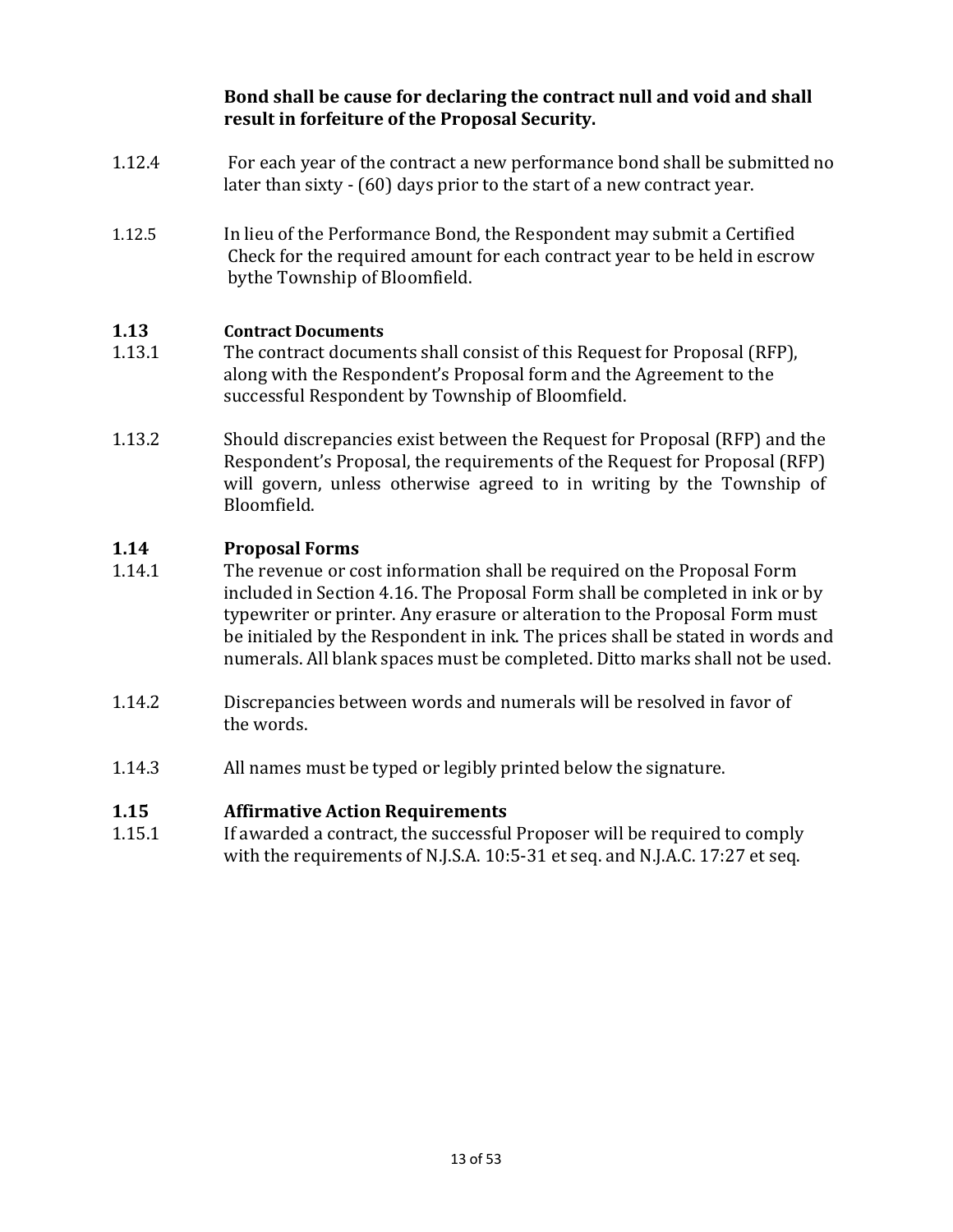**Bond shall be cause for declaring the contract null and void and shall result in forfeiture of the Proposal Security.**

1.12.4 For each year of the contract a new performance bond shall be submitted no later than sixty - (60) days prior to the start of a new contract year.

1.12.5 In lieu of the Performance Bond, the Respondent may submit a Certified Check for the required amount for each contract year to be held in escrow bythe Township of Bloomfield.

### 1.13 Contract Documents

1.13.1 The contract documents shall consist of this Request for Proposal (RFP), along with the Respondent's Proposal form and the Agreement to the successful Respondent by Township of Bloomfield.

1.13.2 Should discrepancies exist between the Request for Proposal (RFP) and the Respondent's Proposal, the requirements of the Request for Proposal (RFP) will govern, unless otherwise agreed to in writing by the Township of Bloomfield.

### 1.14 Proposal Forms

1.14.1 The revenue or cost information shall be required on the Proposal Form included in Section 4.16. The Proposal Form shall be completed in ink or by typewriter or printer. Any erasure or alteration to the Proposal Form must be initialed by the Respondent in ink. The prices shall be stated in words and numerals. All blank spaces must be completed. Ditto marks shall not be used.

1.14.2 Discrepancies between words and numerals will be resolved in favor of the words.

1.14.3 All names must be typed or legibly printed below the signature.

### 1.15 Affirmative Action Requirements

1.15.1 If awarded a contract, the successful Proposer will be required to comply with the requirements of N.J.S.A. 10:5-31 et seq. and N.J.A.C. 17:27 et seq.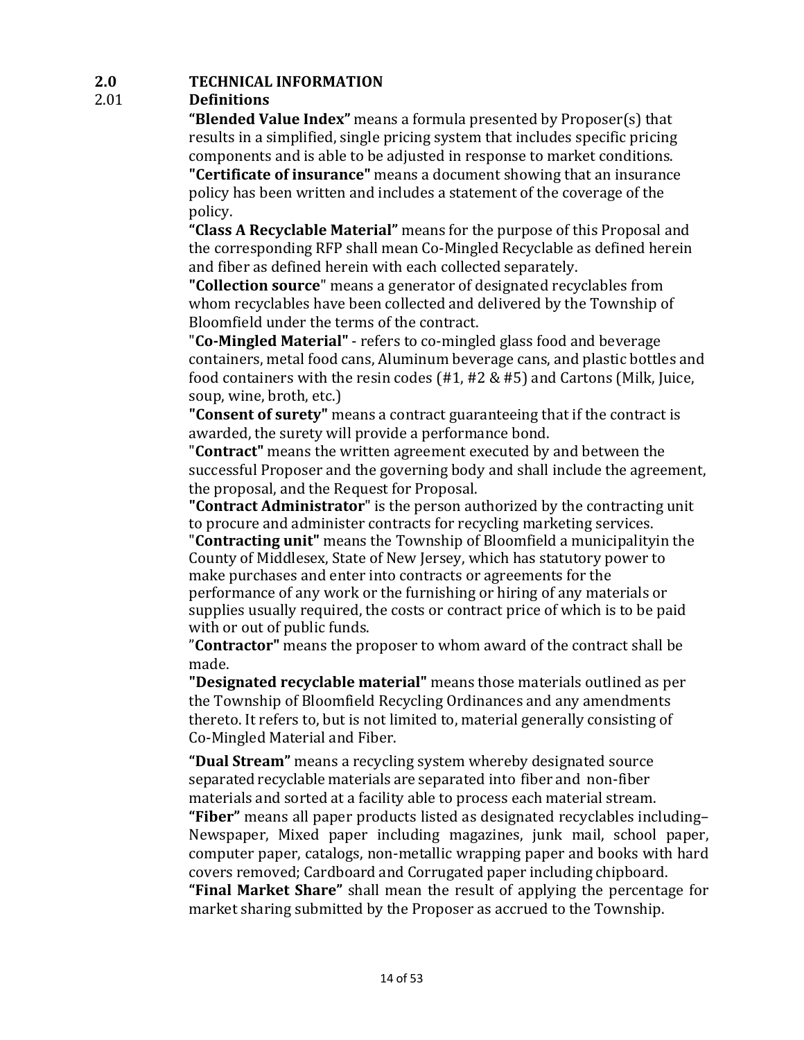## 2.0 TECHNICAL INFORMATION

### 2.01 Definitions

**"Blended Value Index"** means a formula presented by Proposer(s) that results in a simplified, single pricing system that includes specific pricing components and is able to be adjusted in response to market conditions.

**"Certificate of insurance"** means a document showing that an insurance policy has been written and includes a statement of the coverage of the policy.

**"Class A Recyclable Material"** means for the purpose of this Proposal and the corresponding RFP shall mean Co-Mingled Recyclable as defined herein and fiber as defined herein with each collected separately.

**"Collection source"** means a generator of designated recyclables from whom recyclables have been collected and delivered by the Township of Bloomfield under the terms of the contract.

"**Co-Mingled Material"** - refers to co-mingled glass food and beverage containers, metal food cans, Aluminum beverage cans, and plastic bottles and food containers with the resin codes (#1, #2 & #5) and Cartons (Milk, Juice, soup, wine, broth, etc.)

**"Consent of surety"** means a contract guaranteeing that if the contract is awarded, the surety will provide a performance bond.

"**Contract"** means the written agreement executed by and between the successful Proposer and the governing body and shall include the agreement, the proposal, and the Request for Proposal.

**"Contract Administrator**" is the person authorized by the contracting unit to procure and administer contracts for recycling marketing services.

"**Contracting unit"** means the Township of Bloomfield a municipalityin the County of Middlesex, State of New Jersey, which has statutory power to make purchases and enter into contracts or agreements for the performance of any work or the furnishing or hiring of any materials or supplies usually required, the costs or contract price of which is to be paid with or out of public funds.

"**Contractor"** means the proposer to whom award of the contract shall be made.

**"Designated recyclable material"** means those materials outlined as per the Township of Bloomfield Recycling Ordinances and any amendments thereto. It refers to, but is not limited to, material generally consisting of Co-Mingled Material and Fiber.

**"Dual Stream"** means a recycling system whereby designated source separated recyclable materials are separated into fiber and non-fiber materials and sorted at a facility able to process each material stream.

**"Fiber"** means all paper products listed as designated recyclables including– Newspaper, Mixed paper including magazines, junk mail, school paper, computer paper, catalogs, non-metallic wrapping paper and books with hard covers removed; Cardboard and Corrugated paper including chipboard.

**"Final Market Share"** shall mean the result of applying the percentage for market sharing submitted by the Proposer as accrued to the Township.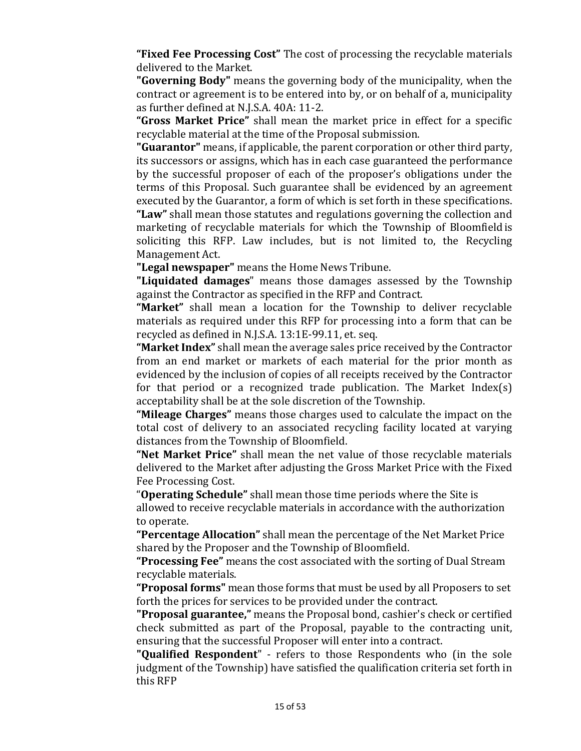**"Fixed Fee Processing Cost"** The cost of processing the recyclable materials delivered to the Market.

**"Governing Body"** means the governing body of the municipality, when the contract or agreement is to be entered into by, or on behalf of a, municipality as further defined at N.J.S.A. 40A: 11-2.

**"Gross Market Price"** shall mean the market price in effect for a specific recyclable material at the time of the Proposal submission.

**"Guarantor"** means, if applicable, the parent corporation or other third party, its successors or assigns, which has in each case guaranteed the performance by the successful proposer of each of the proposer's obligations under the terms of this Proposal. Such guarantee shall be evidenced by an agreement executed by the Guarantor, a form of which is set forth in these specifications.

**"Law"** shall mean those statutes and regulations governing the collection and marketing of recyclable materials for which the Township of Bloomfield is soliciting this RFP. Law includes, but is not limited to, the Recycling Management Act.

**"Legal newspaper"** means the Home News Tribune.

**"Liquidated damages"** means those damages assessed by the Township against the Contractor as specified in the RFP and Contract.

**"Market"** shall mean a location for the Township to deliver recyclable materials as required under this RFP for processing into a form that can be recycled as defined in N.J.S.A. 13:1E-99.11, et. seq.

**"Market Index"** shall mean the average sales price received by the Contractor from an end market or markets of each material for the prior month as evidenced by the inclusion of copies of all receipts received by the Contractor for that period or a recognized trade publication. The Market Index(s) acceptability shall be at the sole discretion of the Township.

**"Mileage Charges"** means those charges used to calculate the impact on the total cost of delivery to an associated recycling facility located at varying distances from the Township of Bloomfield.

**"Net Market Price"** shall mean the net value of those recyclable materials delivered to the Market after adjusting the Gross Market Price with the Fixed Fee Processing Cost.

"**Operating Schedule"** shall mean those time periods where the Site is allowed to receive recyclable materials in accordance with the authorization to operate.

**"Percentage Allocation"** shall mean the percentage of the Net Market Price shared by the Proposer and the Township of Bloomfield.

**"Processing Fee"** means the cost associated with the sorting of Dual Stream recyclable materials.

**"Proposal forms"** mean those forms that must be used by all Proposers to set forth the prices for services to be provided under the contract.

**"Proposal guarantee,"** means the Proposal bond, cashier's check or certified check submitted as part of the Proposal, payable to the contracting unit, ensuring that the successful Proposer will enter into a contract.

**"Qualified Respondent"** - refers to those Respondents who (in the sole judgment of the Township) have satisfied the qualification criteria set forth in this RFP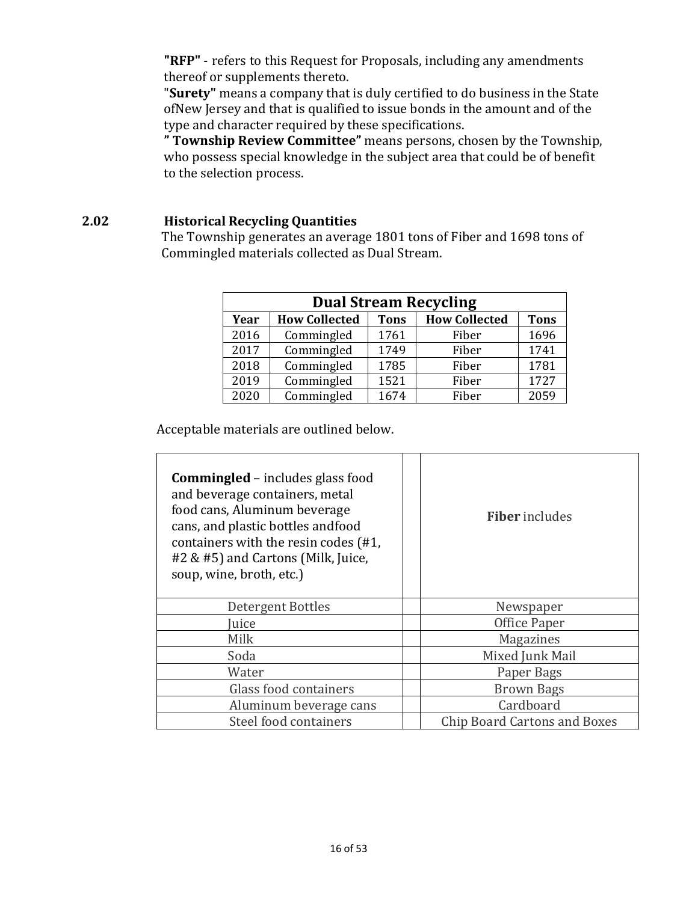**"RFP"** - refers to this Request for Proposals, including any amendments thereof or supplements thereto.

"**Surety"** means a company that is duly certified to do business in the State ofNew Jersey and that is qualified to issue bonds in the amount and of the type and character required by these specifications.

**" Township Review Committee"** means persons, chosen by the Township, who possess special knowledge in the subject area that could be of benefit to the selection process.

## 2.02 Historical Recycling Quantities

The Township generates an average 1801 tons of Fiber and 1698 tons of Commingled materials collected as Dual Stream.

| Dual Stream Recycling | | | | |
|---|---|---|---|---|
| **Year** | **How Collected** | **Tons** | **How Collected** | **Tons** |
| 2016 | Commingled | 1761 | Fiber | 1696 |
| 2017 | Commingled | 1749 | Fiber | 1741 |
| 2018 | Commingled | 1785 | Fiber | 1781 |
| 2019 | Commingled | 1521 | Fiber | 1727 |
| 2020 | Commingled | 1674 | Fiber | 2059 |

Acceptable materials are outlined below.

| **Commingled** – includes glass food and beverage containers, metal food cans, Aluminum beverage cans, and plastic bottles andfood containers with the resin codes (#1, #2 & #5) and Cartons (Milk, Juice, soup, wine, broth, etc.) | | **Fiber** includes |
|---|---|---|
| Detergent Bottles | | Newspaper |
| Juice | | Office Paper |
| Milk | | Magazines |
| Soda | | Mixed Junk Mail |
| Water | | Paper Bags |
| Glass food containers | | Brown Bags |
| Aluminum beverage cans | | Cardboard |
| Steel food containers | | Chip Board Cartons and Boxes |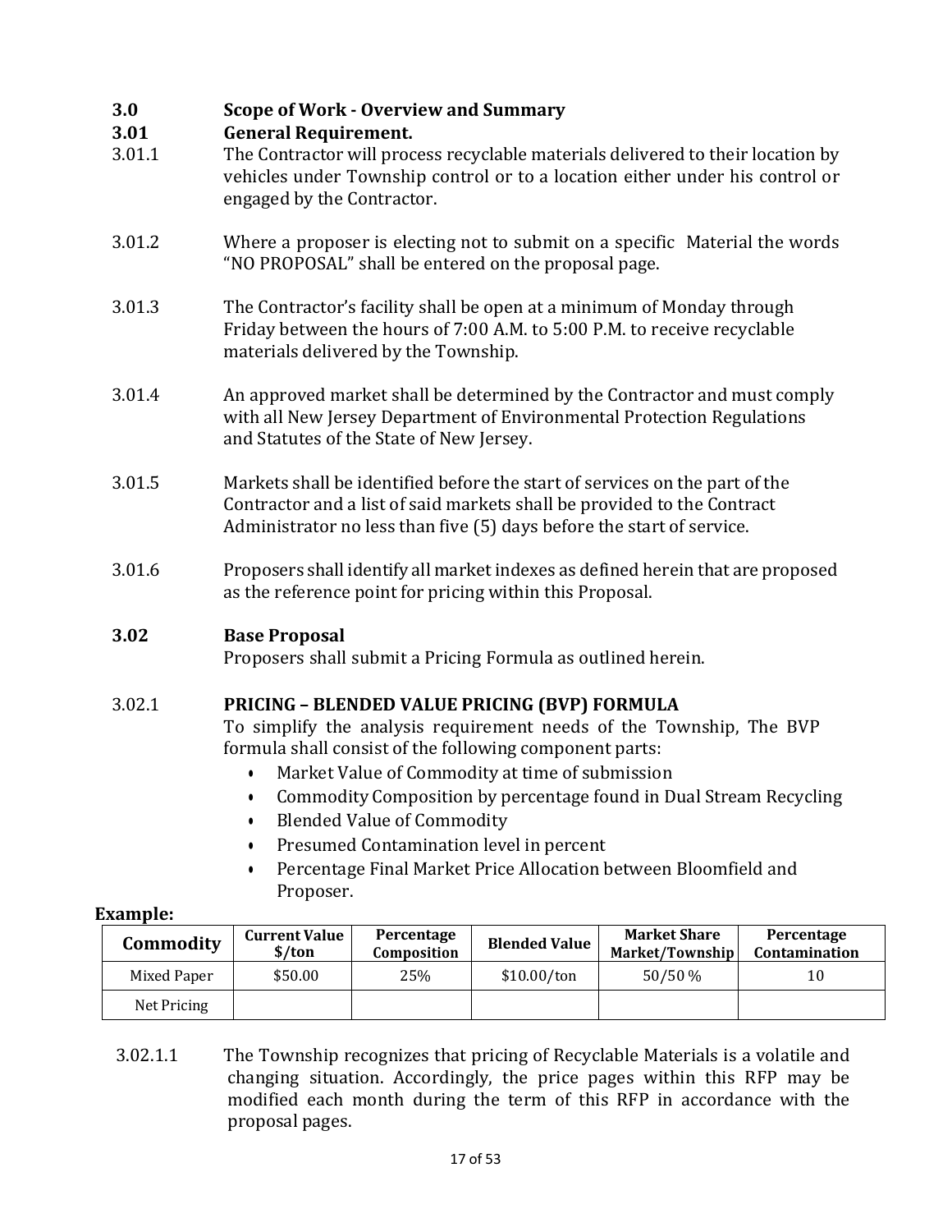## 3.0 Scope of Work - Overview and Summary

### 3.01 General Requirement.

3.01.1 The Contractor will process recyclable materials delivered to their location by vehicles under Township control or to a location either under his control or engaged by the Contractor.

3.01.2 Where a proposer is electing not to submit on a specific Material the words "NO PROPOSAL" shall be entered on the proposal page.

3.01.3 The Contractor's facility shall be open at a minimum of Monday through Friday between the hours of 7:00 A.M. to 5:00 P.M. to receive recyclable materials delivered by the Township.

3.01.4 An approved market shall be determined by the Contractor and must comply with all New Jersey Department of Environmental Protection Regulations and Statutes of the State of New Jersey.

3.01.5 Markets shall be identified before the start of services on the part of the Contractor and a list of said markets shall be provided to the Contract Administrator no less than five (5) days before the start of service.

3.01.6 Proposers shall identify all market indexes as defined herein that are proposed as the reference point for pricing within this Proposal.

### 3.02 Base Proposal

Proposers shall submit a Pricing Formula as outlined herein.

3.02.1 **PRICING – BLENDED VALUE PRICING (BVP) FORMULA**

To simplify the analysis requirement needs of the Township, The BVP formula shall consist of the following component parts:

- Market Value of Commodity at time of submission
- Commodity Composition by percentage found in Dual Stream Recycling
- Blended Value of Commodity
- Presumed Contamination level in percent
- Percentage Final Market Price Allocation between Bloomfield and Proposer.

**Example:**

| Commodity | Current Value $/ton | Percentage Composition | Blended Value | Market Share Market/Township | Percentage Contamination |
|---|---|---|---|---|---|
| Mixed Paper | $50.00 | 25% | $10.00/ton | 50/50 % | 10 |
| Net Pricing | | | | | |

3.02.1.1 The Township recognizes that pricing of Recyclable Materials is a volatile and changing situation. Accordingly, the price pages within this RFP may be modified each month during the term of this RFP in accordance with the proposal pages.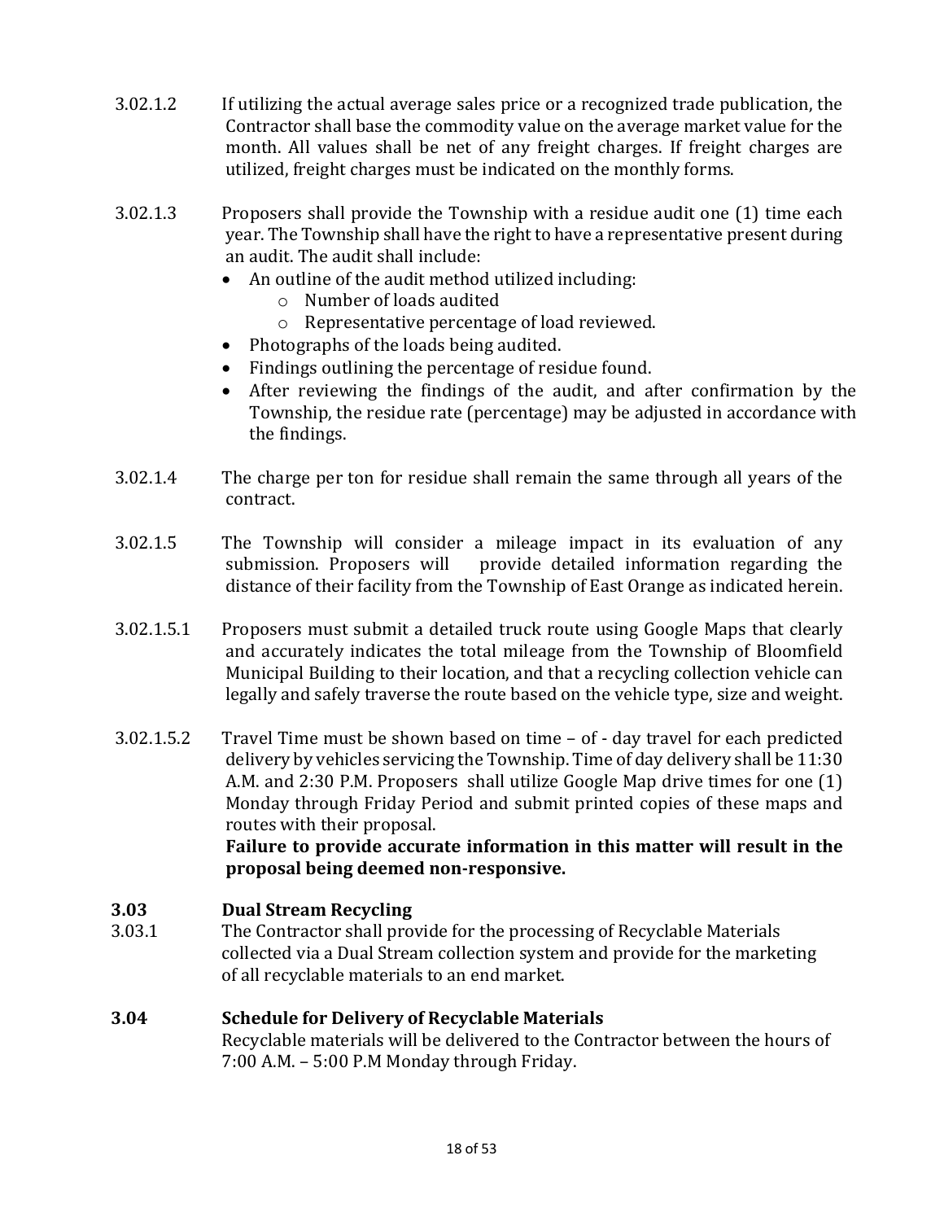3.02.1.2 If utilizing the actual average sales price or a recognized trade publication, the Contractor shall base the commodity value on the average market value for the month. All values shall be net of any freight charges. If freight charges are utilized, freight charges must be indicated on the monthly forms.

3.02.1.3 Proposers shall provide the Township with a residue audit one (1) time each year. The Township shall have the right to have a representative present during an audit. The audit shall include:

- An outline of the audit method utilized including:
  - Number of loads audited
  - Representative percentage of load reviewed.
- Photographs of the loads being audited.
- Findings outlining the percentage of residue found.
- After reviewing the findings of the audit, and after confirmation by the Township, the residue rate (percentage) may be adjusted in accordance with the findings.

3.02.1.4 The charge per ton for residue shall remain the same through all years of the contract.

3.02.1.5 The Township will consider a mileage impact in its evaluation of any submission. Proposers will provide detailed information regarding the distance of their facility from the Township of East Orange as indicated herein.

3.02.1.5.1 Proposers must submit a detailed truck route using Google Maps that clearly and accurately indicates the total mileage from the Township of Bloomfield Municipal Building to their location, and that a recycling collection vehicle can legally and safely traverse the route based on the vehicle type, size and weight.

3.02.1.5.2 Travel Time must be shown based on time – of - day travel for each predicted delivery by vehicles servicing the Township. Time of day delivery shall be 11:30 A.M. and 2:30 P.M. Proposers shall utilize Google Map drive times for one (1) Monday through Friday Period and submit printed copies of these maps and routes with their proposal.
**Failure to provide accurate information in this matter will result in the proposal being deemed non-responsive.**

## 3.03 Dual Stream Recycling

3.03.1 The Contractor shall provide for the processing of Recyclable Materials collected via a Dual Stream collection system and provide for the marketing of all recyclable materials to an end market.

## 3.04 Schedule for Delivery of Recyclable Materials

Recyclable materials will be delivered to the Contractor between the hours of 7:00 A.M. – 5:00 P.M Monday through Friday.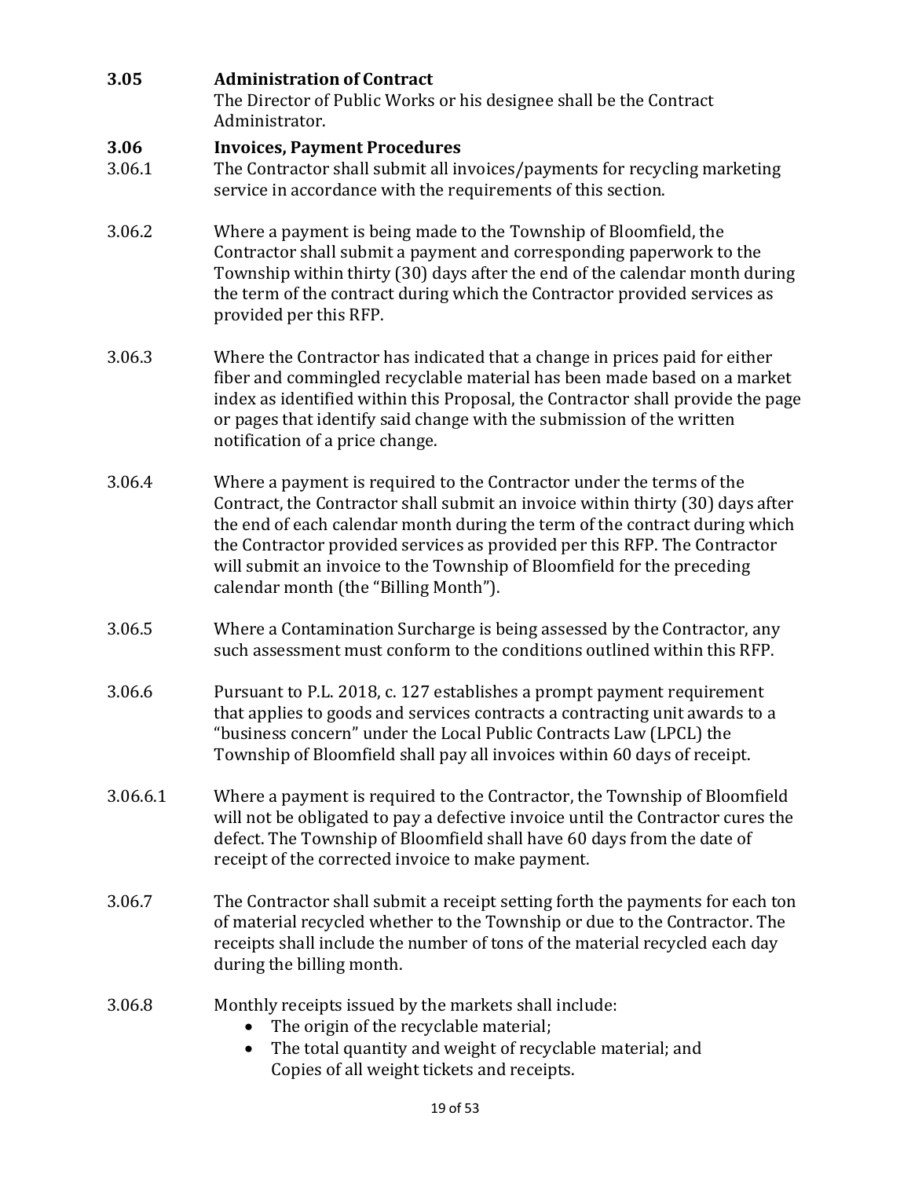### 3.05 Administration of Contract

The Director of Public Works or his designee shall be the Contract Administrator.

### 3.06 Invoices, Payment Procedures

3.06.1 The Contractor shall submit all invoices/payments for recycling marketing service in accordance with the requirements of this section.

3.06.2 Where a payment is being made to the Township of Bloomfield, the Contractor shall submit a payment and corresponding paperwork to the Township within thirty (30) days after the end of the calendar month during the term of the contract during which the Contractor provided services as provided per this RFP.

3.06.3 Where the Contractor has indicated that a change in prices paid for either fiber and commingled recyclable material has been made based on a market index as identified within this Proposal, the Contractor shall provide the page or pages that identify said change with the submission of the written notification of a price change.

3.06.4 Where a payment is required to the Contractor under the terms of the Contract, the Contractor shall submit an invoice within thirty (30) days after the end of each calendar month during the term of the contract during which the Contractor provided services as provided per this RFP. The Contractor will submit an invoice to the Township of Bloomfield for the preceding calendar month (the "Billing Month").

3.06.5 Where a Contamination Surcharge is being assessed by the Contractor, any such assessment must conform to the conditions outlined within this RFP.

3.06.6 Pursuant to P.L. 2018, c. 127 establishes a prompt payment requirement that applies to goods and services contracts a contracting unit awards to a "business concern" under the Local Public Contracts Law (LPCL) the Township of Bloomfield shall pay all invoices within 60 days of receipt.

3.06.6.1 Where a payment is required to the Contractor, the Township of Bloomfield will not be obligated to pay a defective invoice until the Contractor cures the defect. The Township of Bloomfield shall have 60 days from the date of receipt of the corrected invoice to make payment.

3.06.7 The Contractor shall submit a receipt setting forth the payments for each ton of material recycled whether to the Township or due to the Contractor. The receipts shall include the number of tons of the material recycled each day during the billing month.

3.06.8 Monthly receipts issued by the markets shall include:

- The origin of the recyclable material;
- The total quantity and weight of recyclable material; and
  Copies of all weight tickets and receipts.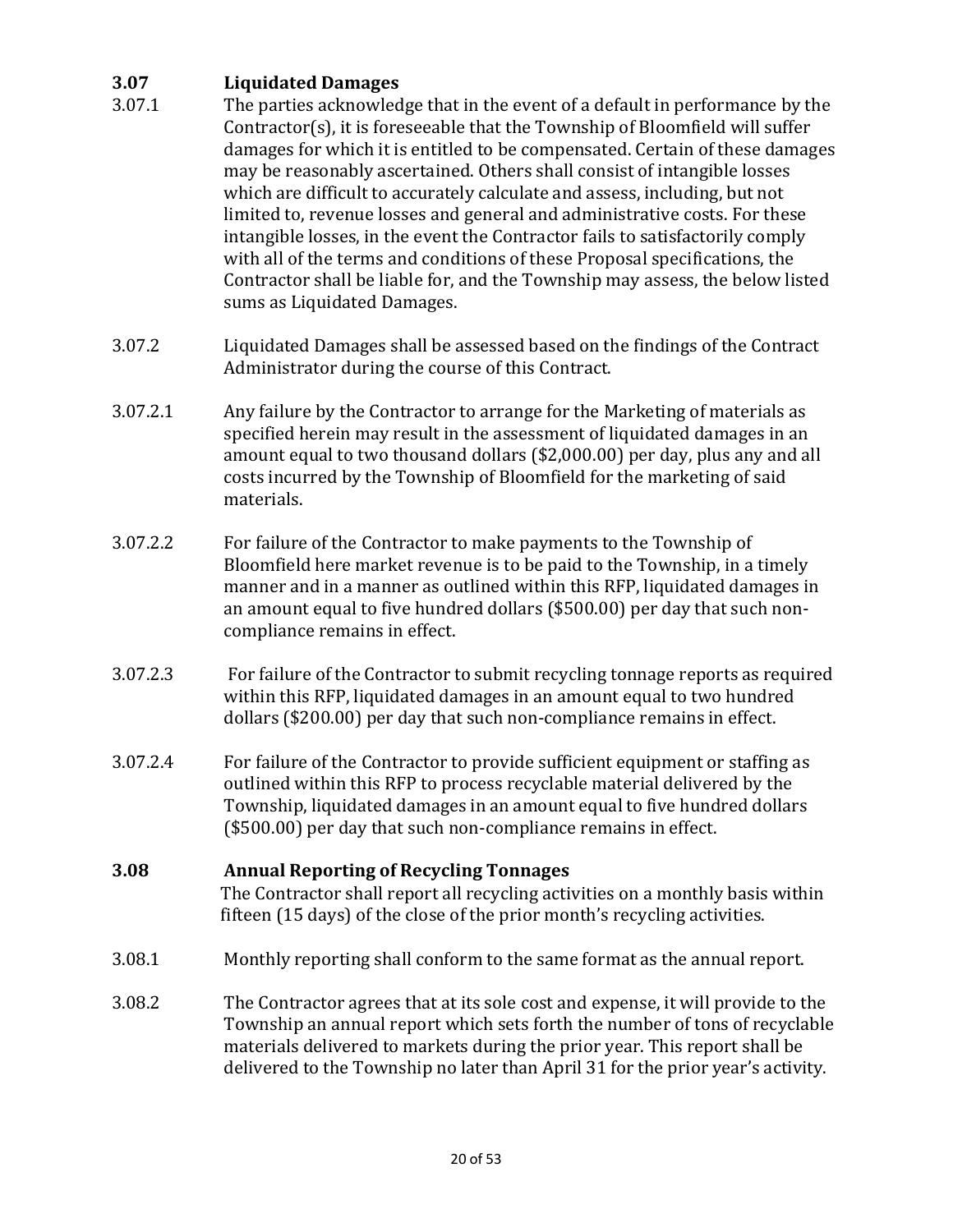### 3.07 Liquidated Damages

3.07.1 The parties acknowledge that in the event of a default in performance by the Contractor(s), it is foreseeable that the Township of Bloomfield will suffer damages for which it is entitled to be compensated. Certain of these damages may be reasonably ascertained. Others shall consist of intangible losses which are difficult to accurately calculate and assess, including, but not limited to, revenue losses and general and administrative costs. For these intangible losses, in the event the Contractor fails to satisfactorily comply with all of the terms and conditions of these Proposal specifications, the Contractor shall be liable for, and the Township may assess, the below listed sums as Liquidated Damages.

3.07.2 Liquidated Damages shall be assessed based on the findings of the Contract Administrator during the course of this Contract.

3.07.2.1 Any failure by the Contractor to arrange for the Marketing of materials as specified herein may result in the assessment of liquidated damages in an amount equal to two thousand dollars ($2,000.00) per day, plus any and all costs incurred by the Township of Bloomfield for the marketing of said materials.

3.07.2.2 For failure of the Contractor to make payments to the Township of Bloomfield here market revenue is to be paid to the Township, in a timely manner and in a manner as outlined within this RFP, liquidated damages in an amount equal to five hundred dollars ($500.00) per day that such non-compliance remains in effect.

3.07.2.3 For failure of the Contractor to submit recycling tonnage reports as required within this RFP, liquidated damages in an amount equal to two hundred dollars ($200.00) per day that such non-compliance remains in effect.

3.07.2.4 For failure of the Contractor to provide sufficient equipment or staffing as outlined within this RFP to process recyclable material delivered by the Township, liquidated damages in an amount equal to five hundred dollars ($500.00) per day that such non-compliance remains in effect.

### 3.08 Annual Reporting of Recycling Tonnages

The Contractor shall report all recycling activities on a monthly basis within fifteen (15 days) of the close of the prior month's recycling activities.

3.08.1 Monthly reporting shall conform to the same format as the annual report.

3.08.2 The Contractor agrees that at its sole cost and expense, it will provide to the Township an annual report which sets forth the number of tons of recyclable materials delivered to markets during the prior year. This report shall be delivered to the Township no later than April 31 for the prior year's activity.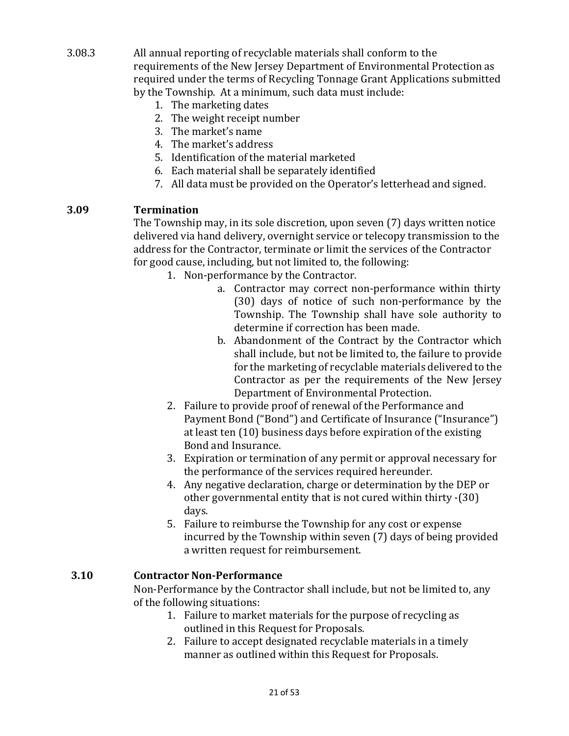3.08.3 All annual reporting of recyclable materials shall conform to the requirements of the New Jersey Department of Environmental Protection as required under the terms of Recycling Tonnage Grant Applications submitted by the Township. At a minimum, such data must include:

1. The marketing dates
2. The weight receipt number
3. The market's name
4. The market's address
5. Identification of the material marketed
6. Each material shall be separately identified
7. All data must be provided on the Operator's letterhead and signed.

## 3.09 Termination

The Township may, in its sole discretion, upon seven (7) days written notice delivered via hand delivery, overnight service or telecopy transmission to the address for the Contractor, terminate or limit the services of the Contractor for good cause, including, but not limited to, the following:

1. Non-performance by the Contractor.
   a. Contractor may correct non-performance within thirty (30) days of notice of such non-performance by the Township. The Township shall have sole authority to determine if correction has been made.
   b. Abandonment of the Contract by the Contractor which shall include, but not be limited to, the failure to provide for the marketing of recyclable materials delivered to the Contractor as per the requirements of the New Jersey Department of Environmental Protection.
2. Failure to provide proof of renewal of the Performance and Payment Bond ("Bond") and Certificate of Insurance ("Insurance") at least ten (10) business days before expiration of the existing Bond and Insurance.
3. Expiration or termination of any permit or approval necessary for the performance of the services required hereunder.
4. Any negative declaration, charge or determination by the DEP or other governmental entity that is not cured within thirty -(30) days.
5. Failure to reimburse the Township for any cost or expense incurred by the Township within seven (7) days of being provided a written request for reimbursement.

## 3.10 Contractor Non-Performance

Non-Performance by the Contractor shall include, but not be limited to, any of the following situations:

1. Failure to market materials for the purpose of recycling as outlined in this Request for Proposals.
2. Failure to accept designated recyclable materials in a timely manner as outlined within this Request for Proposals.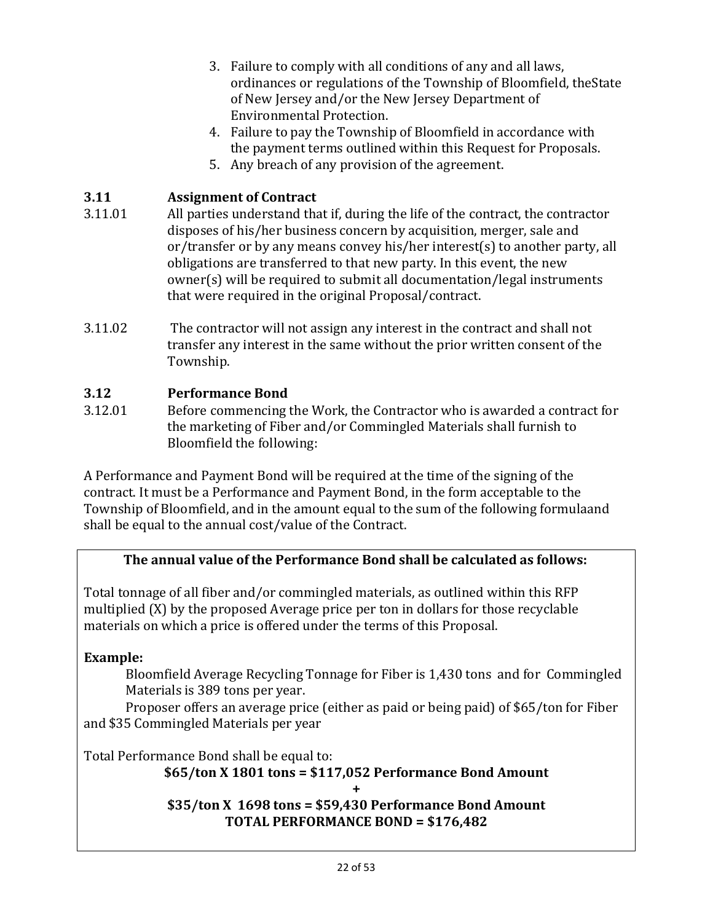3. Failure to comply with all conditions of any and all laws, ordinances or regulations of the Township of Bloomfield, theState of New Jersey and/or the New Jersey Department of Environmental Protection.
4. Failure to pay the Township of Bloomfield in accordance with the payment terms outlined within this Request for Proposals.
5. Any breach of any provision of the agreement.

### 3.11 Assignment of Contract

3.11.01 All parties understand that if, during the life of the contract, the contractor disposes of his/her business concern by acquisition, merger, sale and or/transfer or by any means convey his/her interest(s) to another party, all obligations are transferred to that new party. In this event, the new owner(s) will be required to submit all documentation/legal instruments that were required in the original Proposal/contract.

3.11.02 The contractor will not assign any interest in the contract and shall not transfer any interest in the same without the prior written consent of the Township.

### 3.12 Performance Bond

3.12.01 Before commencing the Work, the Contractor who is awarded a contract for the marketing of Fiber and/or Commingled Materials shall furnish to Bloomfield the following:

A Performance and Payment Bond will be required at the time of the signing of the contract. It must be a Performance and Payment Bond, in the form acceptable to the Township of Bloomfield, and in the amount equal to the sum of the following formulaand shall be equal to the annual cost/value of the Contract.

**The annual value of the Performance Bond shall be calculated as follows:**

Total tonnage of all fiber and/or commingled materials, as outlined within this RFP multiplied (X) by the proposed Average price per ton in dollars for those recyclable materials on which a price is offered under the terms of this Proposal.

**Example:**

Bloomfield Average Recycling Tonnage for Fiber is 1,430 tons and for Commingled Materials is 389 tons per year.

Proposer offers an average price (either as paid or being paid) of $65/ton for Fiber and $35 Commingled Materials per year

Total Performance Bond shall be equal to:

**$65/ton X 1801 tons = $117,052 Performance Bond Amount**

**+**

**$35/ton X 1698 tons = $59,430 Performance Bond Amount**

**TOTAL PERFORMANCE BOND = $176,482**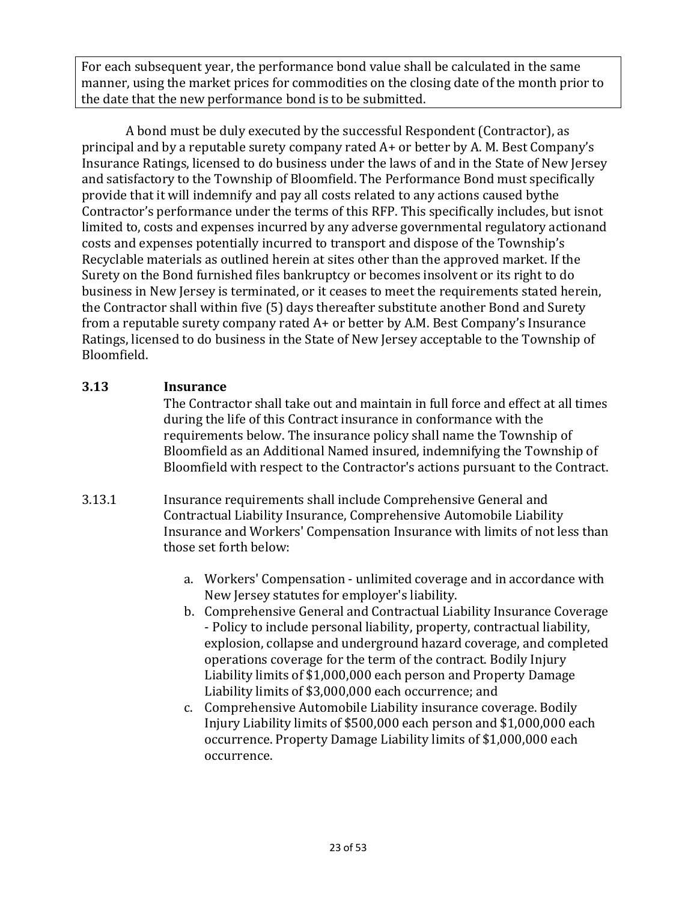For each subsequent year, the performance bond value shall be calculated in the same manner, using the market prices for commodities on the closing date of the month prior to the date that the new performance bond is to be submitted.

A bond must be duly executed by the successful Respondent (Contractor), as principal and by a reputable surety company rated A+ or better by A. M. Best Company's Insurance Ratings, licensed to do business under the laws of and in the State of New Jersey and satisfactory to the Township of Bloomfield. The Performance Bond must specifically provide that it will indemnify and pay all costs related to any actions caused bythe Contractor's performance under the terms of this RFP. This specifically includes, but isnot limited to, costs and expenses incurred by any adverse governmental regulatory actionand costs and expenses potentially incurred to transport and dispose of the Township's Recyclable materials as outlined herein at sites other than the approved market. If the Surety on the Bond furnished files bankruptcy or becomes insolvent or its right to do business in New Jersey is terminated, or it ceases to meet the requirements stated herein, the Contractor shall within five (5) days thereafter substitute another Bond and Surety from a reputable surety company rated A+ or better by A.M. Best Company's Insurance Ratings, licensed to do business in the State of New Jersey acceptable to the Township of Bloomfield.

### 3.13 Insurance

The Contractor shall take out and maintain in full force and effect at all times during the life of this Contract insurance in conformance with the requirements below. The insurance policy shall name the Township of Bloomfield as an Additional Named insured, indemnifying the Township of Bloomfield with respect to the Contractor's actions pursuant to the Contract.

3.13.1 Insurance requirements shall include Comprehensive General and Contractual Liability Insurance, Comprehensive Automobile Liability Insurance and Workers' Compensation Insurance with limits of not less than those set forth below:

a. Workers' Compensation - unlimited coverage and in accordance with New Jersey statutes for employer's liability.
b. Comprehensive General and Contractual Liability Insurance Coverage - Policy to include personal liability, property, contractual liability, explosion, collapse and underground hazard coverage, and completed operations coverage for the term of the contract. Bodily Injury Liability limits of $1,000,000 each person and Property Damage Liability limits of $3,000,000 each occurrence; and
c. Comprehensive Automobile Liability insurance coverage. Bodily Injury Liability limits of $500,000 each person and $1,000,000 each occurrence. Property Damage Liability limits of $1,000,000 each occurrence.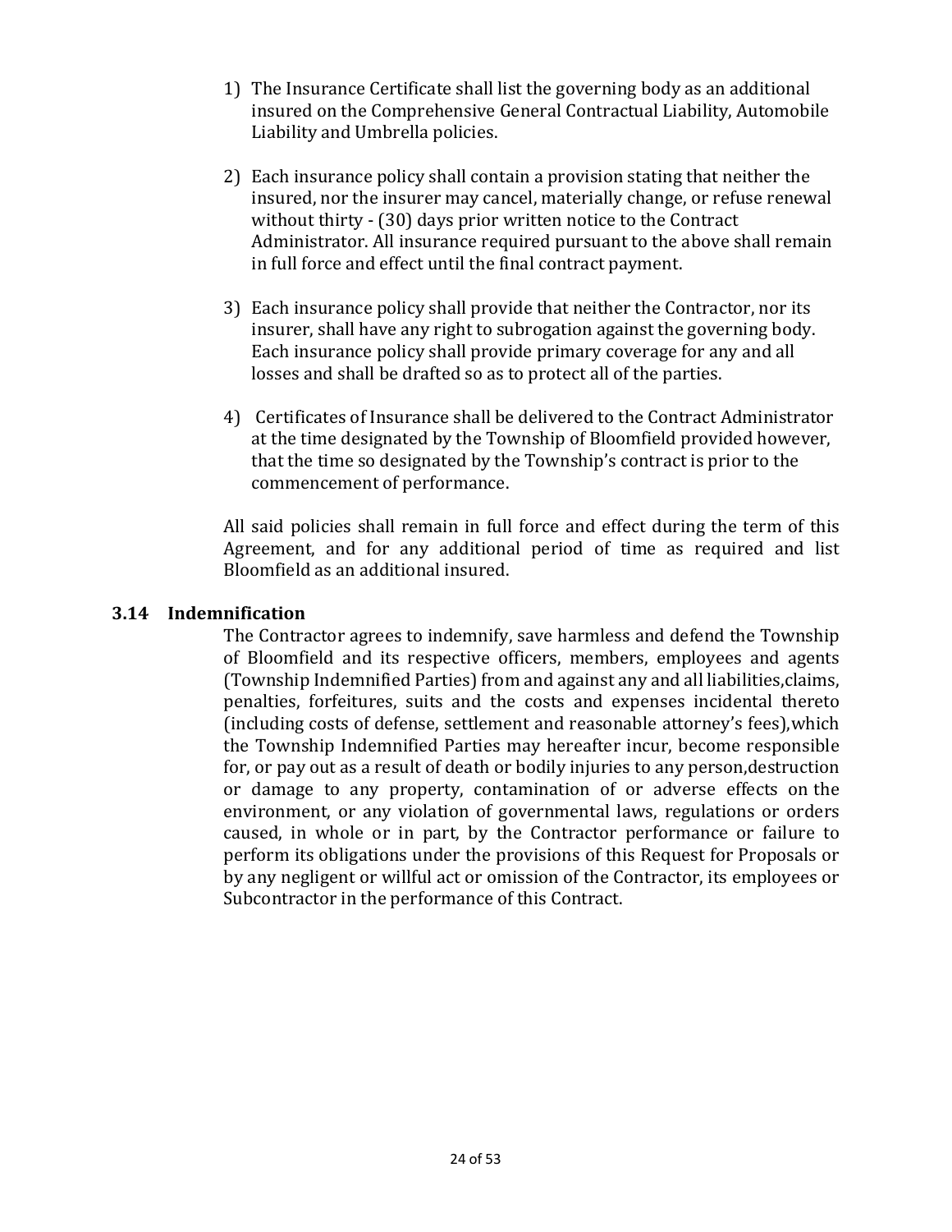1) The Insurance Certificate shall list the governing body as an additional insured on the Comprehensive General Contractual Liability, Automobile Liability and Umbrella policies.

2) Each insurance policy shall contain a provision stating that neither the insured, nor the insurer may cancel, materially change, or refuse renewal without thirty - (30) days prior written notice to the Contract Administrator. All insurance required pursuant to the above shall remain in full force and effect until the final contract payment.

3) Each insurance policy shall provide that neither the Contractor, nor its insurer, shall have any right to subrogation against the governing body. Each insurance policy shall provide primary coverage for any and all losses and shall be drafted so as to protect all of the parties.

4) Certificates of Insurance shall be delivered to the Contract Administrator at the time designated by the Township of Bloomfield provided however, that the time so designated by the Township's contract is prior to the commencement of performance.

All said policies shall remain in full force and effect during the term of this Agreement, and for any additional period of time as required and list Bloomfield as an additional insured.

### 3.14 Indemnification

The Contractor agrees to indemnify, save harmless and defend the Township of Bloomfield and its respective officers, members, employees and agents (Township Indemnified Parties) from and against any and all liabilities,claims, penalties, forfeitures, suits and the costs and expenses incidental thereto (including costs of defense, settlement and reasonable attorney's fees),which the Township Indemnified Parties may hereafter incur, become responsible for, or pay out as a result of death or bodily injuries to any person,destruction or damage to any property, contamination of or adverse effects on the environment, or any violation of governmental laws, regulations or orders caused, in whole or in part, by the Contractor performance or failure to perform its obligations under the provisions of this Request for Proposals or by any negligent or willful act or omission of the Contractor, its employees or Subcontractor in the performance of this Contract.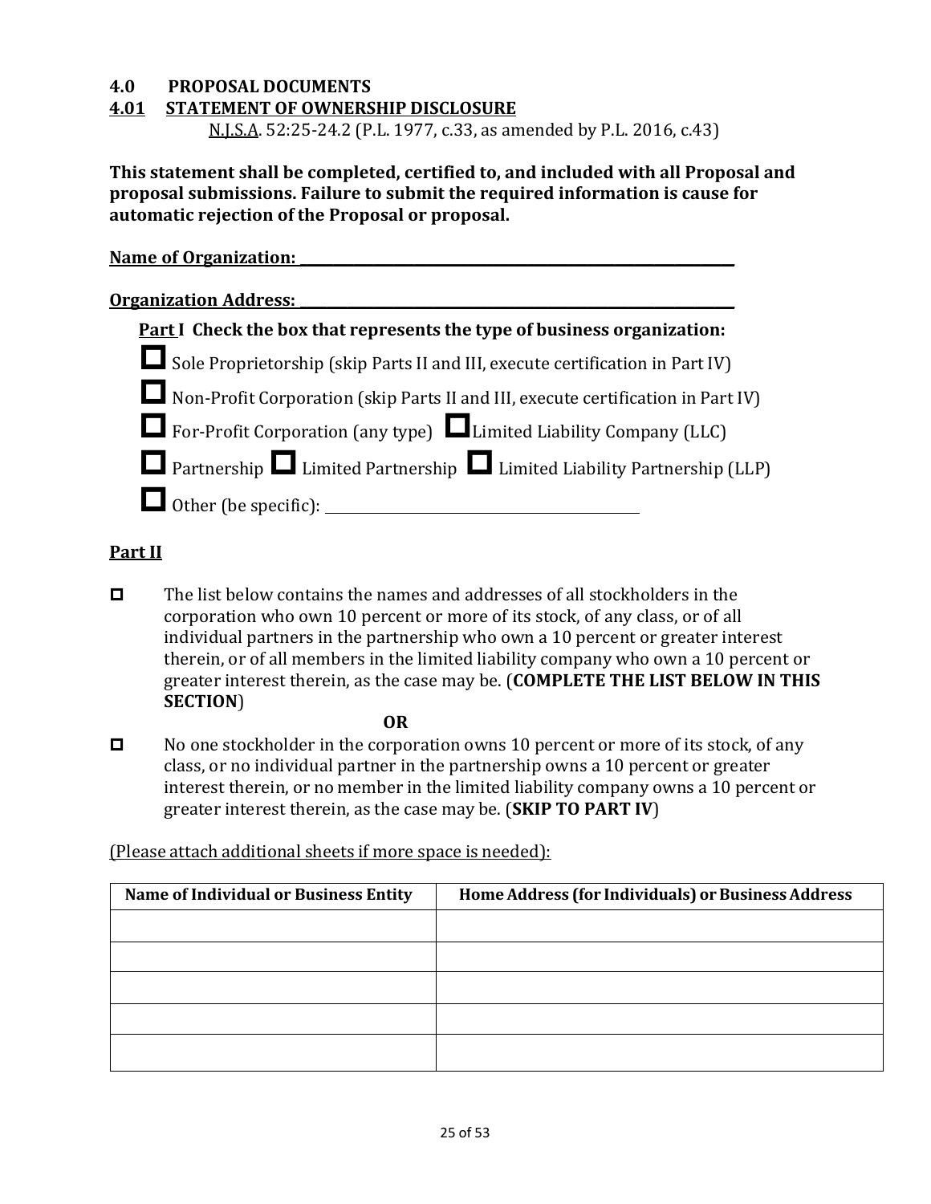## 4.0 PROPOSAL DOCUMENTS

## 4.01 STATEMENT OF OWNERSHIP DISCLOSURE

N.J.S.A. 52:25-24.2 (P.L. 1977, c.33, as amended by P.L. 2016, c.43)

**This statement shall be completed, certified to, and included with all Proposal and proposal submissions. Failure to submit the required information is cause for automatic rejection of the Proposal or proposal.**

**Name of Organization: ____________________________________________**

**Organization Address: ____________________________________________**

**Part I Check the box that represents the type of business organization:**

☐ Sole Proprietorship (skip Parts II and III, execute certification in Part IV)

☐ Non-Profit Corporation (skip Parts II and III, execute certification in Part IV)

☐ For-Profit Corporation (any type) ☐ Limited Liability Company (LLC)

☐ Partnership ☐ Limited Partnership ☐ Limited Liability Partnership (LLP)

☐ Other (be specific): ______________________________

**Part II**

☐ The list below contains the names and addresses of all stockholders in the corporation who own 10 percent or more of its stock, of any class, or of all individual partners in the partnership who own a 10 percent or greater interest therein, or of all members in the limited liability company who own a 10 percent or greater interest therein, as the case may be. (**COMPLETE THE LIST BELOW IN THIS SECTION**)

**OR**

☐ No one stockholder in the corporation owns 10 percent or more of its stock, of any class, or no individual partner in the partnership owns a 10 percent or greater interest therein, or no member in the limited liability company owns a 10 percent or greater interest therein, as the case may be. (**SKIP TO PART IV**)

(Please attach additional sheets if more space is needed):

| Name of Individual or Business Entity | Home Address (for Individuals) or Business Address |
|---|---|
| | |
| | |
| | |
| | |
| | |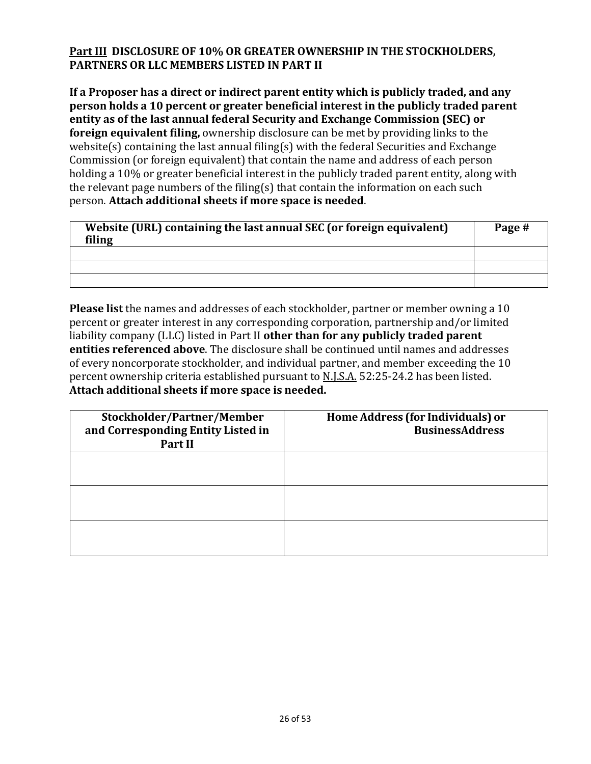**<u>Part III</u> DISCLOSURE OF 10% OR GREATER OWNERSHIP IN THE STOCKHOLDERS, PARTNERS OR LLC MEMBERS LISTED IN PART II**

**If a Proposer has a direct or indirect parent entity which is publicly traded, and any person holds a 10 percent or greater beneficial interest in the publicly traded parent entity as of the last annual federal Security and Exchange Commission (SEC) or foreign equivalent filing,** ownership disclosure can be met by providing links to the website(s) containing the last annual filing(s) with the federal Securities and Exchange Commission (or foreign equivalent) that contain the name and address of each person holding a 10% or greater beneficial interest in the publicly traded parent entity, along with the relevant page numbers of the filing(s) that contain the information on each such person. **Attach additional sheets if more space is needed**.

| Website (URL) containing the last annual SEC (or foreign equivalent) filing | Page # |
|---|---|
| | |
| | |
| | |

**Please list** the names and addresses of each stockholder, partner or member owning a 10 percent or greater interest in any corresponding corporation, partnership and/or limited liability company (LLC) listed in Part II **other than for any publicly traded parent entities referenced above**. The disclosure shall be continued until names and addresses of every noncorporate stockholder, and individual partner, and member exceeding the 10 percent ownership criteria established pursuant to <u>N.J.S.A.</u> 52:25-24.2 has been listed. **Attach additional sheets if more space is needed.**

| Stockholder/Partner/Member and Corresponding Entity Listed in Part II | Home Address (for Individuals) or BusinessAddress |
|---|---|
| | |
| | |
| | |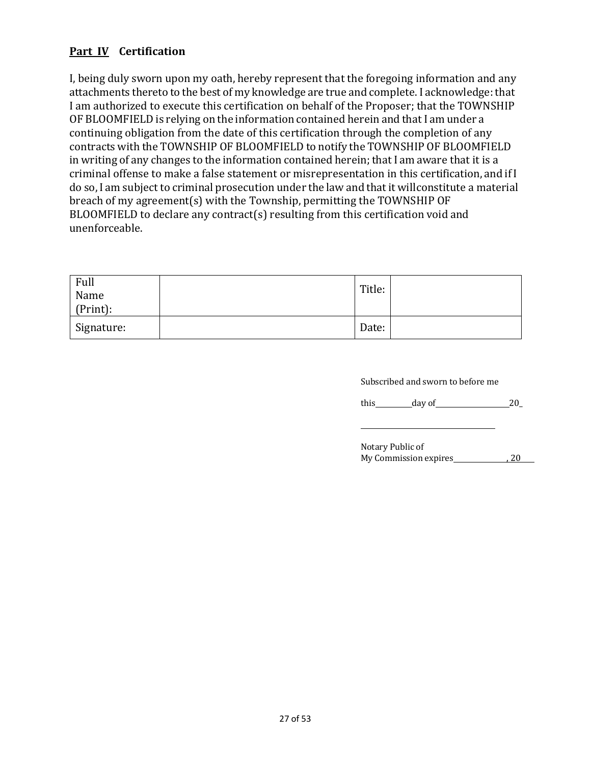**<u>Part IV</u> Certification**

I, being duly sworn upon my oath, hereby represent that the foregoing information and any attachments thereto to the best of my knowledge are true and complete. I acknowledge: that I am authorized to execute this certification on behalf of the Proposer; that the TOWNSHIP OF BLOOMFIELD is relying on the information contained herein and that I am under a continuing obligation from the date of this certification through the completion of any contracts with the TOWNSHIP OF BLOOMFIELD to notify the TOWNSHIP OF BLOOMFIELD in writing of any changes to the information contained herein; that I am aware that it is a criminal offense to make a false statement or misrepresentation in this certification, and if I do so, I am subject to criminal prosecution under the law and that it willconstitute a material breach of my agreement(s) with the Township, permitting the TOWNSHIP OF BLOOMFIELD to declare any contract(s) resulting from this certification void and unenforceable.

| Full Name (Print): | | Title: | |
|---|---|---|---|
| Signature: | | Date: | |

Subscribed and sworn to before me

this\_\_\_\_\_\_\_\_\_\_day of\_\_\_\_\_\_\_\_\_\_\_\_\_\_\_\_\_\_\_\_20\_

\_\_\_\_\_\_\_\_\_\_\_\_\_\_\_\_\_\_\_\_\_\_\_\_\_\_\_\_\_\_\_\_\_\_\_\_

Notary Public of
My Commission expires\_\_\_\_\_\_\_\_\_\_\_\_\_\_\_, 20\_\_\_\_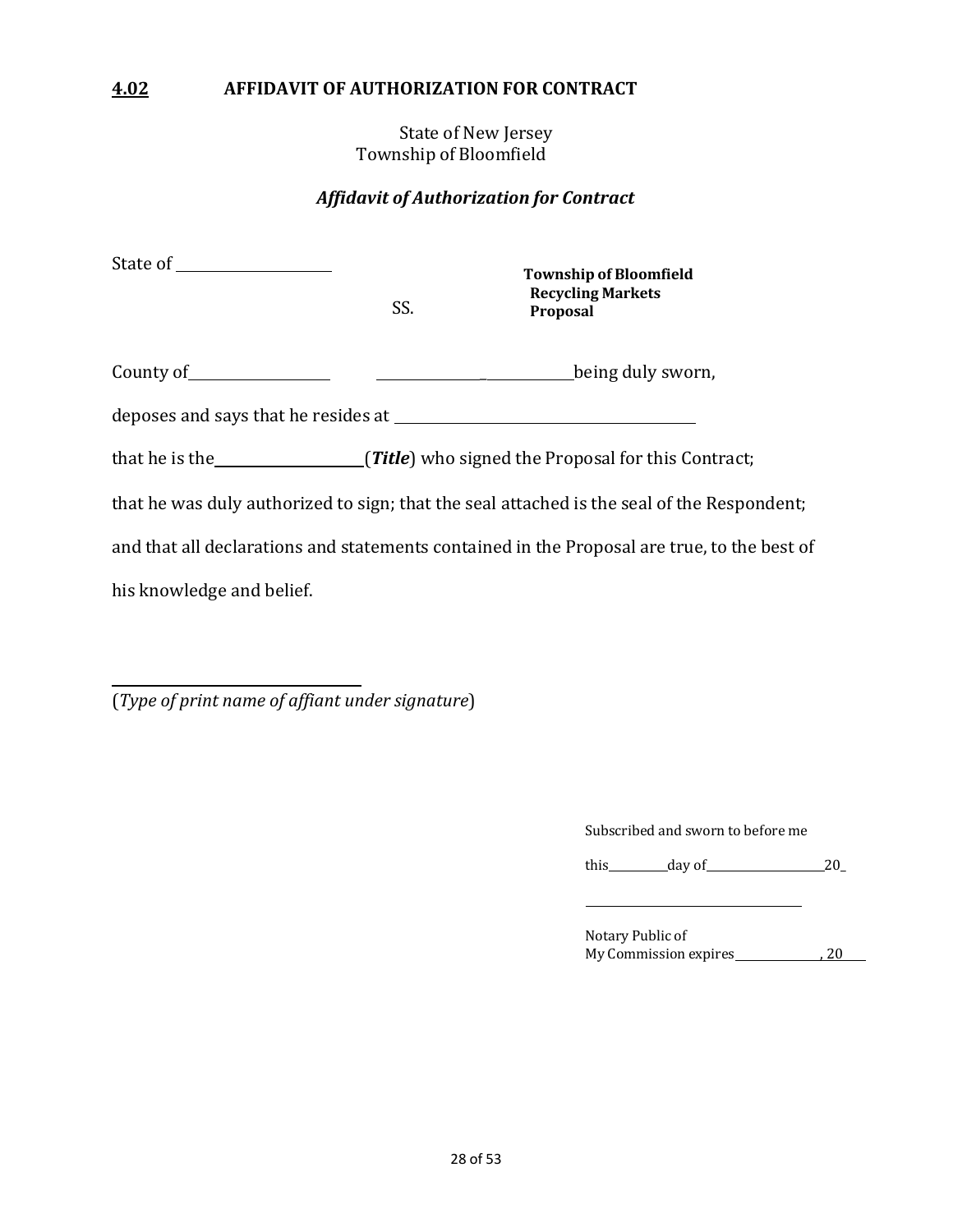## 4.02 AFFIDAVIT OF AUTHORIZATION FOR CONTRACT

State of New Jersey
Township of Bloomfield

### *Affidavit of Authorization for Contract*

State of ____________________

SS.

**Township of Bloomfield**
**Recycling Markets**
**Proposal**

County of__________________ _____________________________being duly sworn,

deposes and says that he resides at ________________________________________

that he is the____________________(***Title***) who signed the Proposal for this Contract;

that he was duly authorized to sign; that the seal attached is the seal of the Respondent;

and that all declarations and statements contained in the Proposal are true, to the best of

his knowledge and belief.

___________________________________
(*Type of print name of affiant under signature*)

Subscribed and sworn to before me

this__________day of____________________20_

___________________________________

Notary Public of
My Commission expires______________, 20____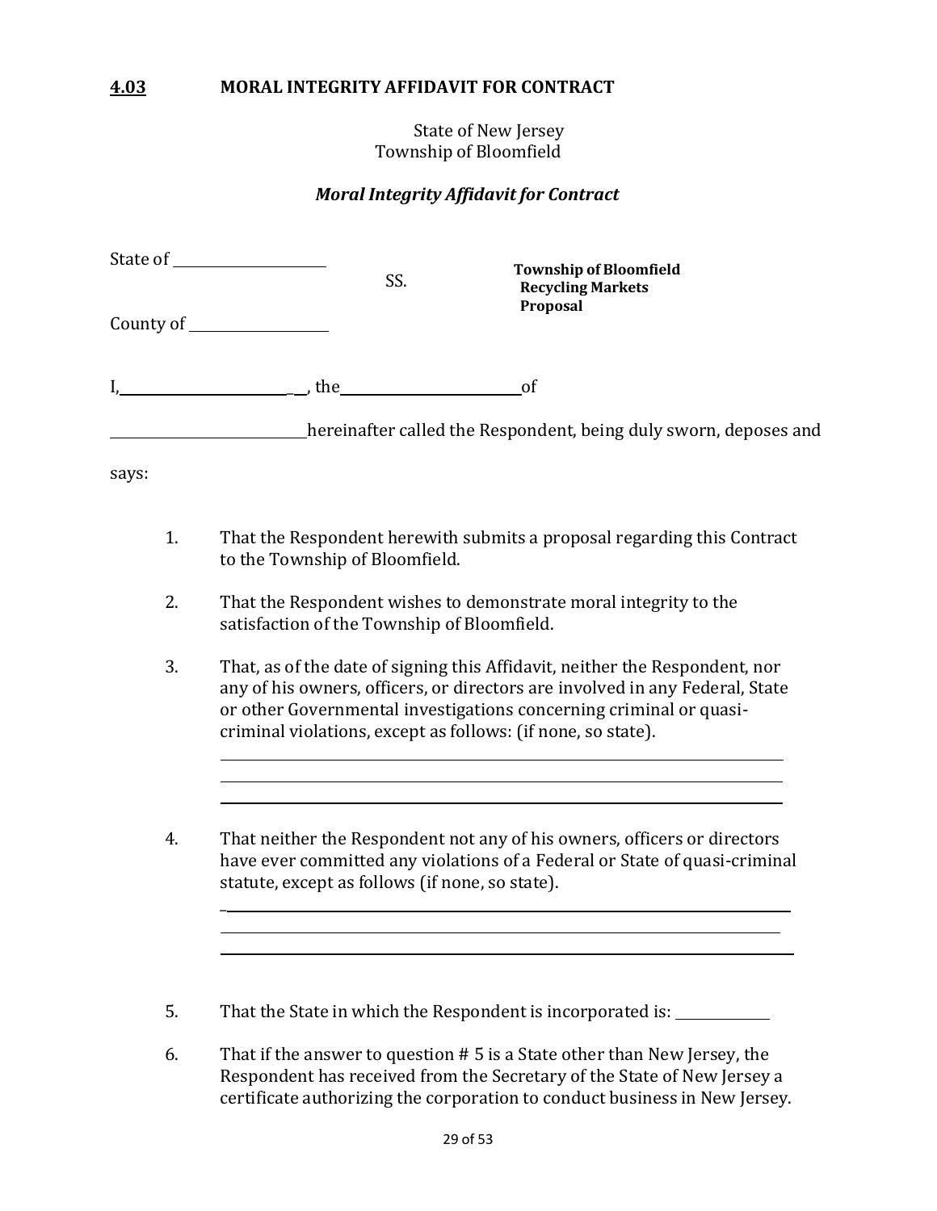## 4.03 MORAL INTEGRITY AFFIDAVIT FOR CONTRACT

State of New Jersey
Township of Bloomfield

### *Moral Integrity Affidavit for Contract*

State of ____________________

SS.

**Township of Bloomfield**
**Recycling Markets**
**Proposal**

County of __________________

I, _______________________, the _________________________ of

__________________________ hereinafter called the Respondent, being duly sworn, deposes and says:

1. That the Respondent herewith submits a proposal regarding this Contract to the Township of Bloomfield.

2. That the Respondent wishes to demonstrate moral integrity to the satisfaction of the Township of Bloomfield.

3. That, as of the date of signing this Affidavit, neither the Respondent, nor any of his owners, officers, or directors are involved in any Federal, State or other Governmental investigations concerning criminal or quasi-criminal violations, except as follows: (if none, so state).

   ______________________________________________________________________

   ______________________________________________________________________

   ______________________________________________________________________

4. That neither the Respondent not any of his owners, officers or directors have ever committed any violations of a Federal or State of quasi-criminal statute, except as follows (if none, so state).

   ______________________________________________________________________

   ______________________________________________________________________

   ______________________________________________________________________

5. That the State in which the Respondent is incorporated is: ____________

6. That if the answer to question # 5 is a State other than New Jersey, the Respondent has received from the Secretary of the State of New Jersey a certificate authorizing the corporation to conduct business in New Jersey.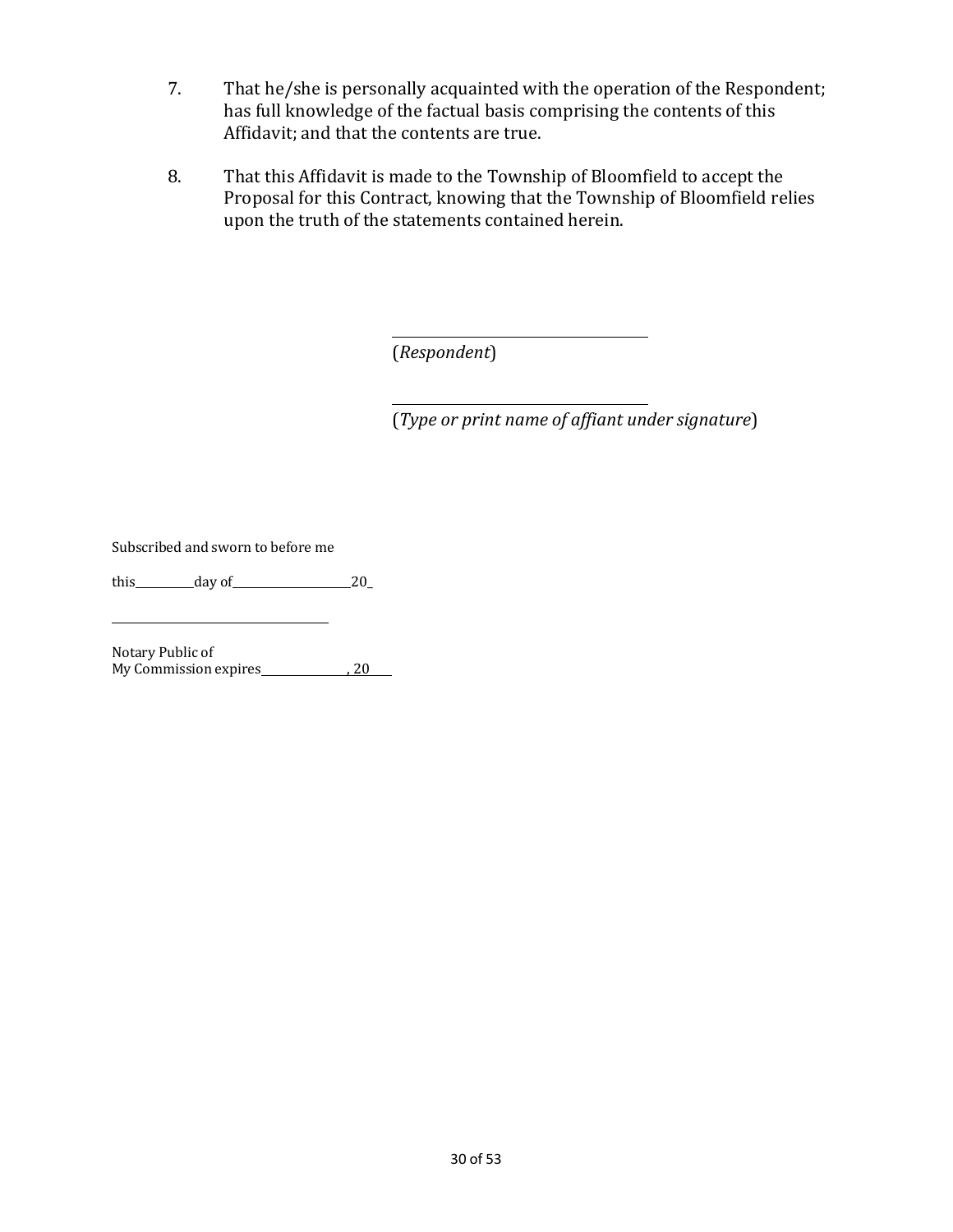7. That he/she is personally acquainted with the operation of the Respondent; has full knowledge of the factual basis comprising the contents of this Affidavit; and that the contents are true.

8. That this Affidavit is made to the Township of Bloomfield to accept the Proposal for this Contract, knowing that the Township of Bloomfield relies upon the truth of the statements contained herein.

\_\_\_\_\_\_\_\_\_\_\_\_\_\_\_\_\_\_\_\_\_\_\_\_\_\_\_\_\_\_\_\_\_\_\_\_
(*Respondent*)

\_\_\_\_\_\_\_\_\_\_\_\_\_\_\_\_\_\_\_\_\_\_\_\_\_\_\_\_\_\_\_\_\_\_\_\_
(*Type or print name of affiant under signature*)

Subscribed and sworn to before me

this\_\_\_\_\_\_\_\_\_\_day of\_\_\_\_\_\_\_\_\_\_\_\_\_\_\_\_\_\_\_\_20\_

\_\_\_\_\_\_\_\_\_\_\_\_\_\_\_\_\_\_\_\_\_\_\_\_\_\_\_\_\_\_\_\_\_\_\_\_

Notary Public of
My Commission expires\_\_\_\_\_\_\_\_\_\_\_\_\_\_\_, 20\_\_\_\_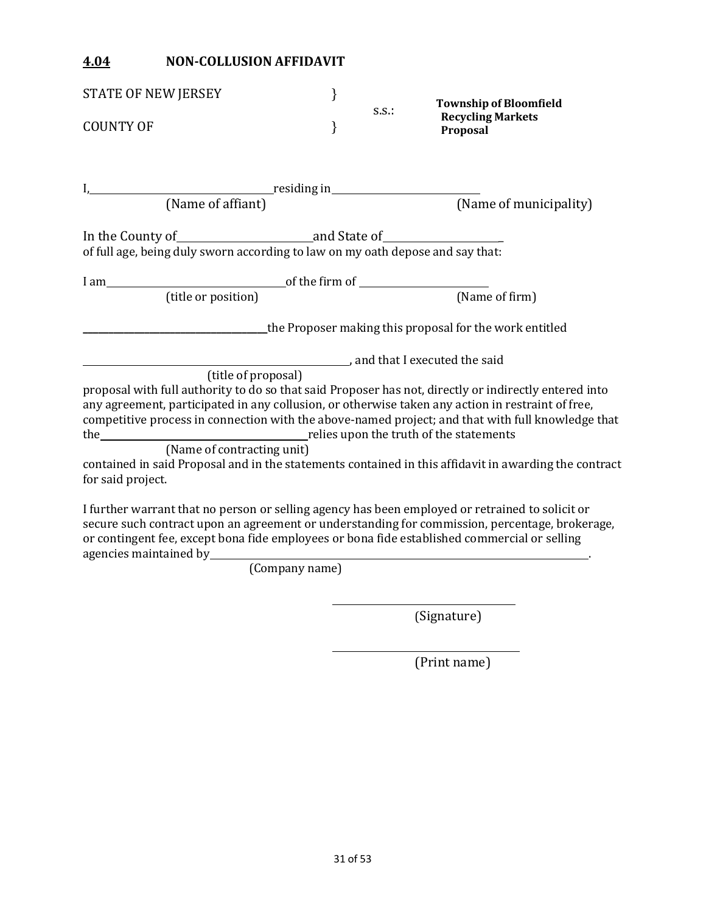## 4.04 NON-COLLUSION AFFIDAVIT

STATE OF NEW JERSEY }
s.s.: **Township of Bloomfield Recycling Markets Proposal**
COUNTY OF }

I,\_\_\_\_\_\_\_\_\_\_\_\_\_\_\_\_\_\_\_\_\_\_\_\_\_\_\_\_\_\_residing in\_\_\_\_\_\_\_\_\_\_\_\_\_\_\_\_\_\_\_\_\_\_\_\_\_\_\_\_
(Name of affiant) (Name of municipality)

In the County of\_\_\_\_\_\_\_\_\_\_\_\_\_\_\_\_\_\_\_\_\_\_\_\_and State of\_\_\_\_\_\_\_\_\_\_\_\_\_\_\_\_\_\_\_\_\_\_
of full age, being duly sworn according to law on my oath depose and say that:

I am\_\_\_\_\_\_\_\_\_\_\_\_\_\_\_\_\_\_\_\_\_\_\_\_\_\_\_\_\_\_\_\_of the firm of \_\_\_\_\_\_\_\_\_\_\_\_\_\_\_\_\_\_\_\_\_\_\_\_
(title or position) (Name of firm)

\_\_\_\_\_\_\_\_\_\_\_\_\_\_\_\_\_\_\_\_\_\_\_\_\_\_\_\_\_\_\_\_\_\_\_\_the Proposer making this proposal for the work entitled

\_\_\_\_\_\_\_\_\_\_\_\_\_\_\_\_\_\_\_\_\_\_\_\_\_\_\_\_\_\_\_\_\_\_\_\_\_\_\_\_\_\_\_\_\_\_\_\_\_\_\_\_, and that I executed the said
(title of proposal)
proposal with full authority to do so that said Proposer has not, directly or indirectly entered into any agreement, participated in any collusion, or otherwise taken any action in restraint of free, competitive process in connection with the above-named project; and that with full knowledge that the\_\_\_\_\_\_\_\_\_\_\_\_\_\_\_\_\_\_\_\_\_\_\_\_\_\_\_\_\_\_\_\_\_\_\_\_\_\_\_relies upon the truth of the statements
(Name of contracting unit)
contained in said Proposal and in the statements contained in this affidavit in awarding the contract for said project.

I further warrant that no person or selling agency has been employed or retrained to solicit or secure such contract upon an agreement or understanding for commission, percentage, brokerage, or contingent fee, except bona fide employees or bona fide established commercial or selling agencies maintained by\_\_\_\_\_\_\_\_\_\_\_\_\_\_\_\_\_\_\_\_\_\_\_\_\_\_\_\_\_\_\_\_\_\_\_\_\_\_\_\_\_\_\_\_\_\_\_\_\_\_\_\_\_\_\_\_\_\_\_\_\_\_\_\_\_\_\_\_\_\_\_\_\_\_\_\_.
(Company name)

\_\_\_\_\_\_\_\_\_\_\_\_\_\_\_\_\_\_\_\_\_\_\_\_\_\_\_\_\_\_\_\_\_\_\_\_
(Signature)

\_\_\_\_\_\_\_\_\_\_\_\_\_\_\_\_\_\_\_\_\_\_\_\_\_\_\_\_\_\_\_\_\_\_\_\_
(Print name)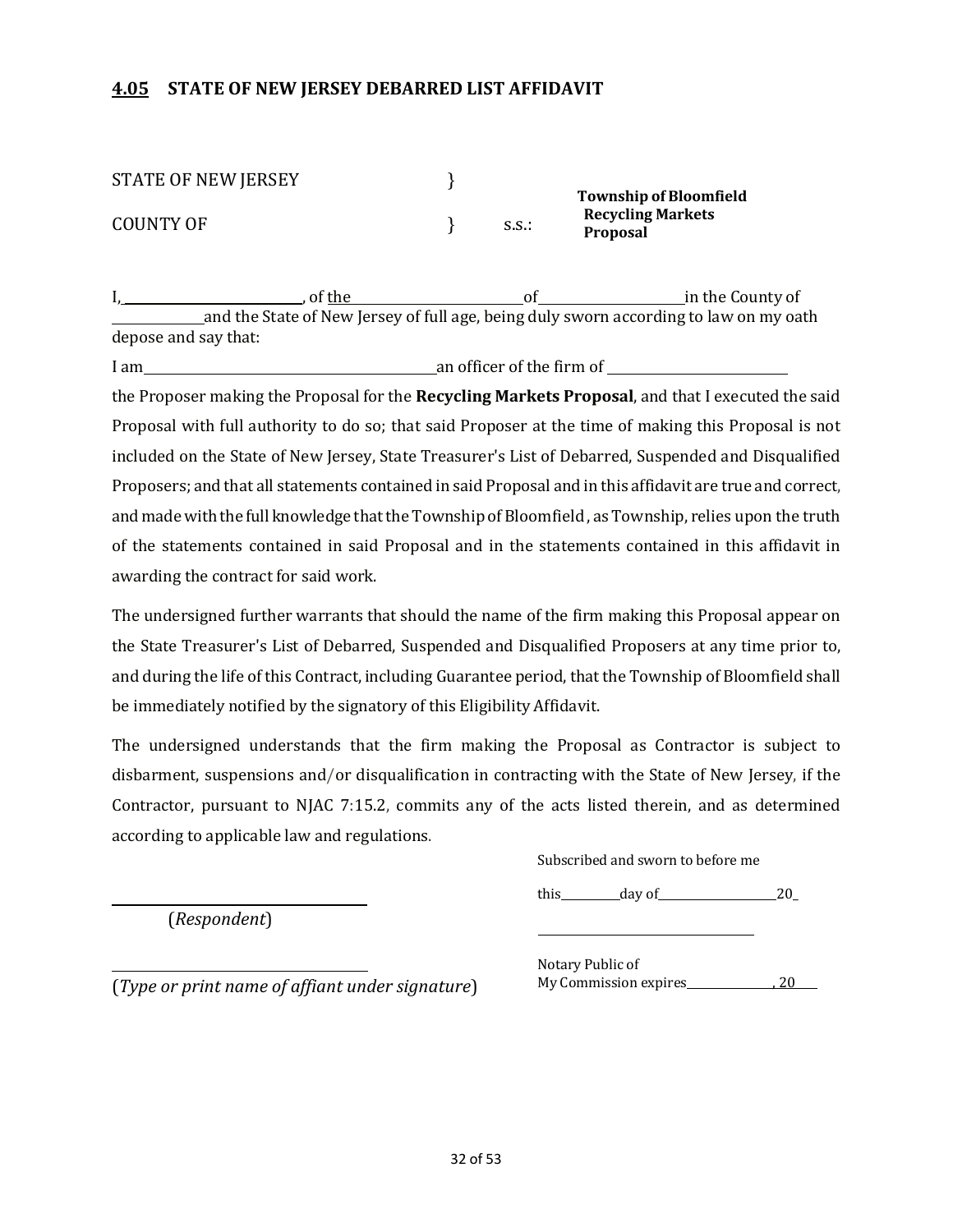## 4.05 STATE OF NEW JERSEY DEBARRED LIST AFFIDAVIT

STATE OF NEW JERSEY }

COUNTY OF } s.s.:

**Township of Bloomfield Recycling Markets Proposal**

I, \_\_\_\_\_\_\_\_\_\_\_\_\_\_\_\_\_\_\_\_, of the \_\_\_\_\_\_\_\_\_\_\_\_\_\_\_\_\_\_\_\_ of \_\_\_\_\_\_\_\_\_\_\_\_\_\_\_\_ in the County of \_\_\_\_\_\_\_\_\_\_ and the State of New Jersey of full age, being duly sworn according to law on my oath depose and say that:

I am \_\_\_\_\_\_\_\_\_\_\_\_\_\_\_\_\_\_\_\_\_\_\_\_\_\_\_\_\_\_\_\_ an officer of the firm of \_\_\_\_\_\_\_\_\_\_\_\_\_\_\_\_\_\_\_\_

the Proposer making the Proposal for the **Recycling Markets Proposal**, and that I executed the said Proposal with full authority to do so; that said Proposer at the time of making this Proposal is not included on the State of New Jersey, State Treasurer's List of Debarred, Suspended and Disqualified Proposers; and that all statements contained in said Proposal and in this affidavit are true and correct, and made with the full knowledge that the Township of Bloomfield , as Township, relies upon the truth of the statements contained in said Proposal and in the statements contained in this affidavit in awarding the contract for said work.

The undersigned further warrants that should the name of the firm making this Proposal appear on the State Treasurer's List of Debarred, Suspended and Disqualified Proposers at any time prior to, and during the life of this Contract, including Guarantee period, that the Township of Bloomfield shall be immediately notified by the signatory of this Eligibility Affidavit.

The undersigned understands that the firm making the Proposal as Contractor is subject to disbarment, suspensions and/or disqualification in contracting with the State of New Jersey, if the Contractor, pursuant to NJAC 7:15.2, commits any of the acts listed therein, and as determined according to applicable law and regulations.

Subscribed and sworn to before me

this \_\_\_\_\_\_\_\_ day of \_\_\_\_\_\_\_\_\_\_\_\_\_\_\_\_ 20\_

\_\_\_\_\_\_\_\_\_\_\_\_\_\_\_\_\_\_\_\_\_\_\_\_\_\_\_\_\_\_

Notary Public of
My Commission expires \_\_\_\_\_\_\_\_\_\_\_\_, 20\_\_\_

\_\_\_\_\_\_\_\_\_\_\_\_\_\_\_\_\_\_\_\_\_\_\_\_\_\_\_\_\_\_

(*Respondent*)

\_\_\_\_\_\_\_\_\_\_\_\_\_\_\_\_\_\_\_\_\_\_\_\_\_\_\_\_\_\_

(*Type or print name of affiant under signature*)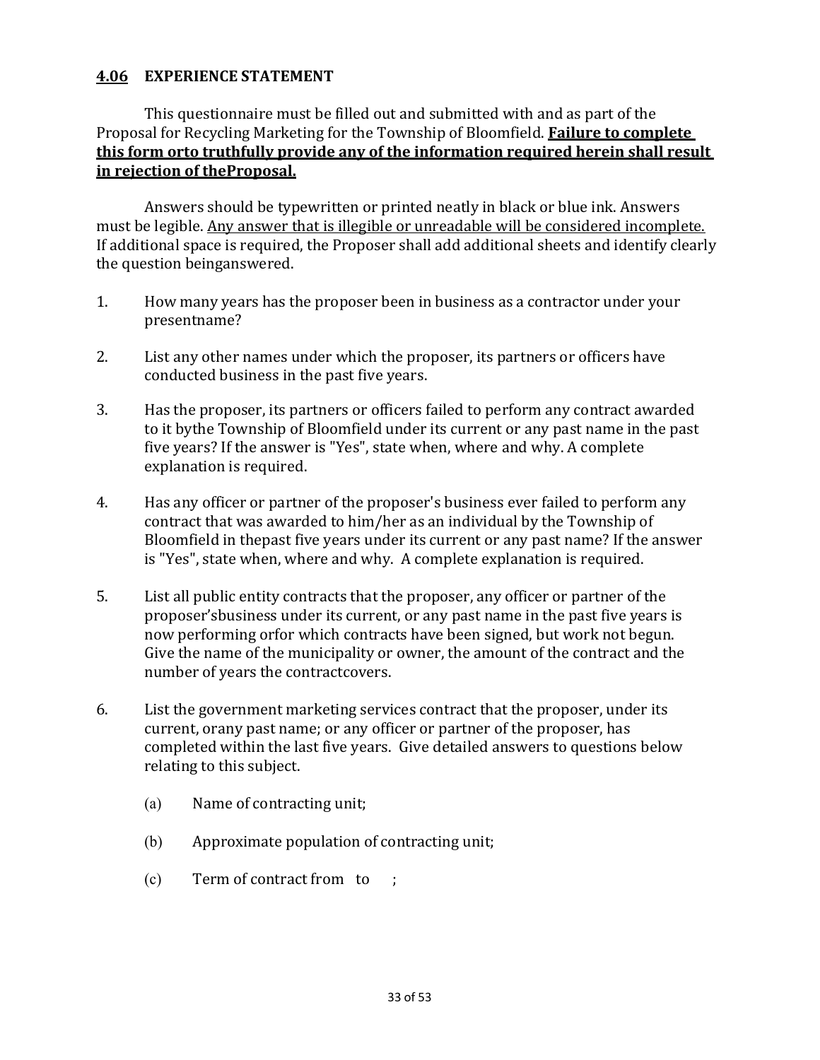## 4.06 EXPERIENCE STATEMENT

This questionnaire must be filled out and submitted with and as part of the Proposal for Recycling Marketing for the Township of Bloomfield. **Failure to complete this form orto truthfully provide any of the information required herein shall result in rejection of theProposal.**

Answers should be typewritten or printed neatly in black or blue ink. Answers must be legible. Any answer that is illegible or unreadable will be considered incomplete. If additional space is required, the Proposer shall add additional sheets and identify clearly the question beinganswered.

1. How many years has the proposer been in business as a contractor under your presentname?

2. List any other names under which the proposer, its partners or officers have conducted business in the past five years.

3. Has the proposer, its partners or officers failed to perform any contract awarded to it bythe Township of Bloomfield under its current or any past name in the past five years? If the answer is "Yes", state when, where and why. A complete explanation is required.

4. Has any officer or partner of the proposer's business ever failed to perform any contract that was awarded to him/her as an individual by the Township of Bloomfield in thepast five years under its current or any past name? If the answer is "Yes", state when, where and why. A complete explanation is required.

5. List all public entity contracts that the proposer, any officer or partner of the proposer'sbusiness under its current, or any past name in the past five years is now performing orfor which contracts have been signed, but work not begun. Give the name of the municipality or owner, the amount of the contract and the number of years the contractcovers.

6. List the government marketing services contract that the proposer, under its current, orany past name; or any officer or partner of the proposer, has completed within the last five years. Give detailed answers to questions below relating to this subject.

   (a) Name of contracting unit;

   (b) Approximate population of contracting unit;

   (c) Term of contract from to ;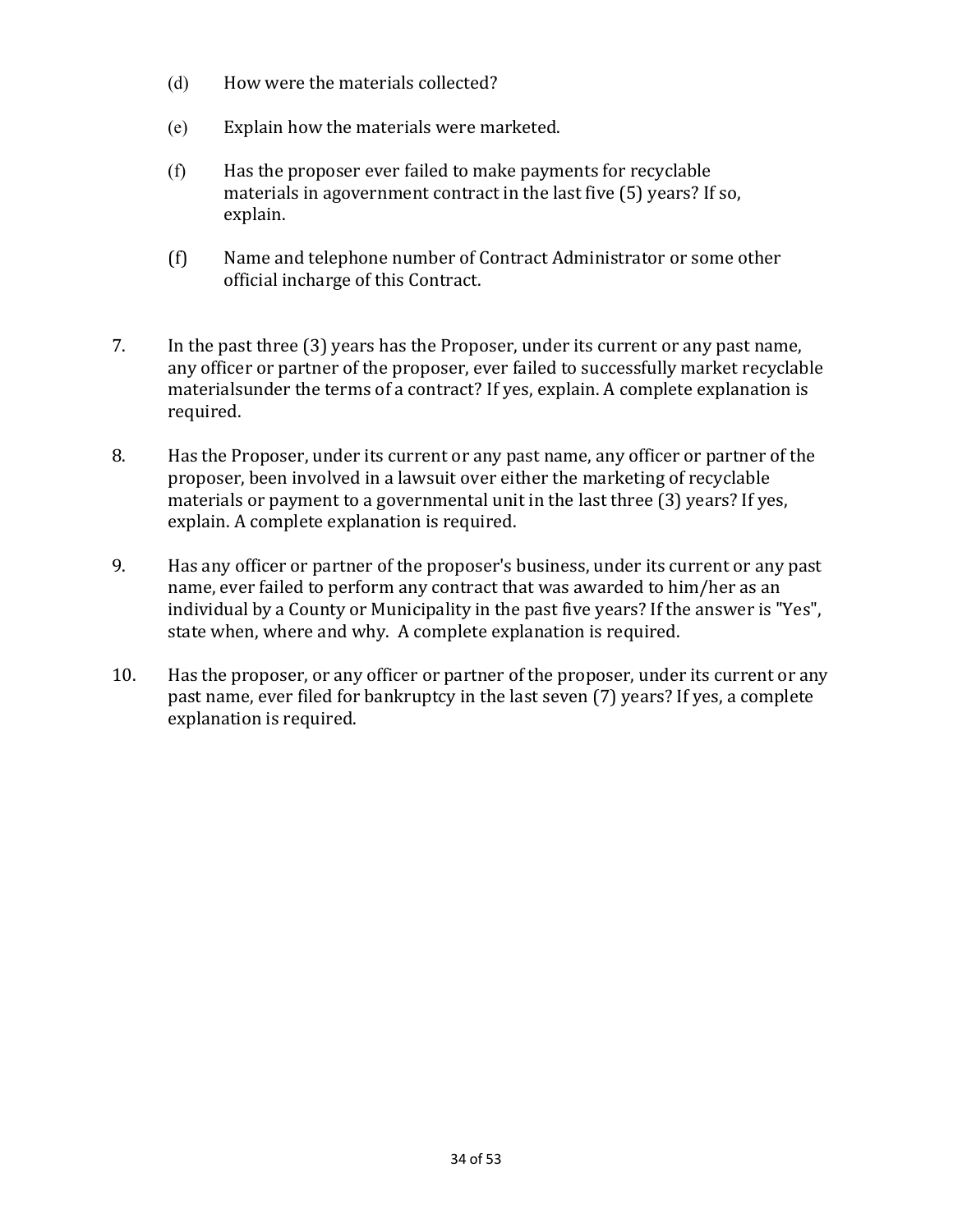(d) How were the materials collected?

(e) Explain how the materials were marketed.

(f) Has the proposer ever failed to make payments for recyclable materials in agovernment contract in the last five (5) years? If so, explain.

(f) Name and telephone number of Contract Administrator or some other official incharge of this Contract.

7. In the past three (3) years has the Proposer, under its current or any past name, any officer or partner of the proposer, ever failed to successfully market recyclable materialsunder the terms of a contract? If yes, explain. A complete explanation is required.

8. Has the Proposer, under its current or any past name, any officer or partner of the proposer, been involved in a lawsuit over either the marketing of recyclable materials or payment to a governmental unit in the last three (3) years? If yes, explain. A complete explanation is required.

9. Has any officer or partner of the proposer's business, under its current or any past name, ever failed to perform any contract that was awarded to him/her as an individual by a County or Municipality in the past five years? If the answer is "Yes", state when, where and why. A complete explanation is required.

10. Has the proposer, or any officer or partner of the proposer, under its current or any past name, ever filed for bankruptcy in the last seven (7) years? If yes, a complete explanation is required.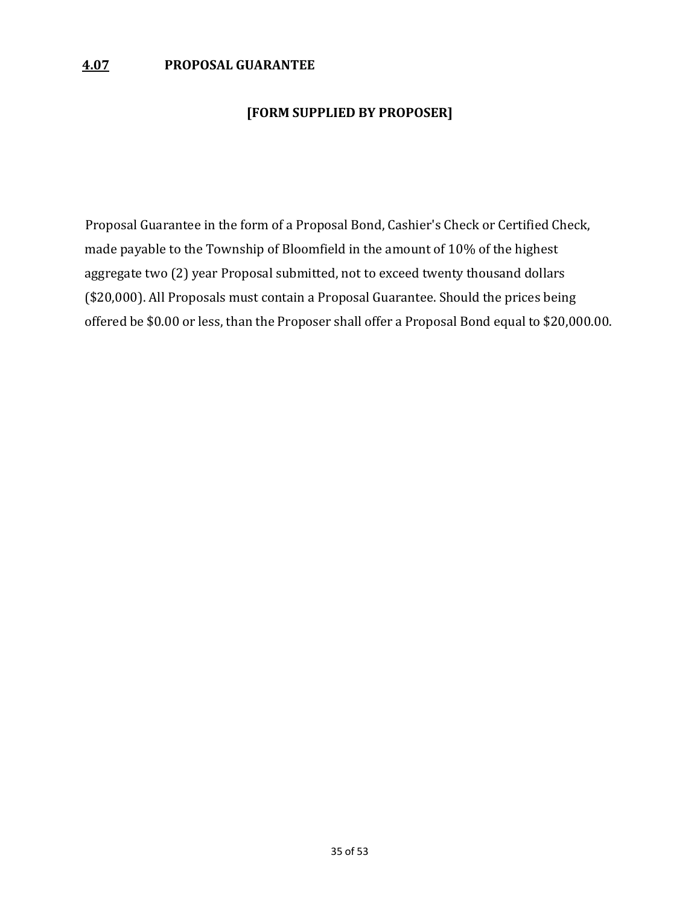## **4.07** PROPOSAL GUARANTEE

**[FORM SUPPLIED BY PROPOSER]**

Proposal Guarantee in the form of a Proposal Bond, Cashier's Check or Certified Check, made payable to the Township of Bloomfield in the amount of 10% of the highest aggregate two (2) year Proposal submitted, not to exceed twenty thousand dollars ($20,000). All Proposals must contain a Proposal Guarantee. Should the prices being offered be $0.00 or less, than the Proposer shall offer a Proposal Bond equal to $20,000.00.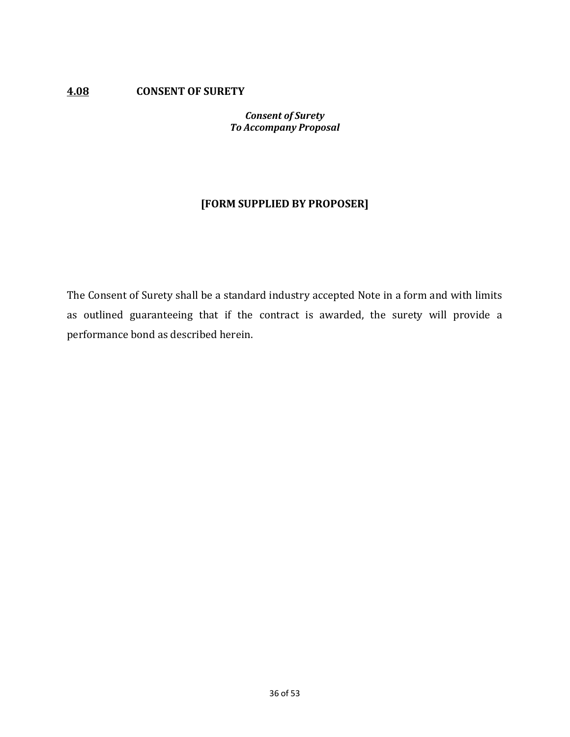## 4.08 CONSENT OF SURETY

***Consent of Surety***
***To Accompany Proposal***

**[FORM SUPPLIED BY PROPOSER]**

The Consent of Surety shall be a standard industry accepted Note in a form and with limits as outlined guaranteeing that if the contract is awarded, the surety will provide a performance bond as described herein.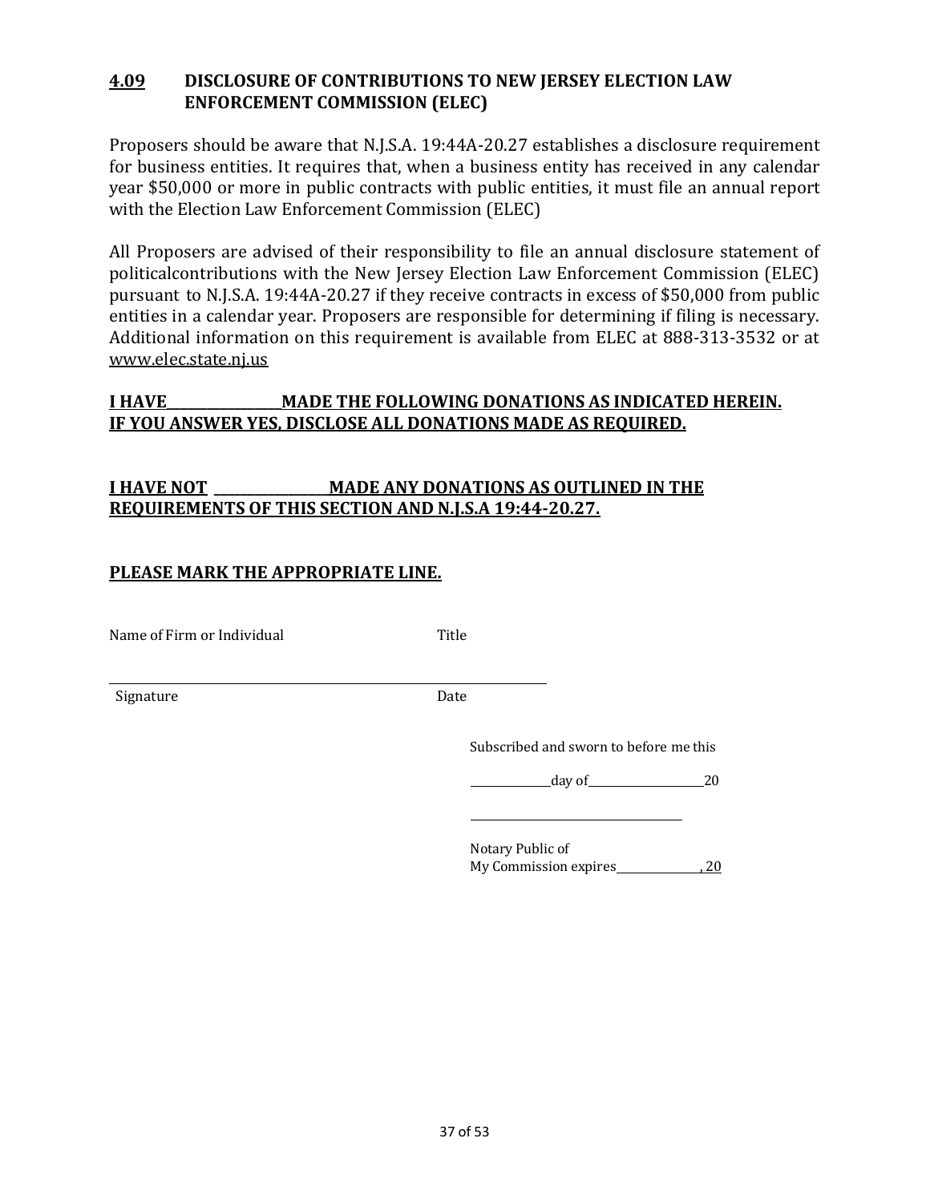## 4.09 DISCLOSURE OF CONTRIBUTIONS TO NEW JERSEY ELECTION LAW ENFORCEMENT COMMISSION (ELEC)

Proposers should be aware that N.J.S.A. 19:44A-20.27 establishes a disclosure requirement for business entities. It requires that, when a business entity has received in any calendar year $50,000 or more in public contracts with public entities, it must file an annual report with the Election Law Enforcement Commission (ELEC)

All Proposers are advised of their responsibility to file an annual disclosure statement of politicalcontributions with the New Jersey Election Law Enforcement Commission (ELEC) pursuant to N.J.S.A. 19:44A-20.27 if they receive contracts in excess of $50,000 from public entities in a calendar year. Proposers are responsible for determining if filing is necessary. Additional information on this requirement is available from ELEC at 888-313-3532 or at www.elec.state.nj.us

**I HAVE_________________MADE THE FOLLOWING DONATIONS AS INDICATED HEREIN. IF YOU ANSWER YES, DISCLOSE ALL DONATIONS MADE AS REQUIRED.**

**I HAVE NOT _________________MADE ANY DONATIONS AS OUTLINED IN THE REQUIREMENTS OF THIS SECTION AND N.J.S.A 19:44-20.27.**

**PLEASE MARK THE APPROPRIATE LINE.**

Name of Firm or Individual Title

_______________________________________________

Signature Date

Subscribed and sworn to before me this

_____________day of___________________20

___________________________________

Notary Public of
My Commission expires_______________, 20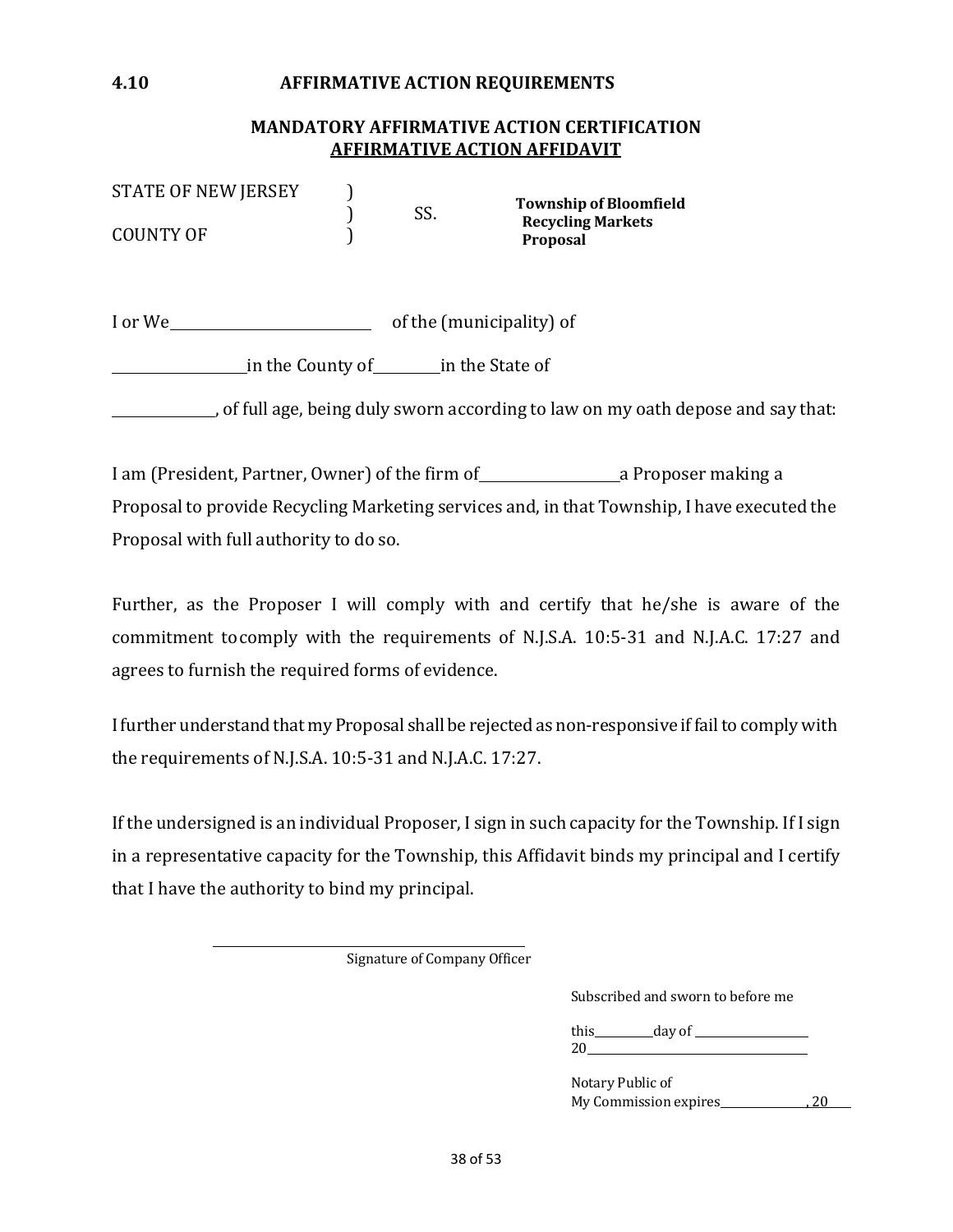**4.10 AFFIRMATIVE ACTION REQUIREMENTS**

**MANDATORY AFFIRMATIVE ACTION CERTIFICATION**
**AFFIRMATIVE ACTION AFFIDAVIT**

STATE OF NEW JERSEY )
) SS. **Township of Bloomfield Recycling Markets Proposal**
COUNTY OF )

I or We\_\_\_\_\_\_\_\_\_\_\_\_\_\_\_\_\_\_\_\_ of the (municipality) of

\_\_\_\_\_\_\_\_\_\_\_\_\_\_\_in the County of\_\_\_\_\_\_\_in the State of

\_\_\_\_\_\_\_\_\_\_\_\_, of full age, being duly sworn according to law on my oath depose and say that:

I am (President, Partner, Owner) of the firm of\_\_\_\_\_\_\_\_\_\_\_\_\_\_\_a Proposer making a Proposal to provide Recycling Marketing services and, in that Township, I have executed the Proposal with full authority to do so.

Further, as the Proposer I will comply with and certify that he/she is aware of the commitment to comply with the requirements of N.J.S.A. 10:5-31 and N.J.A.C. 17:27 and agrees to furnish the required forms of evidence.

I further understand that my Proposal shall be rejected as non-responsive if fail to comply with the requirements of N.J.S.A. 10:5-31 and N.J.A.C. 17:27.

If the undersigned is an individual Proposer, I sign in such capacity for the Township. If I sign in a representative capacity for the Township, this Affidavit binds my principal and I certify that I have the authority to bind my principal.

\_\_\_\_\_\_\_\_\_\_\_\_\_\_\_\_\_\_\_\_\_\_\_\_\_\_\_\_\_\_\_\_\_\_\_\_\_\_
Signature of Company Officer

Subscribed and sworn to before me

this\_\_\_\_\_\_\_\_day of \_\_\_\_\_\_\_\_\_\_\_\_\_\_\_
20\_\_\_\_\_\_\_\_\_\_\_\_\_\_\_\_\_\_\_\_\_\_\_\_\_\_\_\_\_\_

Notary Public of
My Commission expires\_\_\_\_\_\_\_\_\_\_\_\_, 20\_\_\_\_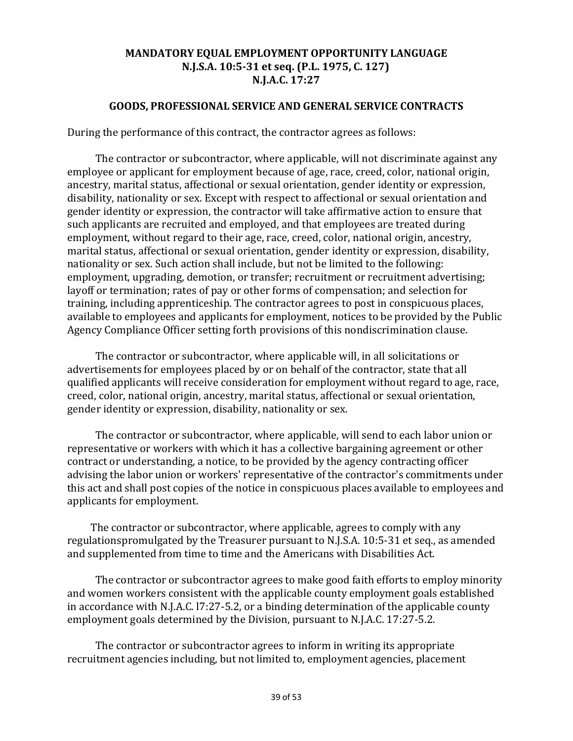**MANDATORY EQUAL EMPLOYMENT OPPORTUNITY LANGUAGE**
**N.J.S.A. 10:5-31 et seq. (P.L. 1975, C. 127)**
**N.J.A.C. 17:27**

**GOODS, PROFESSIONAL SERVICE AND GENERAL SERVICE CONTRACTS**

During the performance of this contract, the contractor agrees as follows:

The contractor or subcontractor, where applicable, will not discriminate against any employee or applicant for employment because of age, race, creed, color, national origin, ancestry, marital status, affectional or sexual orientation, gender identity or expression, disability, nationality or sex. Except with respect to affectional or sexual orientation and gender identity or expression, the contractor will take affirmative action to ensure that such applicants are recruited and employed, and that employees are treated during employment, without regard to their age, race, creed, color, national origin, ancestry, marital status, affectional or sexual orientation, gender identity or expression, disability, nationality or sex. Such action shall include, but not be limited to the following: employment, upgrading, demotion, or transfer; recruitment or recruitment advertising; layoff or termination; rates of pay or other forms of compensation; and selection for training, including apprenticeship. The contractor agrees to post in conspicuous places, available to employees and applicants for employment, notices to be provided by the Public Agency Compliance Officer setting forth provisions of this nondiscrimination clause.

The contractor or subcontractor, where applicable will, in all solicitations or advertisements for employees placed by or on behalf of the contractor, state that all qualified applicants will receive consideration for employment without regard to age, race, creed, color, national origin, ancestry, marital status, affectional or sexual orientation, gender identity or expression, disability, nationality or sex.

The contractor or subcontractor, where applicable, will send to each labor union or representative or workers with which it has a collective bargaining agreement or other contract or understanding, a notice, to be provided by the agency contracting officer advising the labor union or workers' representative of the contractor's commitments under this act and shall post copies of the notice in conspicuous places available to employees and applicants for employment.

The contractor or subcontractor, where applicable, agrees to comply with any regulationspromulgated by the Treasurer pursuant to N.J.S.A. 10:5-31 et seq., as amended and supplemented from time to time and the Americans with Disabilities Act.

The contractor or subcontractor agrees to make good faith efforts to employ minority and women workers consistent with the applicable county employment goals established in accordance with N.J.A.C. l7:27-5.2, or a binding determination of the applicable county employment goals determined by the Division, pursuant to N.J.A.C. 17:27-5.2.

The contractor or subcontractor agrees to inform in writing its appropriate recruitment agencies including, but not limited to, employment agencies, placement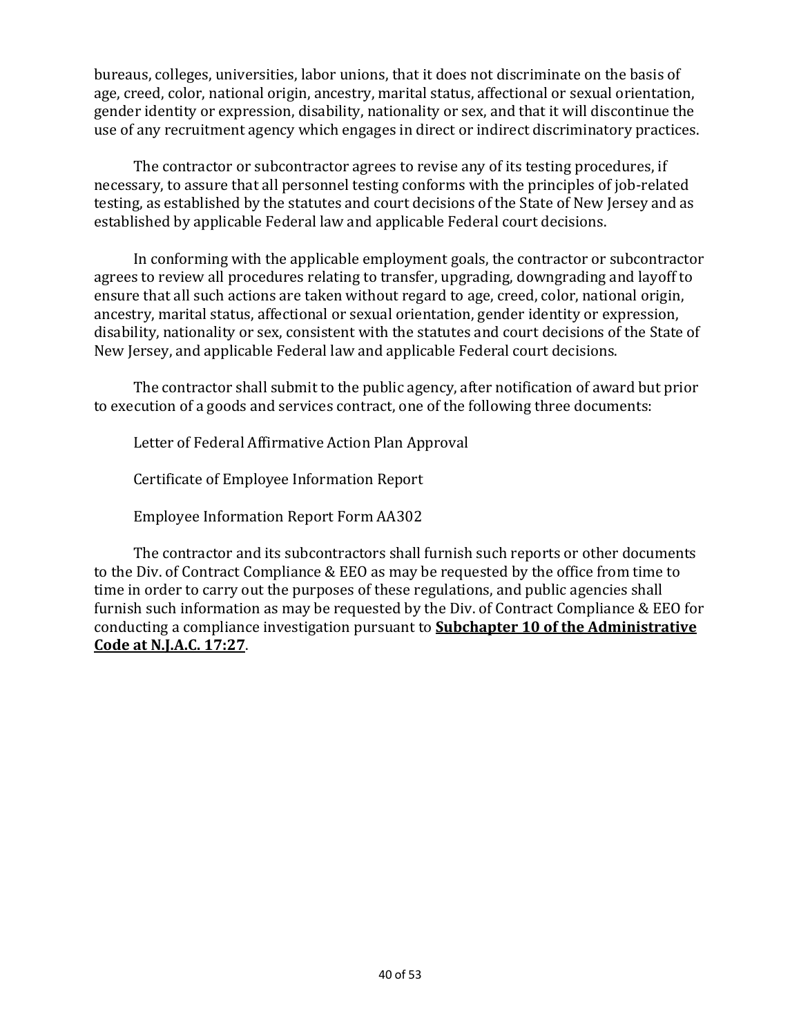bureaus, colleges, universities, labor unions, that it does not discriminate on the basis of age, creed, color, national origin, ancestry, marital status, affectional or sexual orientation, gender identity or expression, disability, nationality or sex, and that it will discontinue the use of any recruitment agency which engages in direct or indirect discriminatory practices.

The contractor or subcontractor agrees to revise any of its testing procedures, if necessary, to assure that all personnel testing conforms with the principles of job-related testing, as established by the statutes and court decisions of the State of New Jersey and as established by applicable Federal law and applicable Federal court decisions.

In conforming with the applicable employment goals, the contractor or subcontractor agrees to review all procedures relating to transfer, upgrading, downgrading and layoff to ensure that all such actions are taken without regard to age, creed, color, national origin, ancestry, marital status, affectional or sexual orientation, gender identity or expression, disability, nationality or sex, consistent with the statutes and court decisions of the State of New Jersey, and applicable Federal law and applicable Federal court decisions.

The contractor shall submit to the public agency, after notification of award but prior to execution of a goods and services contract, one of the following three documents:

Letter of Federal Affirmative Action Plan Approval

Certificate of Employee Information Report

Employee Information Report Form AA302

The contractor and its subcontractors shall furnish such reports or other documents to the Div. of Contract Compliance & EEO as may be requested by the office from time to time in order to carry out the purposes of these regulations, and public agencies shall furnish such information as may be requested by the Div. of Contract Compliance & EEO for conducting a compliance investigation pursuant to **Subchapter 10 of the Administrative Code at N.J.A.C. 17:27**.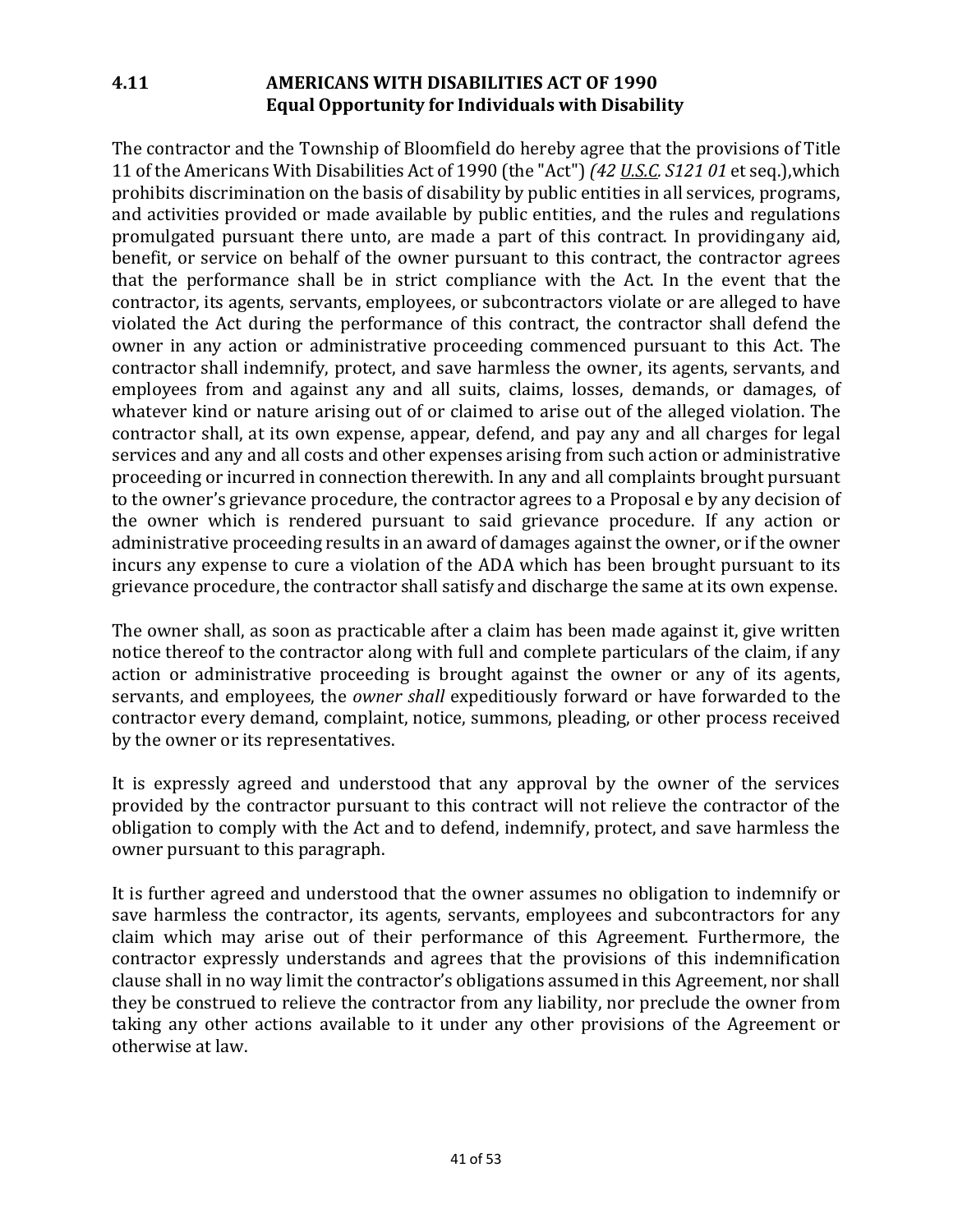## 4.11 AMERICANS WITH DISABILITIES ACT OF 1990
### Equal Opportunity for Individuals with Disability

The contractor and the Township of Bloomfield do hereby agree that the provisions of Title 11 of the Americans With Disabilities Act of 1990 (the "Act") *(42 U.S.C. S121 01* et seq.),which prohibits discrimination on the basis of disability by public entities in all services, programs, and activities provided or made available by public entities, and the rules and regulations promulgated pursuant there unto, are made a part of this contract. In providingany aid, benefit, or service on behalf of the owner pursuant to this contract, the contractor agrees that the performance shall be in strict compliance with the Act. In the event that the contractor, its agents, servants, employees, or subcontractors violate or are alleged to have violated the Act during the performance of this contract, the contractor shall defend the owner in any action or administrative proceeding commenced pursuant to this Act. The contractor shall indemnify, protect, and save harmless the owner, its agents, servants, and employees from and against any and all suits, claims, losses, demands, or damages, of whatever kind or nature arising out of or claimed to arise out of the alleged violation. The contractor shall, at its own expense, appear, defend, and pay any and all charges for legal services and any and all costs and other expenses arising from such action or administrative proceeding or incurred in connection therewith. In any and all complaints brought pursuant to the owner's grievance procedure, the contractor agrees to a Proposal e by any decision of the owner which is rendered pursuant to said grievance procedure. If any action or administrative proceeding results in an award of damages against the owner, or if the owner incurs any expense to cure a violation of the ADA which has been brought pursuant to its grievance procedure, the contractor shall satisfy and discharge the same at its own expense.

The owner shall, as soon as practicable after a claim has been made against it, give written notice thereof to the contractor along with full and complete particulars of the claim, if any action or administrative proceeding is brought against the owner or any of its agents, servants, and employees, the *owner shall* expeditiously forward or have forwarded to the contractor every demand, complaint, notice, summons, pleading, or other process received by the owner or its representatives.

It is expressly agreed and understood that any approval by the owner of the services provided by the contractor pursuant to this contract will not relieve the contractor of the obligation to comply with the Act and to defend, indemnify, protect, and save harmless the owner pursuant to this paragraph.

It is further agreed and understood that the owner assumes no obligation to indemnify or save harmless the contractor, its agents, servants, employees and subcontractors for any claim which may arise out of their performance of this Agreement. Furthermore, the contractor expressly understands and agrees that the provisions of this indemnification clause shall in no way limit the contractor's obligations assumed in this Agreement, nor shall they be construed to relieve the contractor from any liability, nor preclude the owner from taking any other actions available to it under any other provisions of the Agreement or otherwise at law.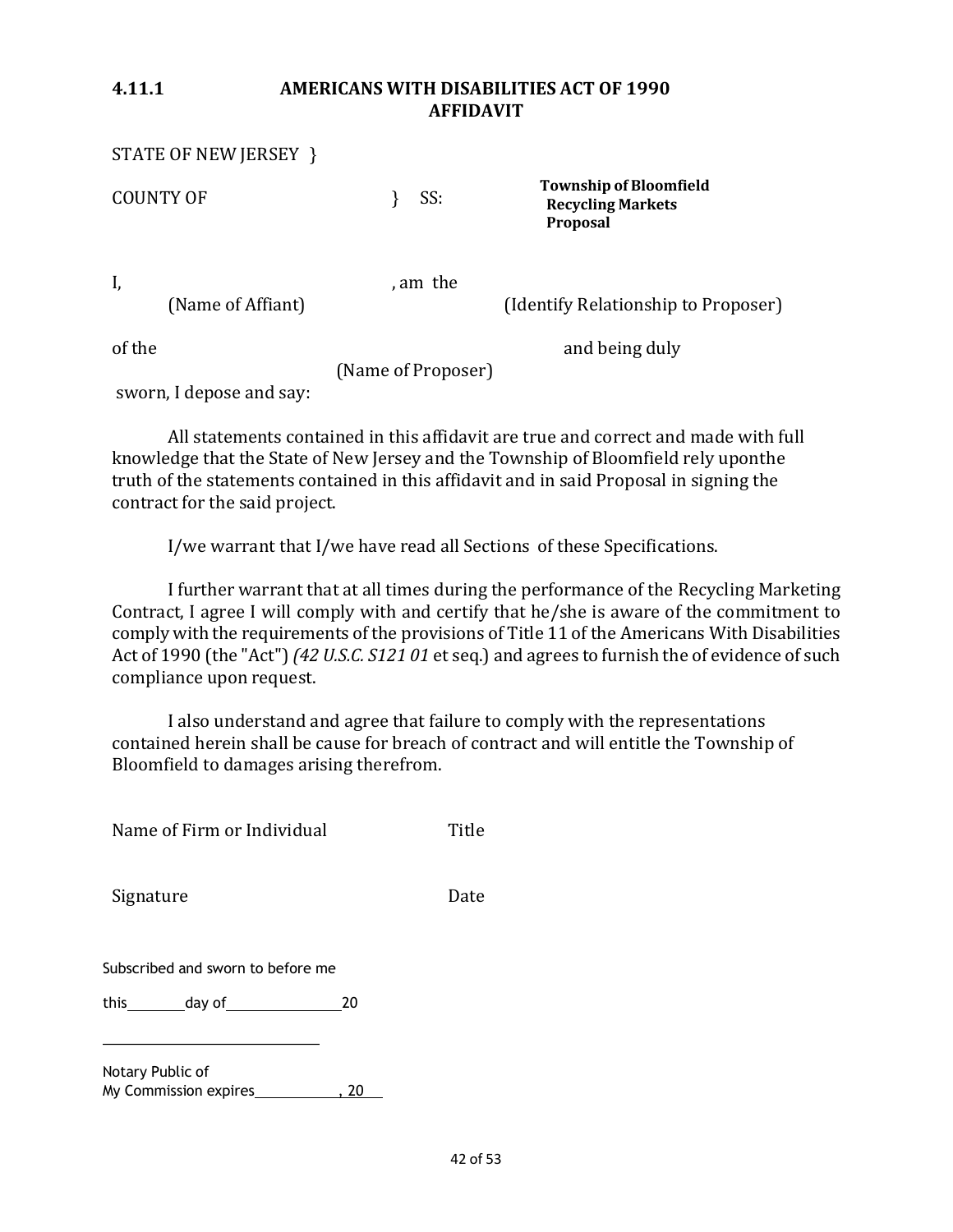**4.11.1 AMERICANS WITH DISABILITIES ACT OF 1990**
**AFFIDAVIT**

STATE OF NEW JERSEY }

COUNTY OF } SS:

**Township of Bloomfield**
**Recycling Markets**
**Proposal**

I, \_\_\_\_\_\_\_\_\_\_\_\_\_\_\_\_\_\_\_\_, am the \_\_\_\_\_\_\_\_\_\_\_\_\_\_\_\_\_\_\_\_
(Name of Affiant) (Identify Relationship to Proposer)

of the \_\_\_\_\_\_\_\_\_\_\_\_\_\_\_\_\_\_\_\_ and being duly
(Name of Proposer)
sworn, I depose and say:

All statements contained in this affidavit are true and correct and made with full knowledge that the State of New Jersey and the Township of Bloomfield rely uponthe truth of the statements contained in this affidavit and in said Proposal in signing the contract for the said project.

I/we warrant that I/we have read all Sections of these Specifications.

I further warrant that at all times during the performance of the Recycling Marketing Contract, I agree I will comply with and certify that he/she is aware of the commitment to comply with the requirements of the provisions of Title 11 of the Americans With Disabilities Act of 1990 (the "Act") *(42 U.S.C. S121 01* et seq.) and agrees to furnish the of evidence of such compliance upon request.

I also understand and agree that failure to comply with the representations contained herein shall be cause for breach of contract and will entitle the Township of Bloomfield to damages arising therefrom.

Name of Firm or Individual Title

Signature Date

Subscribed and sworn to before me

this \_\_\_\_\_\_\_\_ day of \_\_\_\_\_\_\_\_\_\_\_\_\_\_\_\_ 20

\_\_\_\_\_\_\_\_\_\_\_\_\_\_\_\_\_\_\_\_\_\_\_\_\_\_\_\_\_\_

Notary Public of
My Commission expires \_\_\_\_\_\_\_\_\_\_\_\_, 20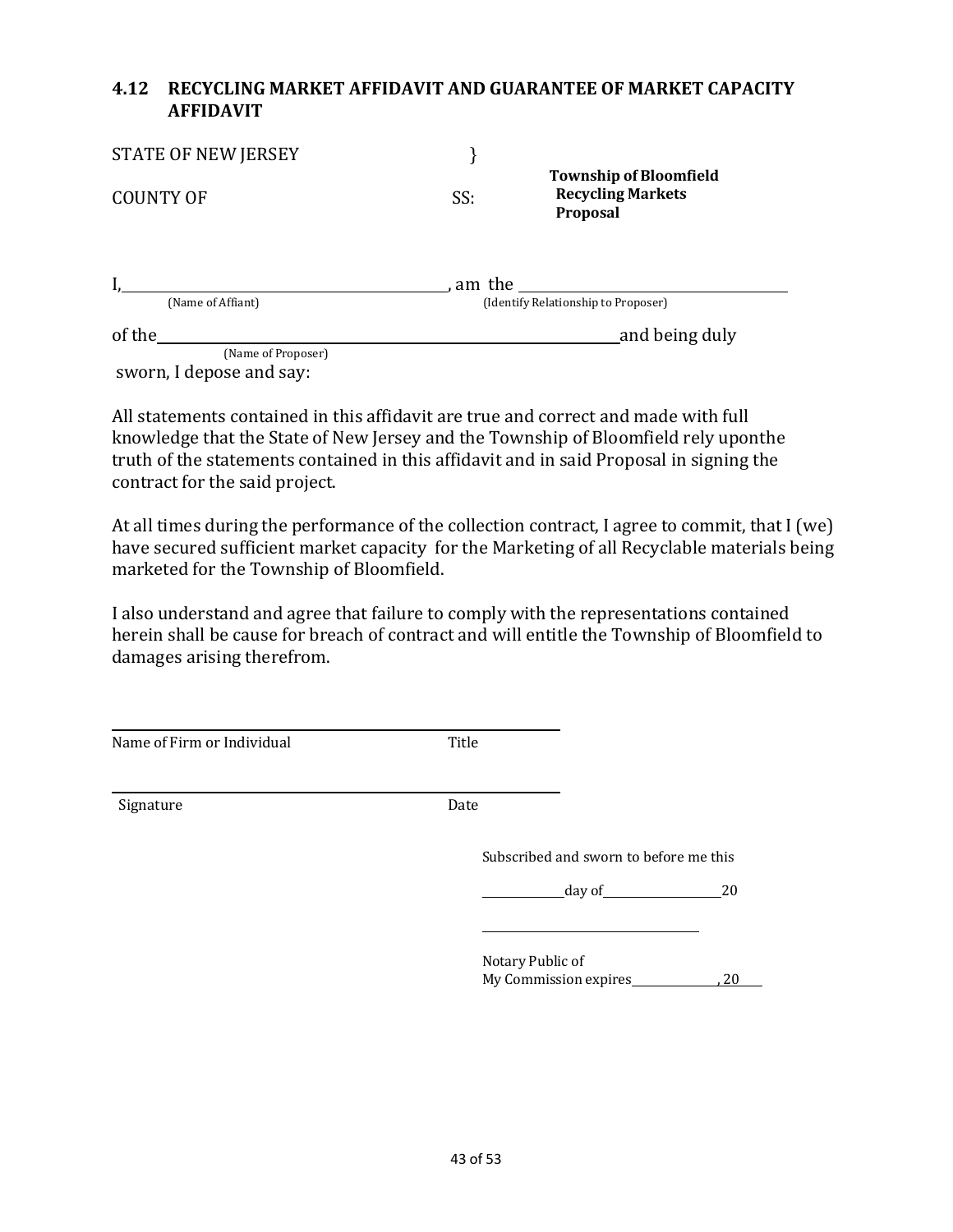## 4.12 RECYCLING MARKET AFFIDAVIT AND GUARANTEE OF MARKET CAPACITY AFFIDAVIT

STATE OF NEW JERSEY }

COUNTY OF SS:

**Township of Bloomfield Recycling Markets Proposal**

I,\_\_\_\_\_\_\_\_\_\_\_\_\_\_\_\_\_\_\_\_\_\_\_\_\_\_\_\_\_\_\_\_, am the \_\_\_\_\_\_\_\_\_\_\_\_\_\_\_\_\_\_\_\_\_\_\_\_\_\_\_\_\_\_\_\_
(Name of Affiant) (Identify Relationship to Proposer)

of the\_\_\_\_\_\_\_\_\_\_\_\_\_\_\_\_\_\_\_\_\_\_\_\_\_\_\_\_\_\_\_\_\_\_\_\_\_\_\_\_\_\_\_\_and being duly
(Name of Proposer)
sworn, I depose and say:

All statements contained in this affidavit are true and correct and made with full knowledge that the State of New Jersey and the Township of Bloomfield rely uponthe truth of the statements contained in this affidavit and in said Proposal in signing the contract for the said project.

At all times during the performance of the collection contract, I agree to commit, that I (we) have secured sufficient market capacity for the Marketing of all Recyclable materials being marketed for the Township of Bloomfield.

I also understand and agree that failure to comply with the representations contained herein shall be cause for breach of contract and will entitle the Township of Bloomfield to damages arising therefrom.

\_\_\_\_\_\_\_\_\_\_\_\_\_\_\_\_\_\_\_\_\_\_\_\_\_\_\_\_\_\_\_\_\_\_\_\_\_\_\_\_\_\_
Name of Firm or Individual Title

\_\_\_\_\_\_\_\_\_\_\_\_\_\_\_\_\_\_\_\_\_\_\_\_\_\_\_\_\_\_\_\_\_\_\_\_\_\_\_\_\_\_
Signature Date

Subscribed and sworn to before me this

\_\_\_\_\_\_\_\_\_\_day of\_\_\_\_\_\_\_\_\_\_\_\_\_\_20

\_\_\_\_\_\_\_\_\_\_\_\_\_\_\_\_\_\_\_\_\_\_\_\_\_\_\_\_

Notary Public of
My Commission expires\_\_\_\_\_\_\_\_\_\_\_\_, 20\_\_\_\_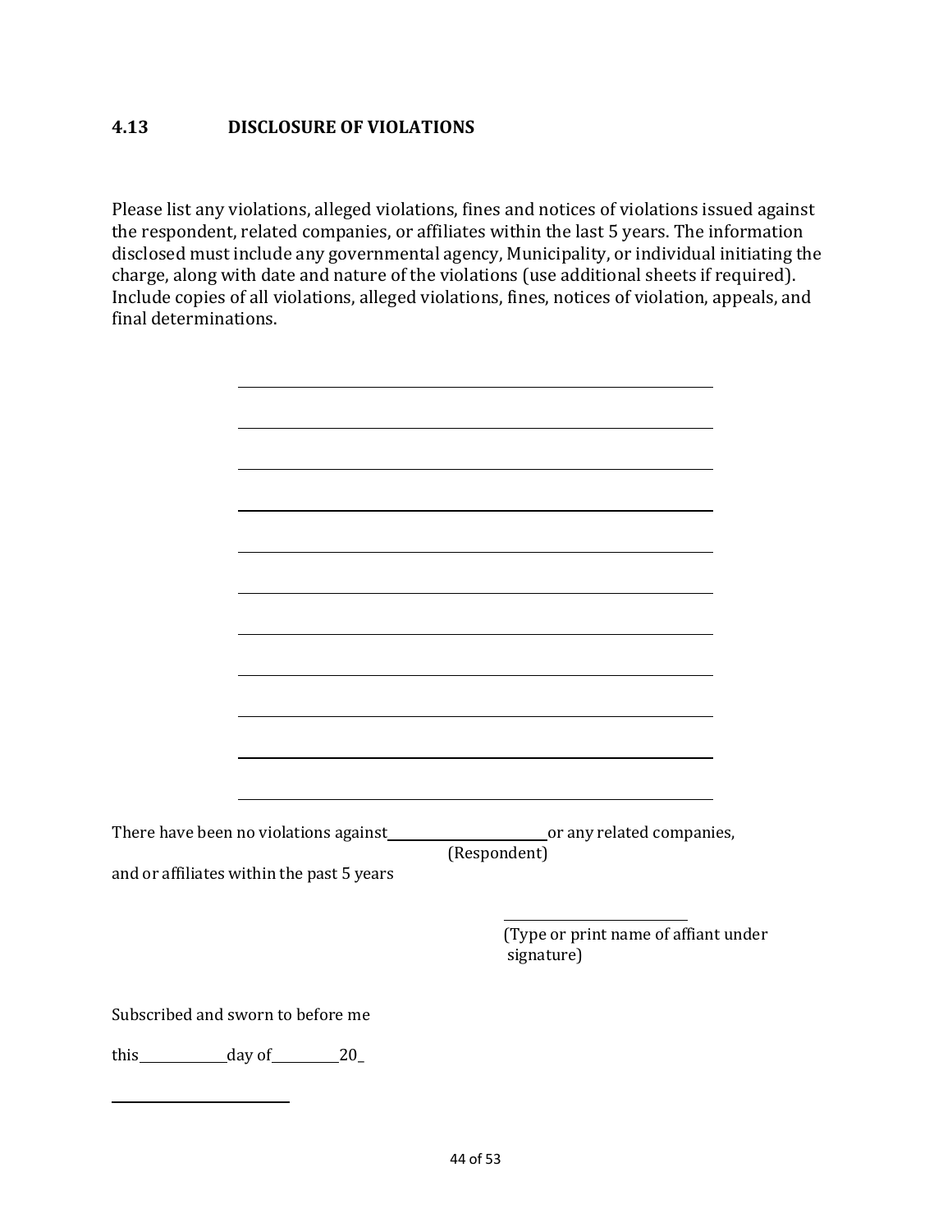## 4.13 DISCLOSURE OF VIOLATIONS

Please list any violations, alleged violations, fines and notices of violations issued against the respondent, related companies, or affiliates within the last 5 years. The information disclosed must include any governmental agency, Municipality, or individual initiating the charge, along with date and nature of the violations (use additional sheets if required). Include copies of all violations, alleged violations, fines, notices of violation, appeals, and final determinations.

\_\_\_\_\_\_\_\_\_\_\_\_\_\_\_\_\_\_\_\_\_\_\_\_\_\_\_\_\_\_\_\_\_\_\_\_\_\_\_\_\_\_\_\_\_\_\_\_

\_\_\_\_\_\_\_\_\_\_\_\_\_\_\_\_\_\_\_\_\_\_\_\_\_\_\_\_\_\_\_\_\_\_\_\_\_\_\_\_\_\_\_\_\_\_\_\_

\_\_\_\_\_\_\_\_\_\_\_\_\_\_\_\_\_\_\_\_\_\_\_\_\_\_\_\_\_\_\_\_\_\_\_\_\_\_\_\_\_\_\_\_\_\_\_\_

\_\_\_\_\_\_\_\_\_\_\_\_\_\_\_\_\_\_\_\_\_\_\_\_\_\_\_\_\_\_\_\_\_\_\_\_\_\_\_\_\_\_\_\_\_\_\_\_

\_\_\_\_\_\_\_\_\_\_\_\_\_\_\_\_\_\_\_\_\_\_\_\_\_\_\_\_\_\_\_\_\_\_\_\_\_\_\_\_\_\_\_\_\_\_\_\_

\_\_\_\_\_\_\_\_\_\_\_\_\_\_\_\_\_\_\_\_\_\_\_\_\_\_\_\_\_\_\_\_\_\_\_\_\_\_\_\_\_\_\_\_\_\_\_\_

\_\_\_\_\_\_\_\_\_\_\_\_\_\_\_\_\_\_\_\_\_\_\_\_\_\_\_\_\_\_\_\_\_\_\_\_\_\_\_\_\_\_\_\_\_\_\_\_

\_\_\_\_\_\_\_\_\_\_\_\_\_\_\_\_\_\_\_\_\_\_\_\_\_\_\_\_\_\_\_\_\_\_\_\_\_\_\_\_\_\_\_\_\_\_\_\_

\_\_\_\_\_\_\_\_\_\_\_\_\_\_\_\_\_\_\_\_\_\_\_\_\_\_\_\_\_\_\_\_\_\_\_\_\_\_\_\_\_\_\_\_\_\_\_\_

\_\_\_\_\_\_\_\_\_\_\_\_\_\_\_\_\_\_\_\_\_\_\_\_\_\_\_\_\_\_\_\_\_\_\_\_\_\_\_\_\_\_\_\_\_\_\_\_

\_\_\_\_\_\_\_\_\_\_\_\_\_\_\_\_\_\_\_\_\_\_\_\_\_\_\_\_\_\_\_\_\_\_\_\_\_\_\_\_\_\_\_\_\_\_\_\_

There have been no violations against \_\_\_\_\_\_\_\_\_\_\_\_\_\_\_\_\_\_\_\_ or any related companies,
(Respondent)

and or affiliates within the past 5 years

\_\_\_\_\_\_\_\_\_\_\_\_\_\_\_\_\_\_\_\_\_\_\_\_
(Type or print name of affiant under signature)

Subscribed and sworn to before me

this \_\_\_\_\_\_\_\_\_\_ day of \_\_\_\_\_\_\_\_\_ 20\_

\_\_\_\_\_\_\_\_\_\_\_\_\_\_\_\_\_\_\_\_\_\_\_\_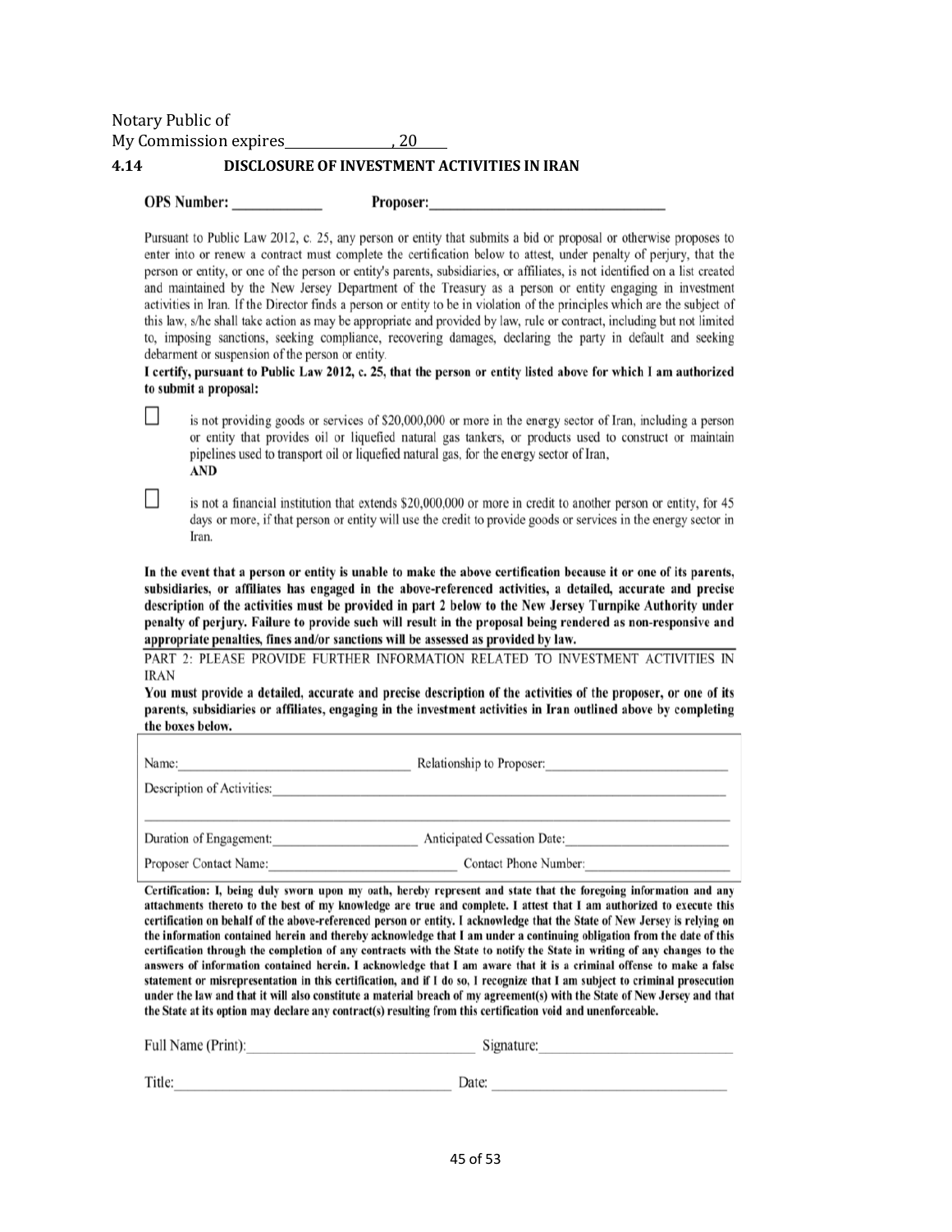Notary Public of
My Commission expires\_\_\_\_\_\_\_\_\_\_\_\_\_\_\_, 20\_\_\_\_

## 4.14 DISCLOSURE OF INVESTMENT ACTIVITIES IN IRAN

**OPS Number:** \_\_\_\_\_\_\_\_\_\_\_\_ **Proposer:**\_\_\_\_\_\_\_\_\_\_\_\_\_\_\_\_\_\_\_\_\_\_\_\_\_\_\_\_\_\_\_\_\_\_

Pursuant to Public Law 2012, c. 25, any person or entity that submits a bid or proposal or otherwise proposes to enter into or renew a contract must complete the certification below to attest, under penalty of perjury, that the person or entity, or one of the person or entity's parents, subsidiaries, or affiliates, is not identified on a list created and maintained by the New Jersey Department of the Treasury as a person or entity engaging in investment activities in Iran. If the Director finds a person or entity to be in violation of the principles which are the subject of this law, s/he shall take action as may be appropriate and provided by law, rule or contract, including but not limited to, imposing sanctions, seeking compliance, recovering damages, declaring the party in default and seeking debarment or suspension of the person or entity.

**I certify, pursuant to Public Law 2012, c. 25, that the person or entity listed above for which I am authorized to submit a proposal:**

☐ is not providing goods or services of $20,000,000 or more in the energy sector of Iran, including a person or entity that provides oil or liquefied natural gas tankers, or products used to construct or maintain pipelines used to transport oil or liquefied natural gas, for the energy sector of Iran,
**AND**

☐ is not a financial institution that extends $20,000,000 or more in credit to another person or entity, for 45 days or more, if that person or entity will use the credit to provide goods or services in the energy sector in Iran.

**In the event that a person or entity is unable to make the above certification because it or one of its parents, subsidiaries, or affiliates has engaged in the above-referenced activities, a detailed, accurate and precise description of the activities must be provided in part 2 below to the New Jersey Turnpike Authority under penalty of perjury. Failure to provide such will result in the proposal being rendered as non-responsive and appropriate penalties, fines and/or sanctions will be assessed as provided by law.**

PART 2: PLEASE PROVIDE FURTHER INFORMATION RELATED TO INVESTMENT ACTIVITIES IN IRAN

**You must provide a detailed, accurate and precise description of the activities of the proposer, or one of its parents, subsidiaries or affiliates, engaging in the investment activities in Iran outlined above by completing the boxes below.**

Name:\_\_\_\_\_\_\_\_\_\_\_\_\_\_\_\_\_\_\_\_\_\_\_\_\_\_\_\_\_\_\_\_ Relationship to Proposer:\_\_\_\_\_\_\_\_\_\_\_\_\_\_\_\_\_\_\_\_\_\_\_\_\_\_

Description of Activities:\_\_\_\_\_\_\_\_\_\_\_\_\_\_\_\_\_\_\_\_\_\_\_\_\_\_\_\_\_\_\_\_\_\_\_\_\_\_\_\_\_\_\_\_\_\_\_\_\_\_\_\_\_\_\_\_\_\_\_\_

\_\_\_\_\_\_\_\_\_\_\_\_\_\_\_\_\_\_\_\_\_\_\_\_\_\_\_\_\_\_\_\_\_\_\_\_\_\_\_\_\_\_\_\_\_\_\_\_\_\_\_\_\_\_\_\_\_\_\_\_\_\_\_\_\_\_\_\_\_\_\_\_\_\_\_\_\_\_\_\_\_\_

Duration of Engagement:\_\_\_\_\_\_\_\_\_\_\_\_\_\_\_\_\_\_\_\_ Anticipated Cessation Date:\_\_\_\_\_\_\_\_\_\_\_\_\_\_\_\_\_\_\_\_\_\_\_

Proposer Contact Name:\_\_\_\_\_\_\_\_\_\_\_\_\_\_\_\_\_\_\_\_\_\_\_\_\_\_ Contact Phone Number:\_\_\_\_\_\_\_\_\_\_\_\_\_\_\_\_\_\_\_\_\_

**Certification: I, being duly sworn upon my oath, hereby represent and state that the foregoing information and any attachments thereto to the best of my knowledge are true and complete. I attest that I am authorized to execute this certification on behalf of the above-referenced person or entity. I acknowledge that the State of New Jersey is relying on the information contained herein and thereby acknowledge that I am under a continuing obligation from the date of this certification through the completion of any contracts with the State to notify the State in writing of any changes to the answers of information contained herein. I acknowledge that I am aware that it is a criminal offense to make a false statement or misrepresentation in this certification, and if I do so, I recognize that I am subject to criminal prosecution under the law and that it will also constitute a material breach of my agreement(s) with the State of New Jersey and that the State at its option may declare any contract(s) resulting from this certification void and unenforceable.**

Full Name (Print):\_\_\_\_\_\_\_\_\_\_\_\_\_\_\_\_\_\_\_\_\_\_\_\_\_\_\_\_\_\_ Signature:\_\_\_\_\_\_\_\_\_\_\_\_\_\_\_\_\_\_\_\_\_\_\_\_\_\_

Title:\_\_\_\_\_\_\_\_\_\_\_\_\_\_\_\_\_\_\_\_\_\_\_\_\_\_\_\_\_\_\_\_\_\_\_\_ Date: \_\_\_\_\_\_\_\_\_\_\_\_\_\_\_\_\_\_\_\_\_\_\_\_\_\_\_\_\_\_\_\_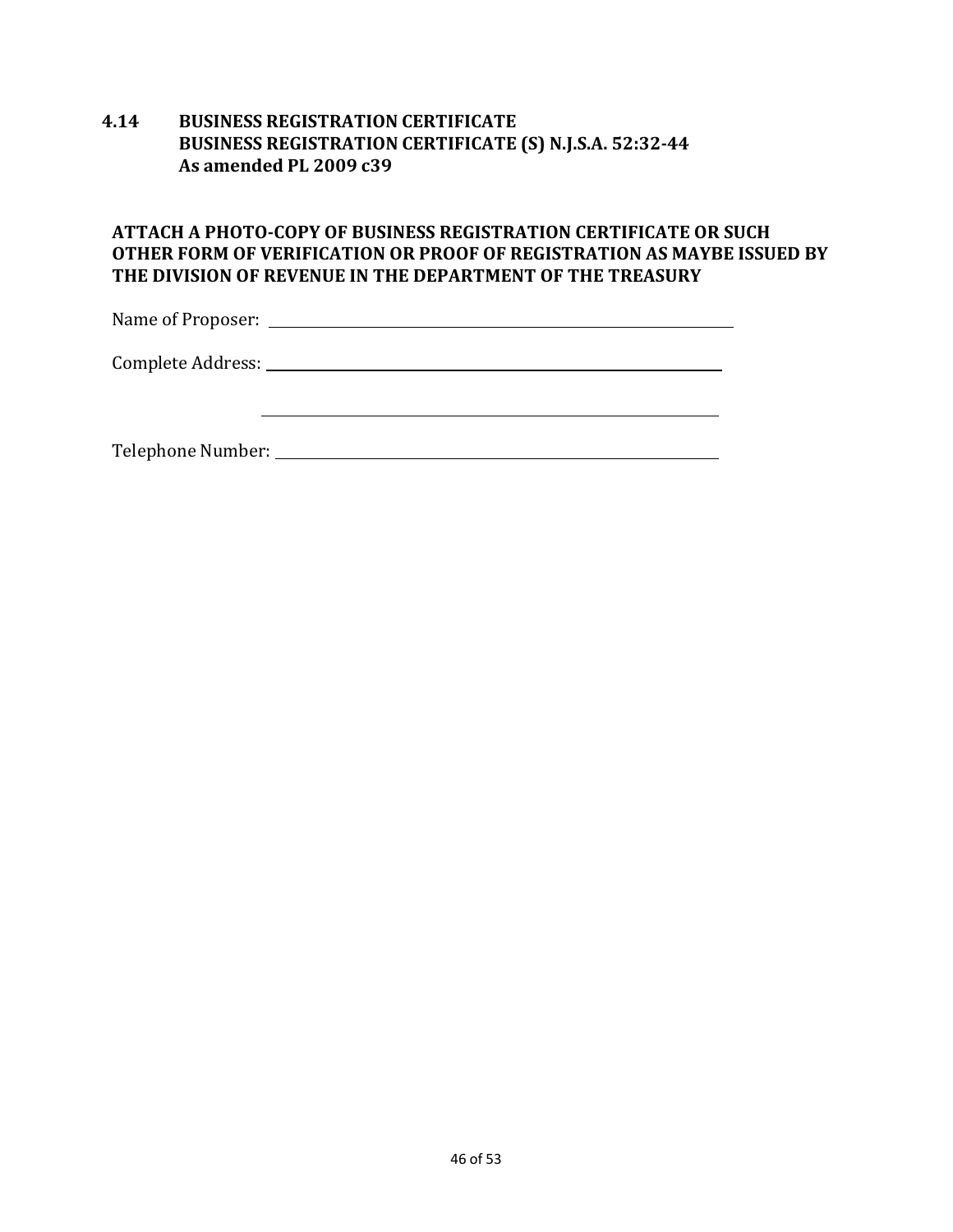## 4.14 BUSINESS REGISTRATION CERTIFICATE
**BUSINESS REGISTRATION CERTIFICATE (S) N.J.S.A. 52:32-44**
**As amended PL 2009 c39**

**ATTACH A PHOTO-COPY OF BUSINESS REGISTRATION CERTIFICATE OR SUCH OTHER FORM OF VERIFICATION OR PROOF OF REGISTRATION AS MAYBE ISSUED BY THE DIVISION OF REVENUE IN THE DEPARTMENT OF THE TREASURY**

Name of Proposer: ______________________________________________

Complete Address: ______________________________________________

______________________________________________

Telephone Number: ______________________________________________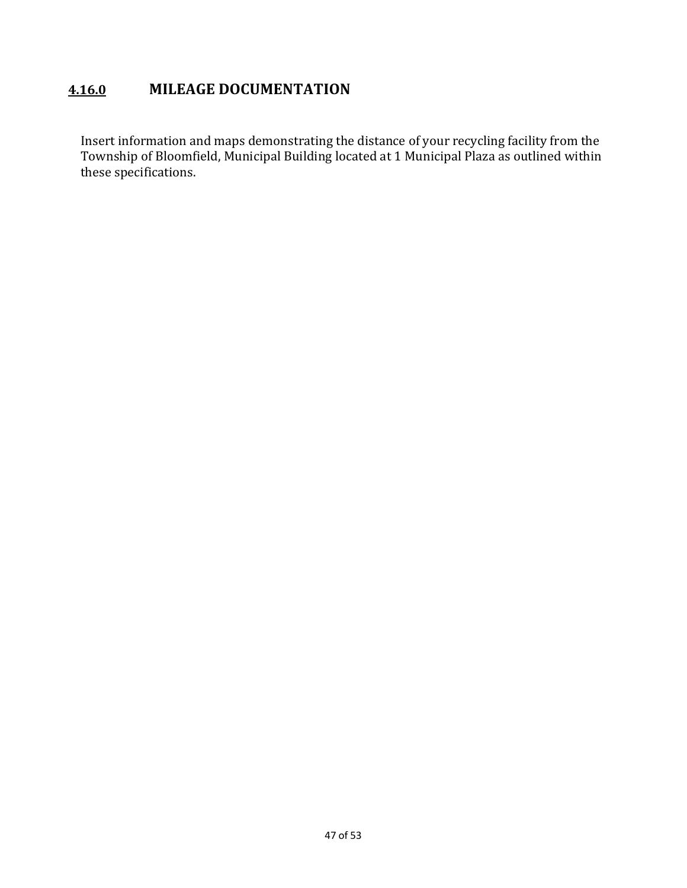## 4.16.0 MILEAGE DOCUMENTATION

Insert information and maps demonstrating the distance of your recycling facility from the Township of Bloomfield, Municipal Building located at 1 Municipal Plaza as outlined within these specifications.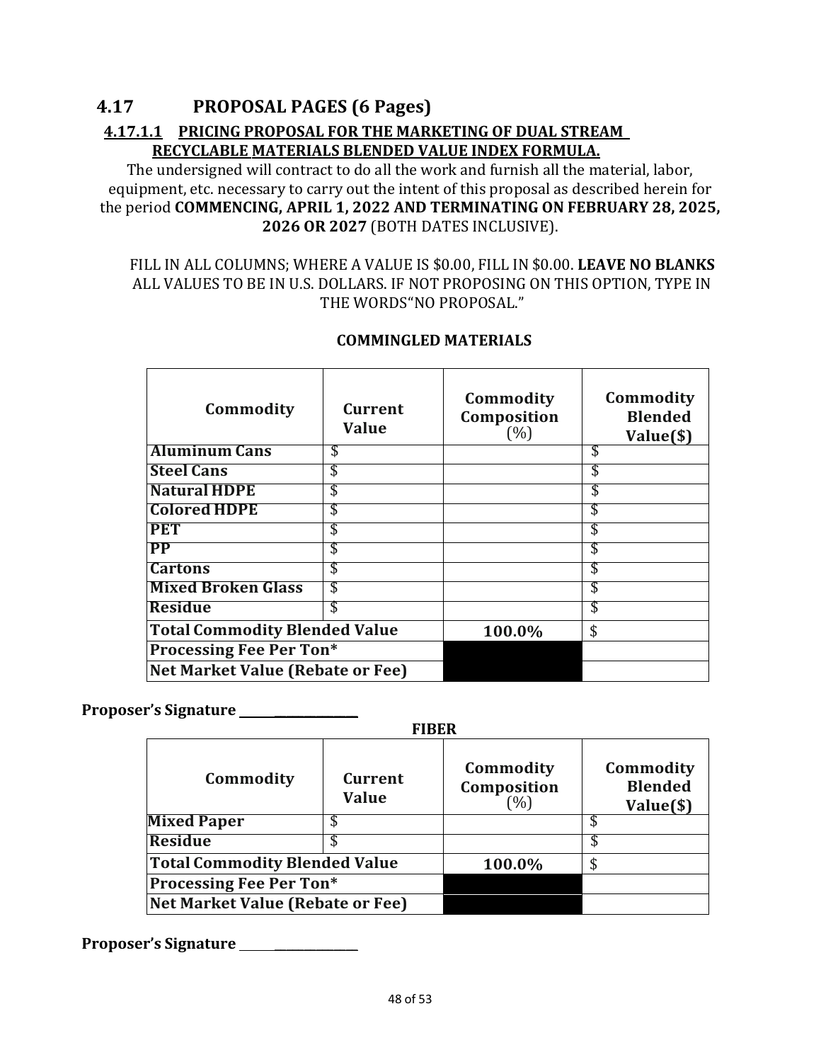## 4.17 PROPOSAL PAGES (6 Pages)

### 4.17.1.1 PRICING PROPOSAL FOR THE MARKETING OF DUAL STREAM RECYCLABLE MATERIALS BLENDED VALUE INDEX FORMULA.

The undersigned will contract to do all the work and furnish all the material, labor, equipment, etc. necessary to carry out the intent of this proposal as described herein for the period **COMMENCING, APRIL 1, 2022 AND TERMINATING ON FEBRUARY 28, 2025, 2026 OR 2027** (BOTH DATES INCLUSIVE).

FILL IN ALL COLUMNS; WHERE A VALUE IS $0.00, FILL IN $0.00. **LEAVE NO BLANKS** ALL VALUES TO BE IN U.S. DOLLARS. IF NOT PROPOSING ON THIS OPTION, TYPE IN THE WORDS"NO PROPOSAL."

**COMMINGLED MATERIALS**

| Commodity | Current Value | Commodity Composition (%) | Commodity Blended Value($) |
|---|---|---|---|
| **Aluminum Cans** | $ | | $ |
| **Steel Cans** | $ | | $ |
| **Natural HDPE** | $ | | $ |
| **Colored HDPE** | $ | | $ |
| **PET** | $ | | $ |
| **PP** | $ | | $ |
| **Cartons** | $ | | $ |
| **Mixed Broken Glass** | $ | | $ |
| **Residue** | $ | | $ |
| **Total Commodity Blended Value** | | **100.0%** | $ |
| **Processing Fee Per Ton*** | | | |
| **Net Market Value (Rebate or Fee)** | | | |

**Proposer's Signature** ______________

**FIBER**

| Commodity | Current Value | Commodity Composition (%) | Commodity Blended Value($) |
|---|---|---|---|
| **Mixed Paper** | $ | | $ |
| **Residue** | $ | | $ |
| **Total Commodity Blended Value** | | **100.0%** | $ |
| **Processing Fee Per Ton*** | | | |
| **Net Market Value (Rebate or Fee)** | | | |

**Proposer's Signature** ______________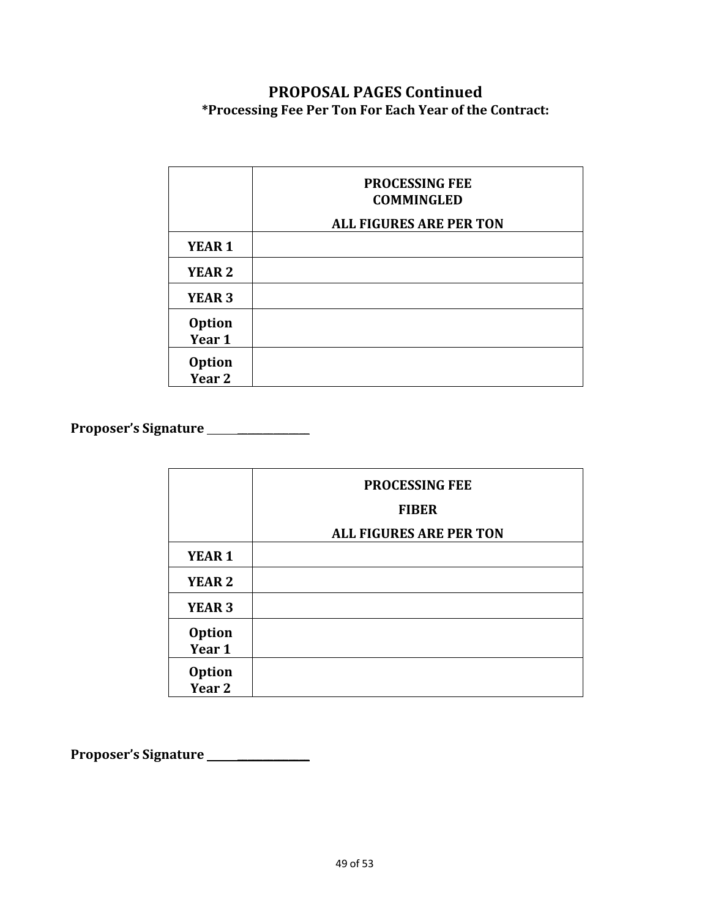## PROPOSAL PAGES Continued

**\*Processing Fee Per Ton For Each Year of the Contract:**

| | PROCESSING FEE COMMINGLED<br>ALL FIGURES ARE PER TON |
|---|---|
| YEAR 1 | |
| YEAR 2 | |
| YEAR 3 | |
| Option Year 1 | |
| Option Year 2 | |

**Proposer's Signature \_\_\_\_\_\_\_\_\_\_\_\_\_\_\_\_\_\_\_\_**

| | PROCESSING FEE<br>FIBER<br>ALL FIGURES ARE PER TON |
|---|---|
| YEAR 1 | |
| YEAR 2 | |
| YEAR 3 | |
| Option Year 1 | |
| Option Year 2 | |

**Proposer's Signature \_\_\_\_\_\_\_\_\_\_\_\_\_\_\_\_\_\_\_\_**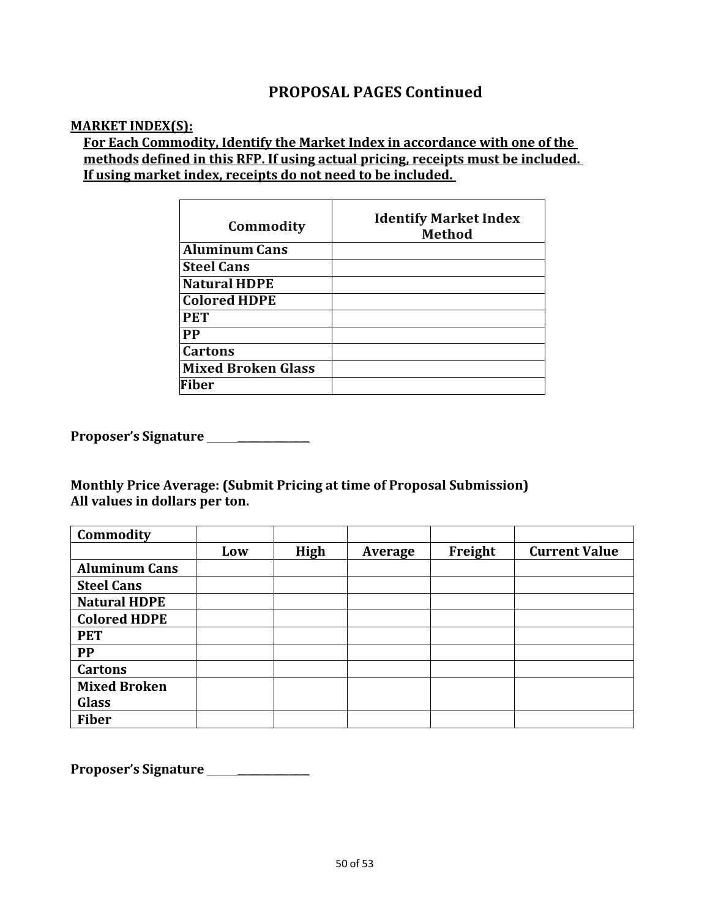## PROPOSAL PAGES Continued

**MARKET INDEX(S):**

**For Each Commodity, Identify the Market Index in accordance with one of the methods defined in this RFP. If using actual pricing, receipts must be included. If using market index, receipts do not need to be included.**

| Commodity | Identify Market Index Method |
|---|---|
| Aluminum Cans | |
| Steel Cans | |
| Natural HDPE | |
| Colored HDPE | |
| PET | |
| PP | |
| Cartons | |
| Mixed Broken Glass | |
| Fiber | |

**Proposer's Signature** ____________________

**Monthly Price Average: (Submit Pricing at time of Proposal Submission)**
**All values in dollars per ton.**

| Commodity | | | | | |
|---|---|---|---|---|---|
| | Low | High | Average | Freight | Current Value |
| Aluminum Cans | | | | | |
| Steel Cans | | | | | |
| Natural HDPE | | | | | |
| Colored HDPE | | | | | |
| PET | | | | | |
| PP | | | | | |
| Cartons | | | | | |
| Mixed Broken Glass | | | | | |
| Fiber | | | | | |

**Proposer's Signature** ____________________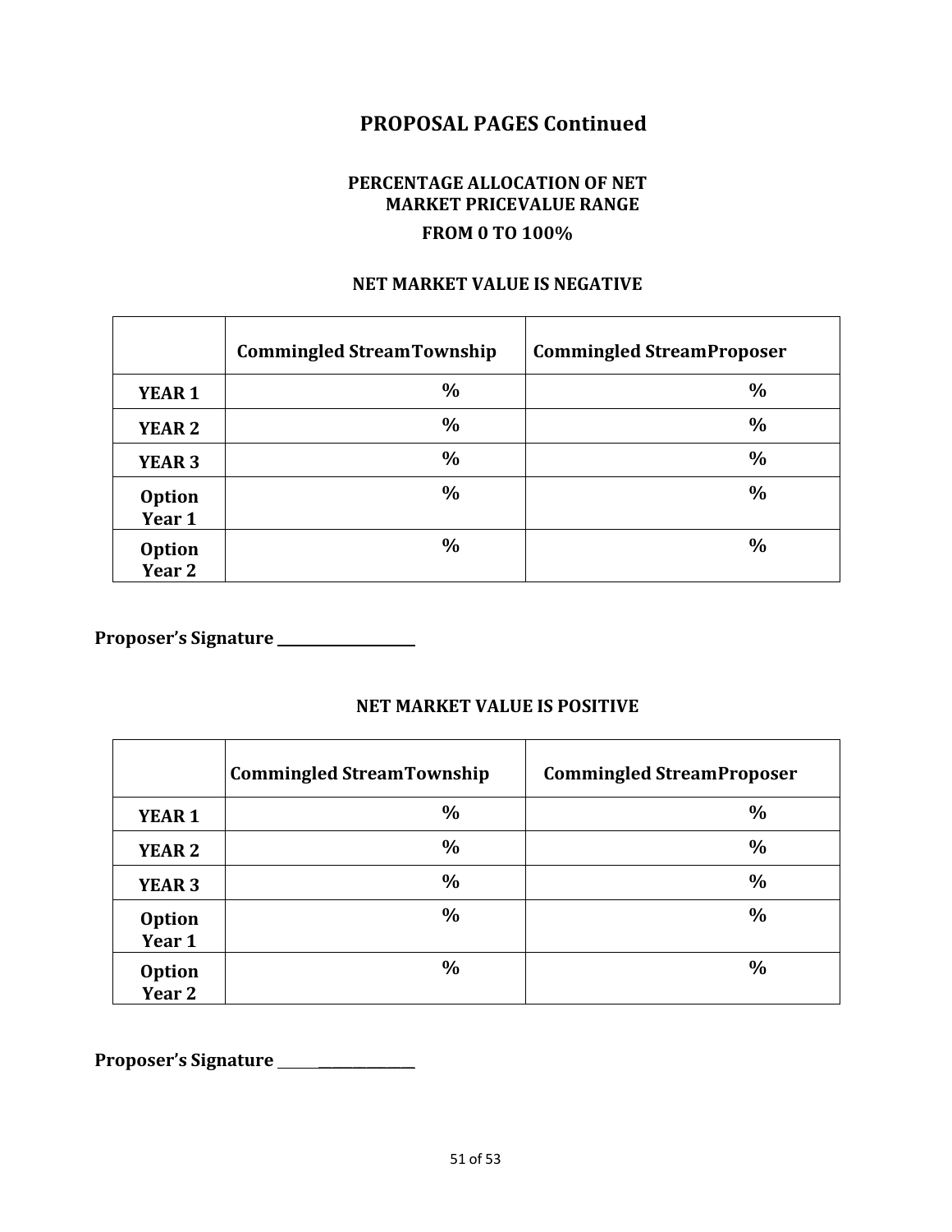## PROPOSAL PAGES Continued

### PERCENTAGE ALLOCATION OF NET MARKET PRICEVALUE RANGE

### FROM 0 TO 100%

**NET MARKET VALUE IS NEGATIVE**

| | Commingled StreamTownship | Commingled StreamProposer |
|---|---|---|
| **YEAR 1** | % | % |
| **YEAR 2** | % | % |
| **YEAR 3** | % | % |
| **Option Year 1** | % | % |
| **Option Year 2** | % | % |

**Proposer's Signature** ___________________

**NET MARKET VALUE IS POSITIVE**

| | Commingled StreamTownship | Commingled StreamProposer |
|---|---|---|
| **YEAR 1** | % | % |
| **YEAR 2** | % | % |
| **YEAR 3** | % | % |
| **Option Year 1** | % | % |
| **Option Year 2** | % | % |

**Proposer's Signature** ___________________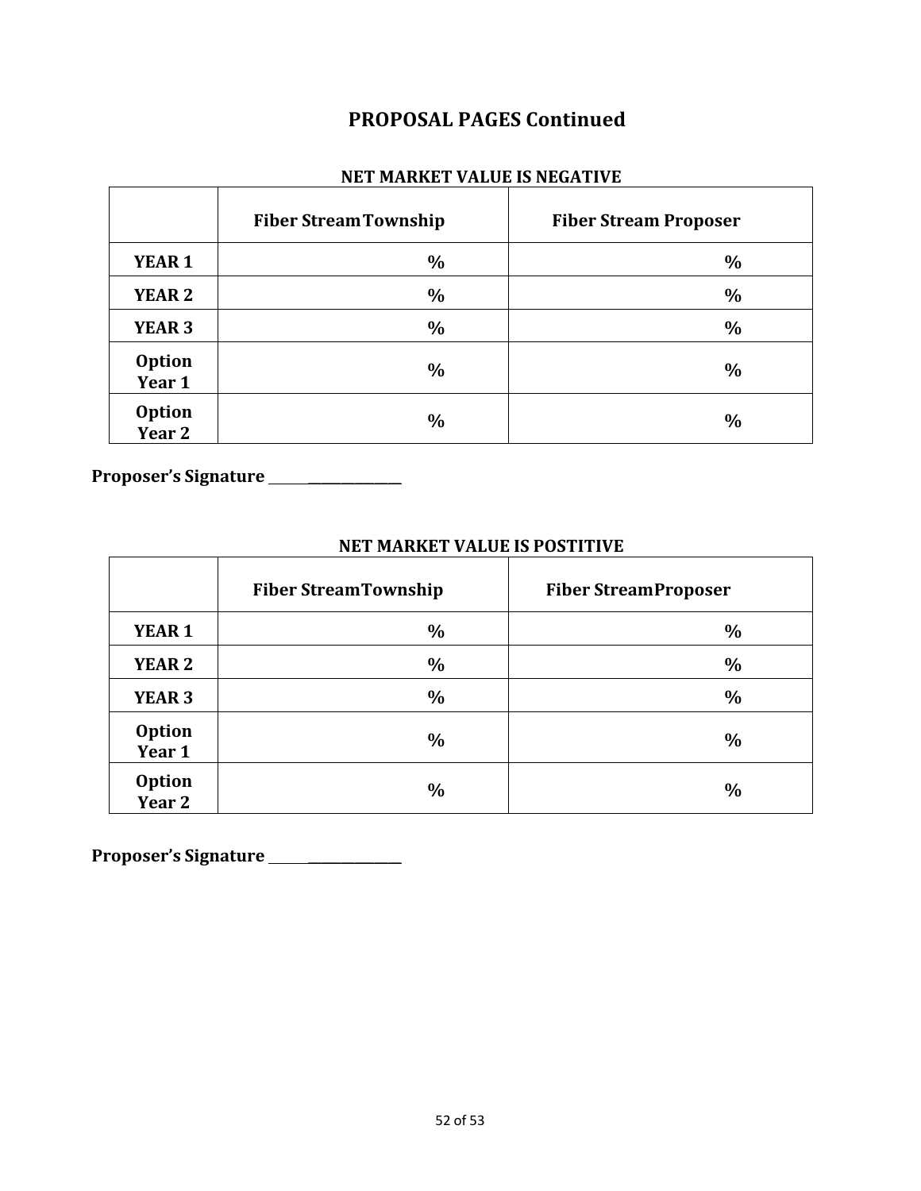## PROPOSAL PAGES Continued

**NET MARKET VALUE IS NEGATIVE**

| | Fiber Stream Township | Fiber Stream Proposer |
|---|---|---|
| **YEAR 1** | % | % |
| **YEAR 2** | % | % |
| **YEAR 3** | % | % |
| **Option Year 1** | % | % |
| **Option Year 2** | % | % |

**Proposer's Signature** ______________

**NET MARKET VALUE IS POSTITIVE**

| | Fiber Stream Township | Fiber Stream Proposer |
|---|---|---|
| **YEAR 1** | % | % |
| **YEAR 2** | % | % |
| **YEAR 3** | % | % |
| **Option Year 1** | % | % |
| **Option Year 2** | % | % |

**Proposer's Signature** ______________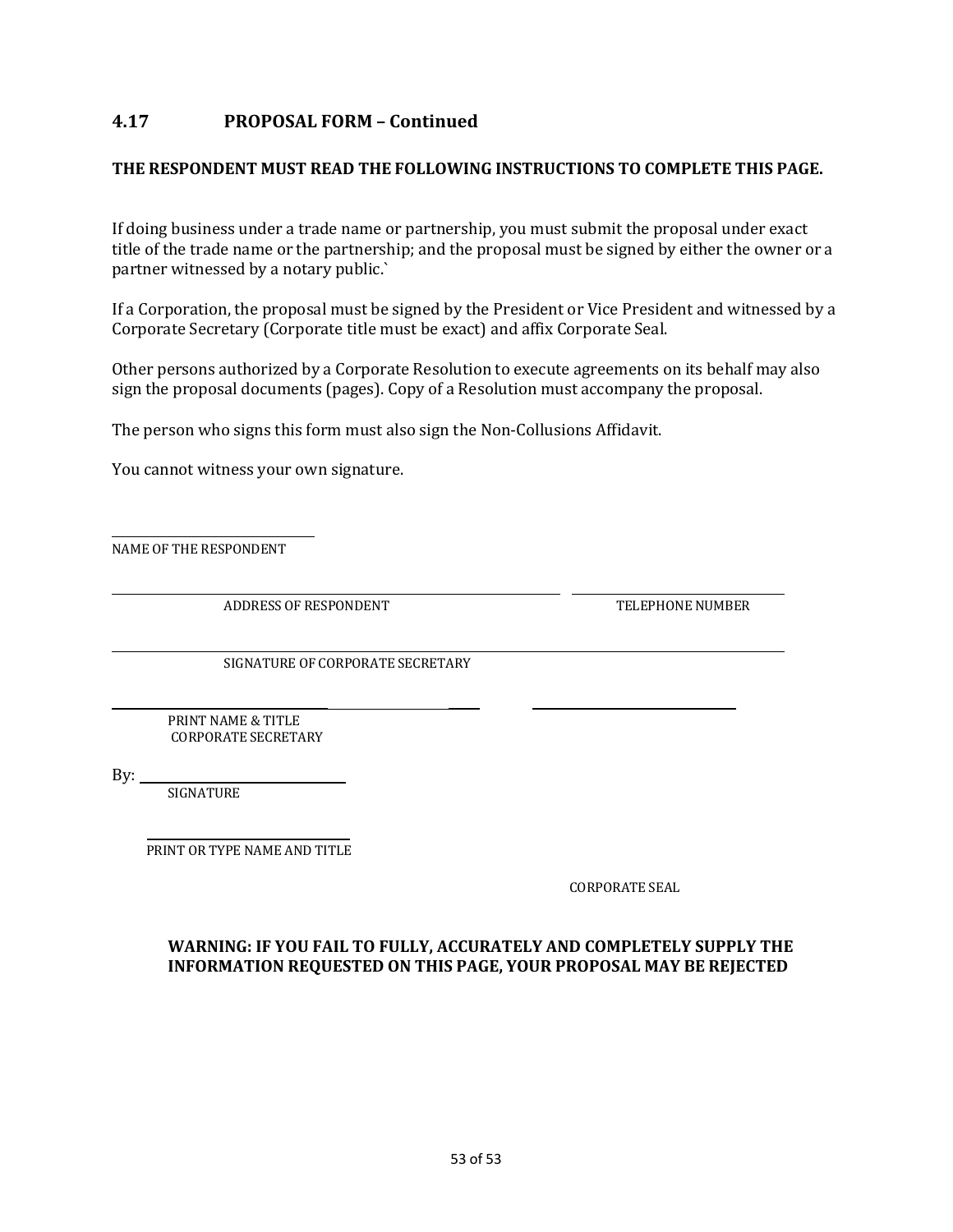## 4.17 PROPOSAL FORM – Continued

**THE RESPONDENT MUST READ THE FOLLOWING INSTRUCTIONS TO COMPLETE THIS PAGE.**

If doing business under a trade name or partnership, you must submit the proposal under exact title of the trade name or the partnership; and the proposal must be signed by either the owner or a partner witnessed by a notary public.`

If a Corporation, the proposal must be signed by the President or Vice President and witnessed by a Corporate Secretary (Corporate title must be exact) and affix Corporate Seal.

Other persons authorized by a Corporate Resolution to execute agreements on its behalf may also sign the proposal documents (pages). Copy of a Resolution must accompany the proposal.

The person who signs this form must also sign the Non-Collusions Affidavit.

You cannot witness your own signature.

\_\_\_\_\_\_\_\_\_\_\_\_\_\_\_\_\_\_\_\_\_\_\_\_\_\_\_\_\_\_
NAME OF THE RESPONDENT

\_\_\_\_\_\_\_\_\_\_\_\_\_\_\_\_\_\_\_\_\_\_\_\_\_\_\_\_\_\_\_\_\_\_\_\_\_\_\_\_\_\_\_\_\_\_\_\_\_\_\_\_\_\_\_\_\_\_\_\_\_\_ \_\_\_\_\_\_\_\_\_\_\_\_\_\_\_\_\_\_\_\_\_\_\_\_\_\_\_\_\_\_
ADDRESS OF RESPONDENT TELEPHONE NUMBER

\_\_\_\_\_\_\_\_\_\_\_\_\_\_\_\_\_\_\_\_\_\_\_\_\_\_\_\_\_\_\_\_\_\_\_\_\_\_\_\_\_\_\_\_\_\_\_\_\_\_\_\_\_\_\_\_\_\_\_\_\_\_\_\_\_\_\_\_\_\_\_\_\_\_\_\_\_\_\_\_\_\_\_\_\_\_\_\_\_\_\_\_\_\_
SIGNATURE OF CORPORATE SECRETARY

\_\_\_\_\_\_\_\_\_\_\_\_\_\_\_\_\_\_\_\_\_\_\_\_\_\_\_\_\_\_\_\_\_\_\_\_\_\_\_\_\_\_\_\_\_\_\_\_\_\_\_\_\_\_ \_\_\_\_\_\_\_\_\_\_\_\_\_\_\_\_\_\_\_\_\_\_\_\_\_\_\_\_\_\_
PRINT NAME & TITLE
CORPORATE SECRETARY

By: \_\_\_\_\_\_\_\_\_\_\_\_\_\_\_\_\_\_\_\_\_\_\_\_\_\_\_\_\_\_
SIGNATURE

\_\_\_\_\_\_\_\_\_\_\_\_\_\_\_\_\_\_\_\_\_\_\_\_\_\_\_\_\_\_
PRINT OR TYPE NAME AND TITLE

CORPORATE SEAL

**WARNING: IF YOU FAIL TO FULLY, ACCURATELY AND COMPLETELY SUPPLY THE INFORMATION REQUESTED ON THIS PAGE, YOUR PROPOSAL MAY BE REJECTED**